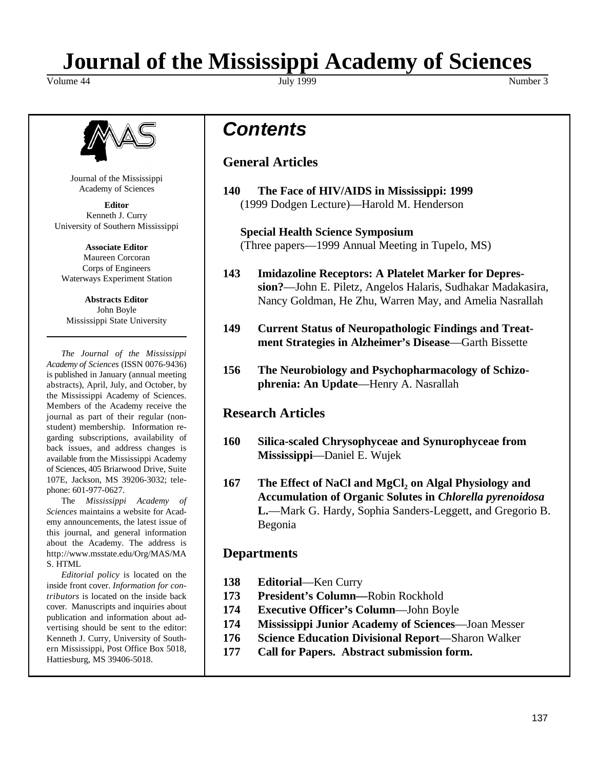# Journal of the Mississippi Academy of Sciences

Volume 44 July 1999 Number 3

Journal of the Mississippi Academy of Sciences

**Editor**
Kenneth J. Curry
University of Southern Mississippi

**Associate Editor**
Maureen Corcoran
Corps of Engineers
Waterways Experiment Station

**Abstracts Editor**
John Boyle
Mississippi State University

*The Journal of the Mississippi Academy of Sciences* (ISSN 0076-9436) is published in January (annual meeting abstracts), April, July, and October, by the Mississippi Academy of Sciences. Members of the Academy receive the journal as part of their regular (non-student) membership. Information regarding subscriptions, availability of back issues, and address changes is available from the Mississippi Academy of Sciences, 405 Briarwood Drive, Suite 107E, Jackson, MS 39206-3032; telephone: 601-977-0627.

The *Mississippi Academy of Sciences* maintains a website for Academy announcements, the latest issue of this journal, and general information about the Academy. The address is http://www.msstate.edu/Org/MAS/MAS. HTML

*Editorial policy* is located on the inside front cover. *Information for contributors* is located on the inside back cover. Manuscripts and inquiries about publication and information about advertising should be sent to the editor: Kenneth J. Curry, University of Southern Mississippi, Post Office Box 5018, Hattiesburg, MS 39406-5018.

## *Contents*

### General Articles

**140 The Face of HIV/AIDS in Mississippi: 1999**
(1999 Dodgen Lecture)—Harold M. Henderson

**Special Health Science Symposium**
(Three papers—1999 Annual Meeting in Tupelo, MS)

**143 Imidazoline Receptors: A Platelet Marker for Depression?**—John E. Piletz, Angelos Halaris, Sudhakar Madakasira, Nancy Goldman, He Zhu, Warren May, and Amelia Nasrallah

**149 Current Status of Neuropathologic Findings and Treatment Strategies in Alzheimer's Disease**—Garth Bissette

**156 The Neurobiology and Psychopharmacology of Schizophrenia: An Update**—Henry A. Nasrallah

### Research Articles

**160 Silica-scaled Chrysophyceae and Synurophyceae from Mississippi**—Daniel E. Wujek

**167 The Effect of NaCl and $MgCl_2$ on Algal Physiology and Accumulation of Organic Solutes in *Chlorella pyrenoidosa* L.**—Mark G. Hardy, Sophia Sanders-Leggett, and Gregorio B. Begonia

### Departments

**138 Editorial**—Ken Curry
**173 President's Column—**Robin Rockhold
**174 Executive Officer's Column**—John Boyle
**174 Mississippi Junior Academy of Sciences**—Joan Messer
**176 Science Education Divisional Report**—Sharon Walker
**177 Call for Papers. Abstract submission form.**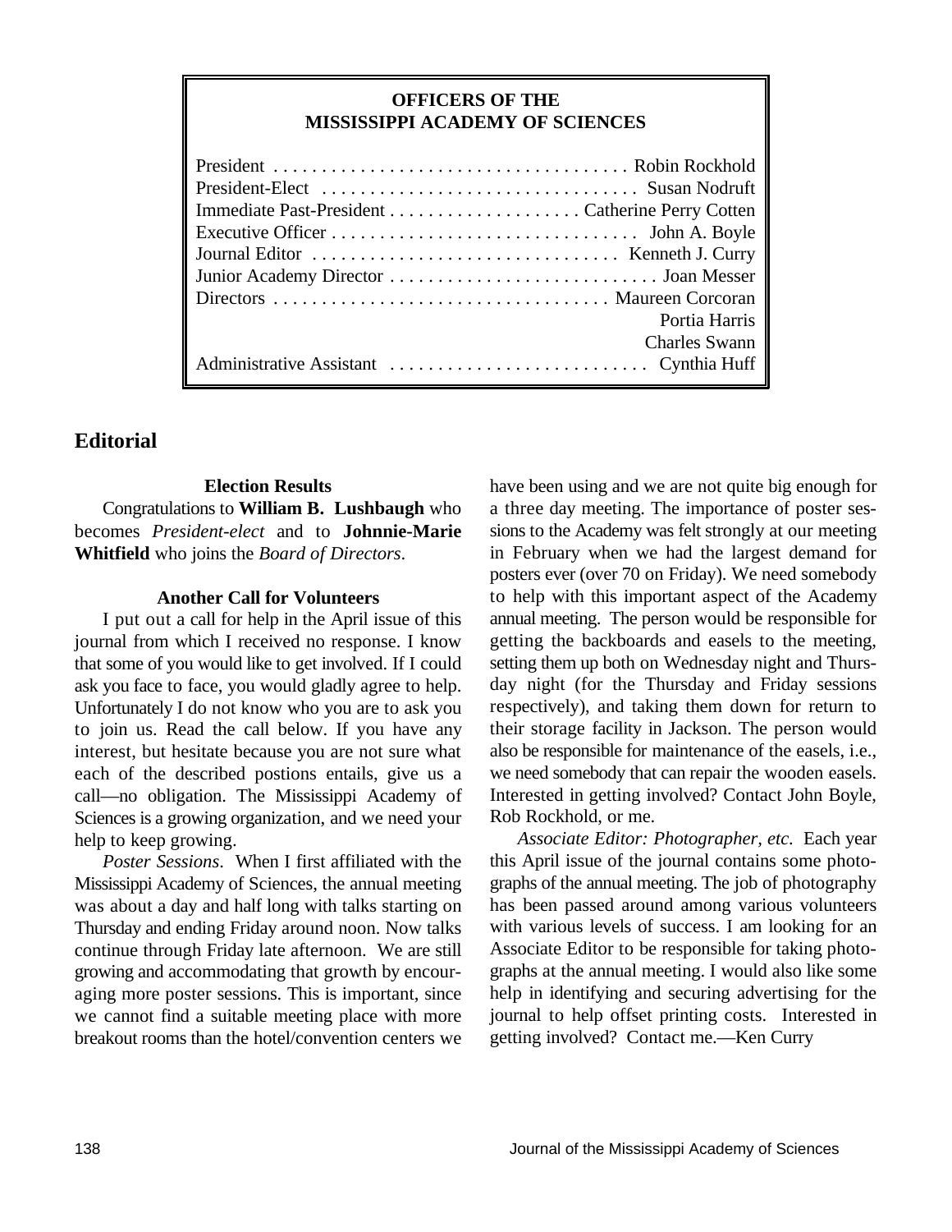## OFFICERS OF THE MISSISSIPPI ACADEMY OF SCIENCES

| | |
|---|---|
| President | Robin Rockhold |
| President-Elect | Susan Nodruft |
| Immediate Past-President | Catherine Perry Cotten |
| Executive Officer | John A. Boyle |
| Journal Editor | Kenneth J. Curry |
| Junior Academy Director | Joan Messer |
| Directors | Maureen Corcoran |
| | Portia Harris |
| | Charles Swann |
| Administrative Assistant | Cynthia Huff |

# Editorial

### Election Results

Congratulations to **William B. Lushbaugh** who becomes *President-elect* and to **Johnnie-Marie Whitfield** who joins the *Board of Directors*.

### Another Call for Volunteers

I put out a call for help in the April issue of this journal from which I received no response. I know that some of you would like to get involved. If I could ask you face to face, you would gladly agree to help. Unfortunately I do not know who you are to ask you to join us. Read the call below. If you have any interest, but hesitate because you are not sure what each of the described postions entails, give us a call—no obligation. The Mississippi Academy of Sciences is a growing organization, and we need your help to keep growing.

*Poster Sessions*. When I first affiliated with the Mississippi Academy of Sciences, the annual meeting was about a day and half long with talks starting on Thursday and ending Friday around noon. Now talks continue through Friday late afternoon. We are still growing and accommodating that growth by encouraging more poster sessions. This is important, since we cannot find a suitable meeting place with more breakout rooms than the hotel/convention centers we have been using and we are not quite big enough for a three day meeting. The importance of poster sessions to the Academy was felt strongly at our meeting in February when we had the largest demand for posters ever (over 70 on Friday). We need somebody to help with this important aspect of the Academy annual meeting. The person would be responsible for getting the backboards and easels to the meeting, setting them up both on Wednesday night and Thursday night (for the Thursday and Friday sessions respectively), and taking them down for return to their storage facility in Jackson. The person would also be responsible for maintenance of the easels, i.e., we need somebody that can repair the wooden easels. Interested in getting involved? Contact John Boyle, Rob Rockhold, or me.

*Associate Editor: Photographer, etc.* Each year this April issue of the journal contains some photographs of the annual meeting. The job of photography has been passed around among various volunteers with various levels of success. I am looking for an Associate Editor to be responsible for taking photographs at the annual meeting. I would also like some help in identifying and securing advertising for the journal to help offset printing costs. Interested in getting involved? Contact me.—Ken Curry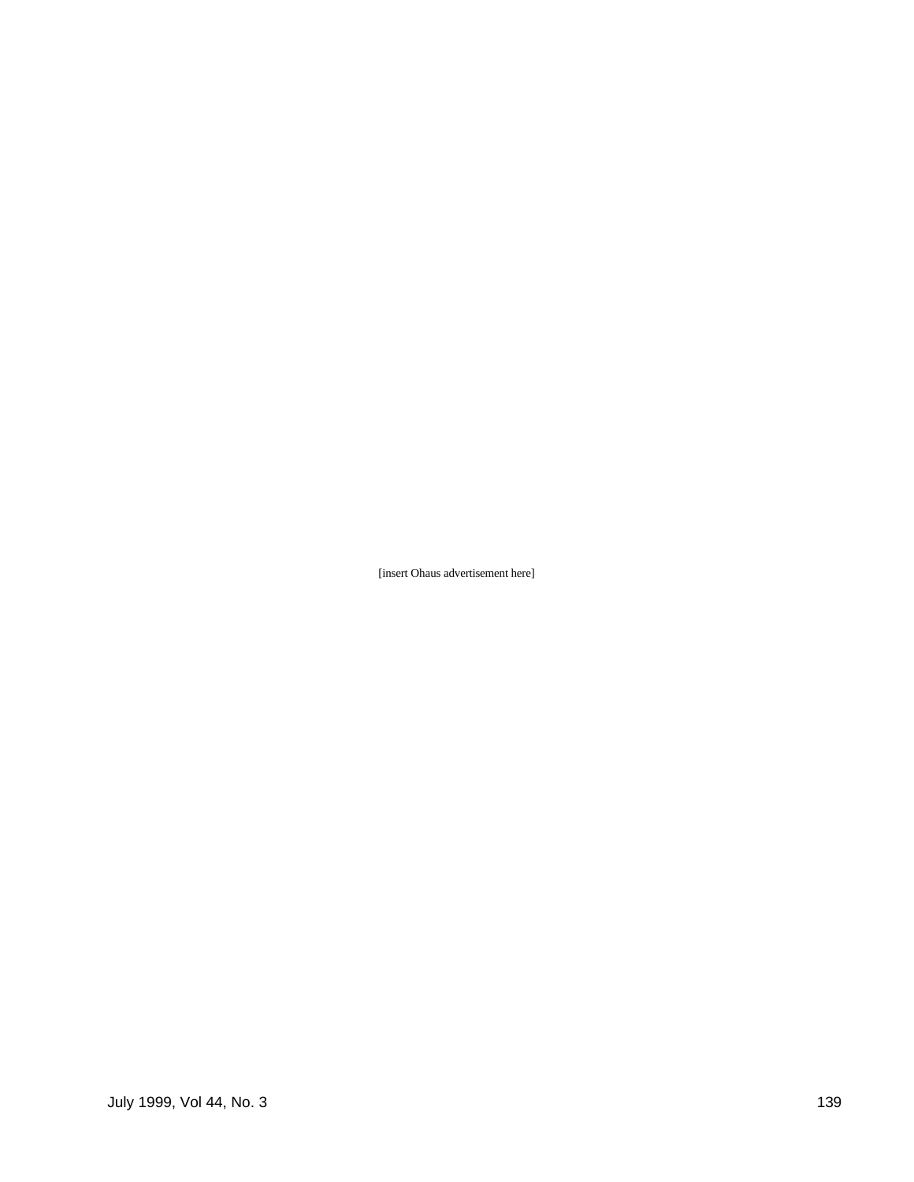[insert Ohaus advertisement here]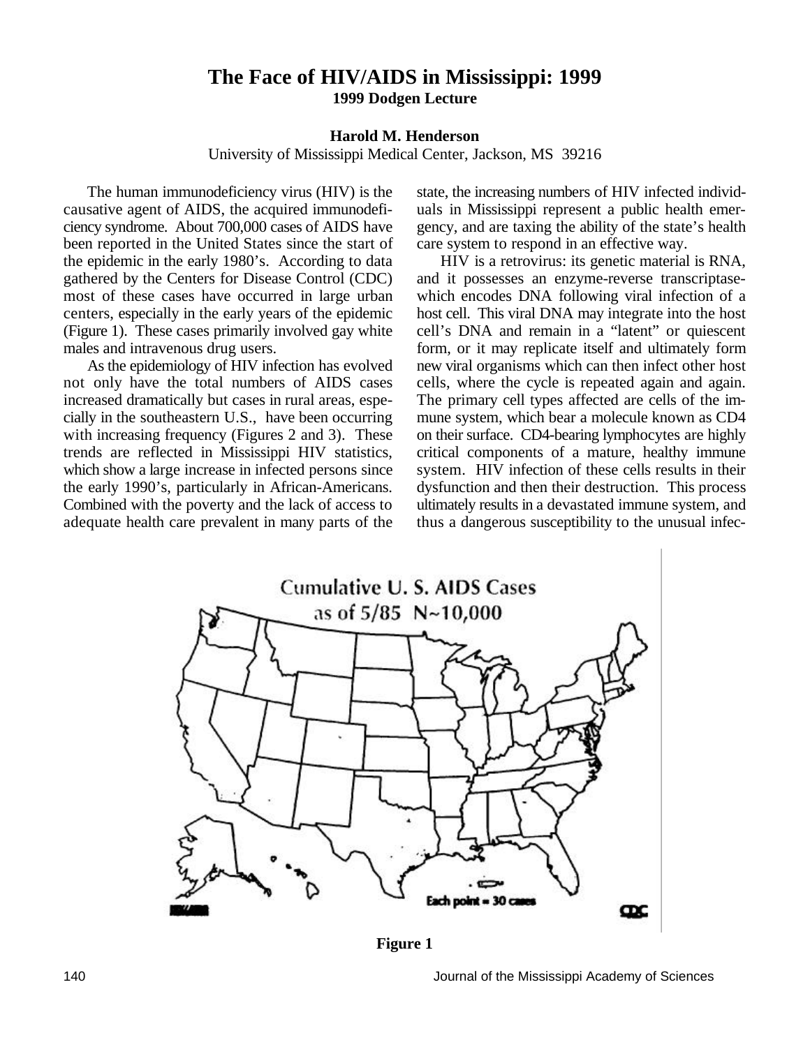# The Face of HIV/AIDS in Mississippi: 1999

**1999 Dodgen Lecture**

**Harold M. Henderson**

University of Mississippi Medical Center, Jackson, MS 39216

The human immunodeficiency virus (HIV) is the causative agent of AIDS, the acquired immunodeficiency syndrome. About 700,000 cases of AIDS have been reported in the United States since the start of the epidemic in the early 1980's. According to data gathered by the Centers for Disease Control (CDC) most of these cases have occurred in large urban centers, especially in the early years of the epidemic (Figure 1). These cases primarily involved gay white males and intravenous drug users.

As the epidemiology of HIV infection has evolved not only have the total numbers of AIDS cases increased dramatically but cases in rural areas, especially in the southeastern U.S., have been occurring with increasing frequency (Figures 2 and 3). These trends are reflected in Mississippi HIV statistics, which show a large increase in infected persons since the early 1990's, particularly in African-Americans. Combined with the poverty and the lack of access to adequate health care prevalent in many parts of the state, the increasing numbers of HIV infected individuals in Mississippi represent a public health emergency, and are taxing the ability of the state's health care system to respond in an effective way.

HIV is a retrovirus: its genetic material is RNA, and it possesses an enzyme-reverse transcriptase- which encodes DNA following viral infection of a host cell. This viral DNA may integrate into the host cell's DNA and remain in a "latent" or quiescent form, or it may replicate itself and ultimately form new viral organisms which can then infect other host cells, where the cycle is repeated again and again. The primary cell types affected are cells of the immune system, which bear a molecule known as CD4 on their surface. CD4-bearing lymphocytes are highly critical components of a mature, healthy immune system. HIV infection of these cells results in their dysfunction and then their destruction. This process ultimately results in a devastated immune system, and thus a dangerous susceptibility to the unusual infec-

Cumulative U. S. AIDS Cases as of 5/85 N~10,000

Each point = 30 cases

**Figure 1**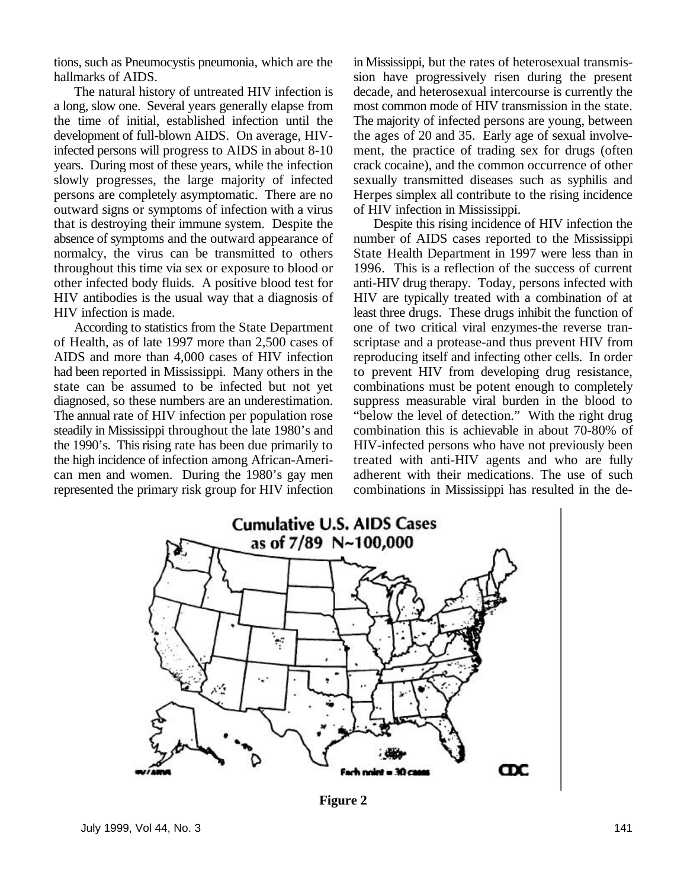tions, such as Pneumocystis pneumonia, which are the hallmarks of AIDS.

The natural history of untreated HIV infection is a long, slow one. Several years generally elapse from the time of initial, established infection until the development of full-blown AIDS. On average, HIV-infected persons will progress to AIDS in about 8-10 years. During most of these years, while the infection slowly progresses, the large majority of infected persons are completely asymptomatic. There are no outward signs or symptoms of infection with a virus that is destroying their immune system. Despite the absence of symptoms and the outward appearance of normalcy, the virus can be transmitted to others throughout this time via sex or exposure to blood or other infected body fluids. A positive blood test for HIV antibodies is the usual way that a diagnosis of HIV infection is made.

According to statistics from the State Department of Health, as of late 1997 more than 2,500 cases of AIDS and more than 4,000 cases of HIV infection had been reported in Mississippi. Many others in the state can be assumed to be infected but not yet diagnosed, so these numbers are an underestimation. The annual rate of HIV infection per population rose steadily in Mississippi throughout the late 1980's and the 1990's. This rising rate has been due primarily to the high incidence of infection among African-American men and women. During the 1980's gay men represented the primary risk group for HIV infection in Mississippi, but the rates of heterosexual transmission have progressively risen during the present decade, and heterosexual intercourse is currently the most common mode of HIV transmission in the state. The majority of infected persons are young, between the ages of 20 and 35. Early age of sexual involvement, the practice of trading sex for drugs (often crack cocaine), and the common occurrence of other sexually transmitted diseases such as syphilis and Herpes simplex all contribute to the rising incidence of HIV infection in Mississippi.

Despite this rising incidence of HIV infection the number of AIDS cases reported to the Mississippi State Health Department in 1997 were less than in 1996. This is a reflection of the success of current anti-HIV drug therapy. Today, persons infected with HIV are typically treated with a combination of at least three drugs. These drugs inhibit the function of one of two critical viral enzymes-the reverse transcriptase and a protease-and thus prevent HIV from reproducing itself and infecting other cells. In order to prevent HIV from developing drug resistance, combinations must be potent enough to completely suppress measurable viral burden in the blood to "below the level of detection." With the right drug combination this is achievable in about 70-80% of HIV-infected persons who have not previously been treated with anti-HIV agents and who are fully adherent with their medications. The use of such combinations in Mississippi has resulted in the de-

**Cumulative U.S. AIDS Cases as of 7/89 N~100,000**

Each point = 30 cases

CDC

**Figure 2**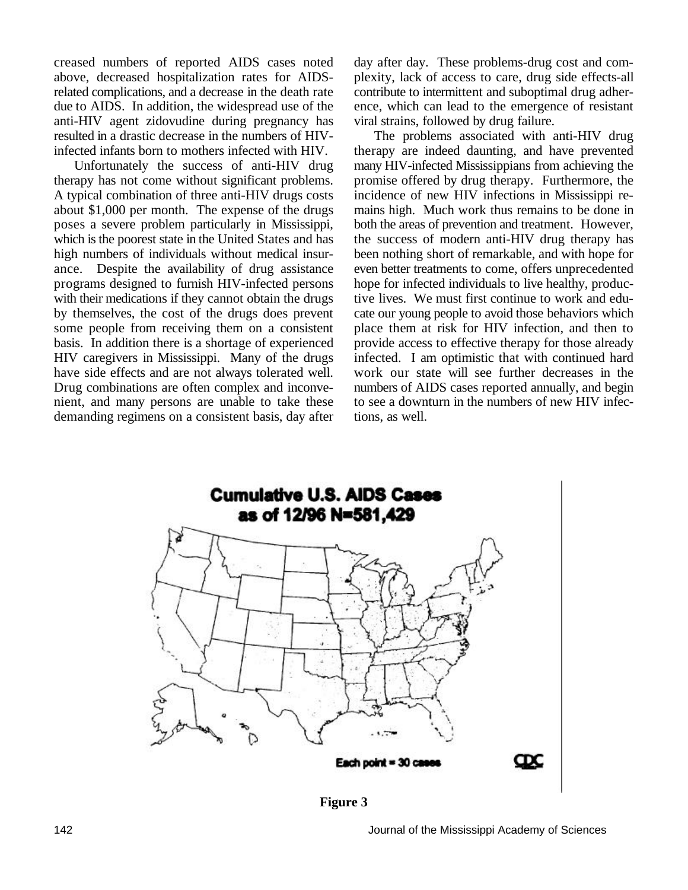creased numbers of reported AIDS cases noted above, decreased hospitalization rates for AIDS-related complications, and a decrease in the death rate due to AIDS. In addition, the widespread use of the anti-HIV agent zidovudine during pregnancy has resulted in a drastic decrease in the numbers of HIV-infected infants born to mothers infected with HIV.

Unfortunately the success of anti-HIV drug therapy has not come without significant problems. A typical combination of three anti-HIV drugs costs about $1,000 per month. The expense of the drugs poses a severe problem particularly in Mississippi, which is the poorest state in the United States and has high numbers of individuals without medical insurance. Despite the availability of drug assistance programs designed to furnish HIV-infected persons with their medications if they cannot obtain the drugs by themselves, the cost of the drugs does prevent some people from receiving them on a consistent basis. In addition there is a shortage of experienced HIV caregivers in Mississippi. Many of the drugs have side effects and are not always tolerated well. Drug combinations are often complex and inconvenient, and many persons are unable to take these demanding regimens on a consistent basis, day after day after day. These problems-drug cost and complexity, lack of access to care, drug side effects-all contribute to intermittent and suboptimal drug adherence, which can lead to the emergence of resistant viral strains, followed by drug failure.

The problems associated with anti-HIV drug therapy are indeed daunting, and have prevented many HIV-infected Mississippians from achieving the promise offered by drug therapy. Furthermore, the incidence of new HIV infections in Mississippi remains high. Much work thus remains to be done in both the areas of prevention and treatment. However, the success of modern anti-HIV drug therapy has been nothing short of remarkable, and with hope for even better treatments to come, offers unprecedented hope for infected individuals to live healthy, productive lives. We must first continue to work and educate our young people to avoid those behaviors which place them at risk for HIV infection, and then to provide access to effective therapy for those already infected. I am optimistic that with continued hard work our state will see further decreases in the numbers of AIDS cases reported annually, and begin to see a downturn in the numbers of new HIV infections, as well.

**Cumulative U.S. AIDS Cases as of 12/96 N=581,429**

Each point = 30 cases

CDC

**Figure 3**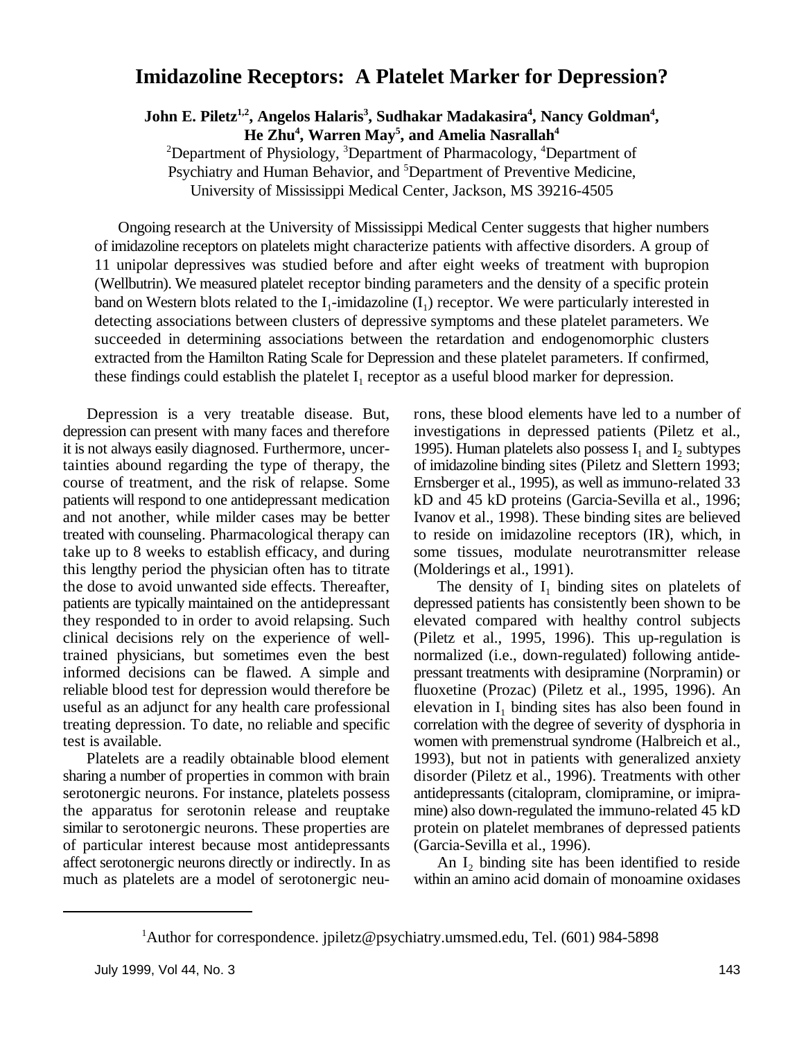# Imidazoline Receptors: A Platelet Marker for Depression?

**John E. Piletz[1,2], Angelos Halaris[3], Sudhakar Madakasira[4], Nancy Goldman[4], He Zhu[4], Warren May[5], and Amelia Nasrallah[4]**

[2]Department of Physiology, [3]Department of Pharmacology, [4]Department of Psychiatry and Human Behavior, and [5]Department of Preventive Medicine, University of Mississippi Medical Center, Jackson, MS 39216-4505

Ongoing research at the University of Mississippi Medical Center suggests that higher numbers of imidazoline receptors on platelets might characterize patients with affective disorders. A group of 11 unipolar depressives was studied before and after eight weeks of treatment with bupropion (Wellbutrin). We measured platelet receptor binding parameters and the density of a specific protein band on Western blots related to the $I_1$-imidazoline ($I_1$) receptor. We were particularly interested in detecting associations between clusters of depressive symptoms and these platelet parameters. We succeeded in determining associations between the retardation and endogenomorphic clusters extracted from the Hamilton Rating Scale for Depression and these platelet parameters. If confirmed, these findings could establish the platelet $I_1$ receptor as a useful blood marker for depression.

Depression is a very treatable disease. But, depression can present with many faces and therefore it is not always easily diagnosed. Furthermore, uncertainties abound regarding the type of therapy, the course of treatment, and the risk of relapse. Some patients will respond to one antidepressant medication and not another, while milder cases may be better treated with counseling. Pharmacological therapy can take up to 8 weeks to establish efficacy, and during this lengthy period the physician often has to titrate the dose to avoid unwanted side effects. Thereafter, patients are typically maintained on the antidepressant they responded to in order to avoid relapsing. Such clinical decisions rely on the experience of well-trained physicians, but sometimes even the best informed decisions can be flawed. A simple and reliable blood test for depression would therefore be useful as an adjunct for any health care professional treating depression. To date, no reliable and specific test is available.

Platelets are a readily obtainable blood element sharing a number of properties in common with brain serotonergic neurons. For instance, platelets possess the apparatus for serotonin release and reuptake similar to serotonergic neurons. These properties are of particular interest because most antidepressants affect serotonergic neurons directly or indirectly. In as much as platelets are a model of serotonergic neurons, these blood elements have led to a number of investigations in depressed patients (Piletz et al., 1995). Human platelets also possess $I_1$ and $I_2$ subtypes of imidazoline binding sites (Piletz and Slettern 1993; Ernsberger et al., 1995), as well as immuno-related 33 kD and 45 kD proteins (Garcia-Sevilla et al., 1996; Ivanov et al., 1998). These binding sites are believed to reside on imidazoline receptors (IR), which, in some tissues, modulate neurotransmitter release (Molderings et al., 1991).

The density of $I_1$ binding sites on platelets of depressed patients has consistently been shown to be elevated compared with healthy control subjects (Piletz et al., 1995, 1996). This up-regulation is normalized (i.e., down-regulated) following antidepressant treatments with desipramine (Norpramin) or fluoxetine (Prozac) (Piletz et al., 1995, 1996). An elevation in $I_1$ binding sites has also been found in correlation with the degree of severity of dysphoria in women with premenstrual syndrome (Halbreich et al., 1993), but not in patients with generalized anxiety disorder (Piletz et al., 1996). Treatments with other antidepressants (citalopram, clomipramine, or imipramine) also down-regulated the immuno-related 45 kD protein on platelet membranes of depressed patients (Garcia-Sevilla et al., 1996).

An $I_2$ binding site has been identified to reside within an amino acid domain of monoamine oxidases

[1]Author for correspondence. jpiletz@psychiatry.umsmed.edu, Tel. (601) 984-5898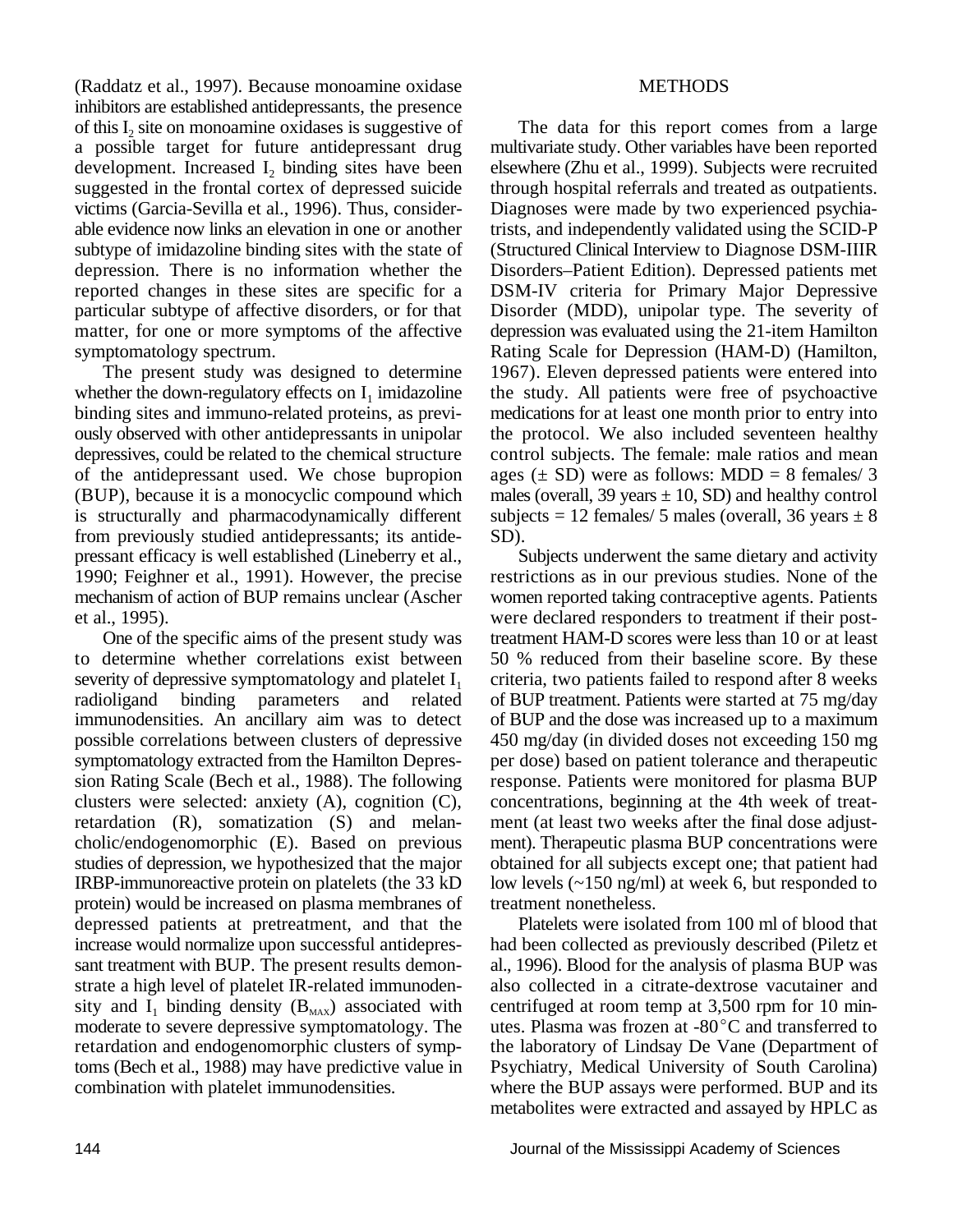(Raddatz et al., 1997). Because monoamine oxidase inhibitors are established antidepressants, the presence of this $I_2$ site on monoamine oxidases is suggestive of a possible target for future antidepressant drug development. Increased $I_2$ binding sites have been suggested in the frontal cortex of depressed suicide victims (Garcia-Sevilla et al., 1996). Thus, considerable evidence now links an elevation in one or another subtype of imidazoline binding sites with the state of depression. There is no information whether the reported changes in these sites are specific for a particular subtype of affective disorders, or for that matter, for one or more symptoms of the affective symptomatology spectrum.

The present study was designed to determine whether the down-regulatory effects on $I_1$ imidazoline binding sites and immuno-related proteins, as previously observed with other antidepressants in unipolar depressives, could be related to the chemical structure of the antidepressant used. We chose bupropion (BUP), because it is a monocyclic compound which is structurally and pharmacodynamically different from previously studied antidepressants; its antidepressant efficacy is well established (Lineberry et al., 1990; Feighner et al., 1991). However, the precise mechanism of action of BUP remains unclear (Ascher et al., 1995).

One of the specific aims of the present study was to determine whether correlations exist between severity of depressive symptomatology and platelet $I_1$ radioligand binding parameters and related immunodensities. An ancillary aim was to detect possible correlations between clusters of depressive symptomatology extracted from the Hamilton Depression Rating Scale (Bech et al., 1988). The following clusters were selected: anxiety (A), cognition (C), retardation (R), somatization (S) and melancholic/endogenomorphic (E). Based on previous studies of depression, we hypothesized that the major IRBP-immunoreactive protein on platelets (the 33 kD protein) would be increased on plasma membranes of depressed patients at pretreatment, and that the increase would normalize upon successful antidepressant treatment with BUP. The present results demonstrate a high level of platelet IR-related immunodensity and $I_1$ binding density ($B_{MAX}$) associated with moderate to severe depressive symptomatology. The retardation and endogenomorphic clusters of symptoms (Bech et al., 1988) may have predictive value in combination with platelet immunodensities.

## METHODS

The data for this report comes from a large multivariate study. Other variables have been reported elsewhere (Zhu et al., 1999). Subjects were recruited through hospital referrals and treated as outpatients. Diagnoses were made by two experienced psychiatrists, and independently validated using the SCID-P (Structured Clinical Interview to Diagnose DSM-IIIR Disorders–Patient Edition). Depressed patients met DSM-IV criteria for Primary Major Depressive Disorder (MDD), unipolar type. The severity of depression was evaluated using the 21-item Hamilton Rating Scale for Depression (HAM-D) (Hamilton, 1967). Eleven depressed patients were entered into the study. All patients were free of psychoactive medications for at least one month prior to entry into the protocol. We also included seventeen healthy control subjects. The female: male ratios and mean ages ($\pm$ SD) were as follows: MDD = 8 females/ 3 males (overall, 39 years $\pm$ 10, SD) and healthy control subjects = 12 females/ 5 males (overall, 36 years $\pm$ 8 SD).

Subjects underwent the same dietary and activity restrictions as in our previous studies. None of the women reported taking contraceptive agents. Patients were declared responders to treatment if their post-treatment HAM-D scores were less than 10 or at least 50 % reduced from their baseline score. By these criteria, two patients failed to respond after 8 weeks of BUP treatment. Patients were started at 75 mg/day of BUP and the dose was increased up to a maximum 450 mg/day (in divided doses not exceeding 150 mg per dose) based on patient tolerance and therapeutic response. Patients were monitored for plasma BUP concentrations, beginning at the 4th week of treatment (at least two weeks after the final dose adjustment). Therapeutic plasma BUP concentrations were obtained for all subjects except one; that patient had low levels (~150 ng/ml) at week 6, but responded to treatment nonetheless.

Platelets were isolated from 100 ml of blood that had been collected as previously described (Piletz et al., 1996). Blood for the analysis of plasma BUP was also collected in a citrate-dextrose vacutainer and centrifuged at room temp at 3,500 rpm for 10 minutes. Plasma was frozen at -80°C and transferred to the laboratory of Lindsay De Vane (Department of Psychiatry, Medical University of South Carolina) where the BUP assays were performed. BUP and its metabolites were extracted and assayed by HPLC as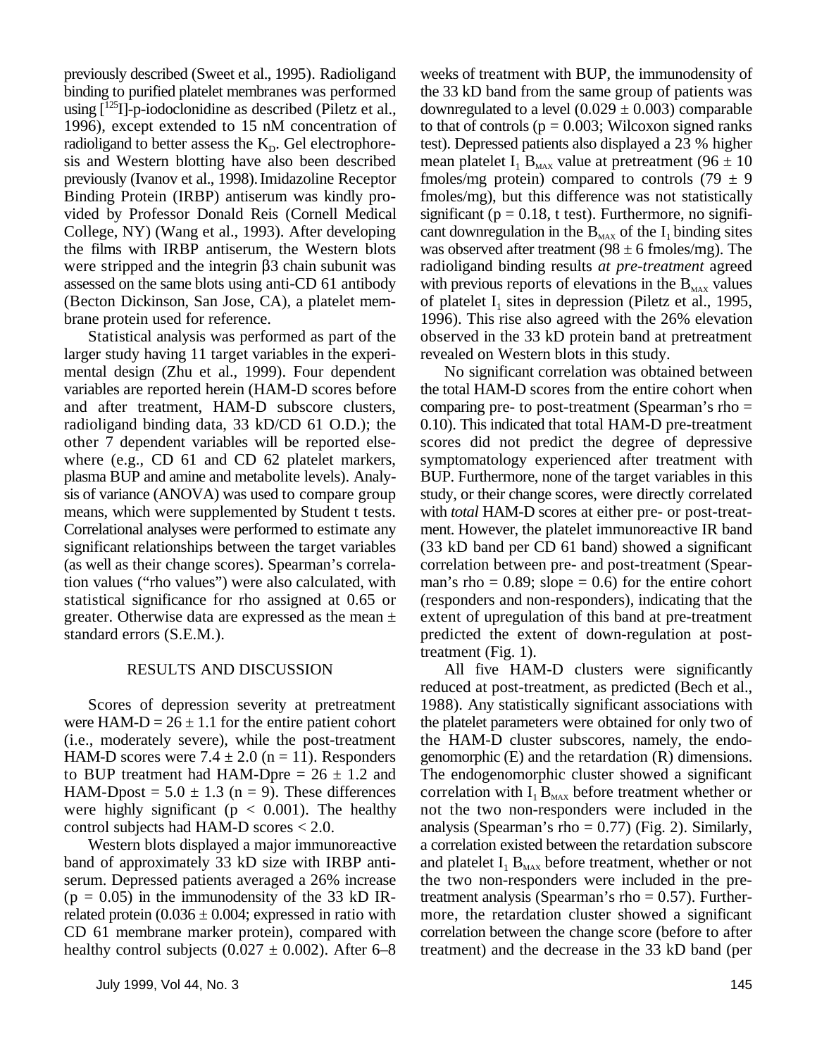previously described (Sweet et al., 1995). Radioligand binding to purified platelet membranes was performed using [$^{125}$I]-p-iodoclonidine as described (Piletz et al., 1996), except extended to 15 nM concentration of radioligand to better assess the $K_D$. Gel electrophoresis and Western blotting have also been described previously (Ivanov et al., 1998). Imidazoline Receptor Binding Protein (IRBP) antiserum was kindly provided by Professor Donald Reis (Cornell Medical College, NY) (Wang et al., 1993). After developing the films with IRBP antiserum, the Western blots were stripped and the integrin β3 chain subunit was assessed on the same blots using anti-CD 61 antibody (Becton Dickinson, San Jose, CA), a platelet membrane protein used for reference.

Statistical analysis was performed as part of the larger study having 11 target variables in the experimental design (Zhu et al., 1999). Four dependent variables are reported herein (HAM-D scores before and after treatment, HAM-D subscore clusters, radioligand binding data, 33 kD/CD 61 O.D.); the other 7 dependent variables will be reported elsewhere (e.g., CD 61 and CD 62 platelet markers, plasma BUP and amine and metabolite levels). Analysis of variance (ANOVA) was used to compare group means, which were supplemented by Student t tests. Correlational analyses were performed to estimate any significant relationships between the target variables (as well as their change scores). Spearman's correlation values ("rho values") were also calculated, with statistical significance for rho assigned at 0.65 or greater. Otherwise data are expressed as the mean ± standard errors (S.E.M.).

## RESULTS AND DISCUSSION

Scores of depression severity at pretreatment were HAM-D = 26 ± 1.1 for the entire patient cohort (i.e., moderately severe), while the post-treatment HAM-D scores were 7.4 ± 2.0 (n = 11). Responders to BUP treatment had HAM-Dpre = 26 ± 1.2 and HAM-Dpost = 5.0 ± 1.3 (n = 9). These differences were highly significant ($p < 0.001$). The healthy control subjects had HAM-D scores < 2.0.

Western blots displayed a major immunoreactive band of approximately 33 kD size with IRBP antiserum. Depressed patients averaged a 26% increase ($p = 0.05$) in the immunodensity of the 33 kD IR-related protein (0.036 ± 0.004; expressed in ratio with CD 61 membrane marker protein), compared with healthy control subjects (0.027 ± 0.002). After 6–8 weeks of treatment with BUP, the immunodensity of the 33 kD band from the same group of patients was downregulated to a level (0.029 ± 0.003) comparable to that of controls ($p = 0.003$; Wilcoxon signed ranks test). Depressed patients also displayed a 23 % higher mean platelet $I_1$ $B_{MAX}$ value at pretreatment (96 ± 10 fmoles/mg protein) compared to controls (79 ± 9 fmoles/mg), but this difference was not statistically significant ($p = 0.18$, t test). Furthermore, no significant downregulation in the $B_{MAX}$ of the $I_1$ binding sites was observed after treatment (98 ± 6 fmoles/mg). The radioligand binding results *at pre-treatment* agreed with previous reports of elevations in the $B_{MAX}$ values of platelet $I_1$ sites in depression (Piletz et al., 1995, 1996). This rise also agreed with the 26% elevation observed in the 33 kD protein band at pretreatment revealed on Western blots in this study.

No significant correlation was obtained between the total HAM-D scores from the entire cohort when comparing pre- to post-treatment (Spearman's rho = 0.10). This indicated that total HAM-D pre-treatment scores did not predict the degree of depressive symptomatology experienced after treatment with BUP. Furthermore, none of the target variables in this study, or their change scores, were directly correlated with *total* HAM-D scores at either pre- or post-treatment. However, the platelet immunoreactive IR band (33 kD band per CD 61 band) showed a significant correlation between pre- and post-treatment (Spearman's rho = 0.89; slope = 0.6) for the entire cohort (responders and non-responders), indicating that the extent of upregulation of this band at pre-treatment predicted the extent of down-regulation at post-treatment (Fig. 1).

All five HAM-D clusters were significantly reduced at post-treatment, as predicted (Bech et al., 1988). Any statistically significant associations with the platelet parameters were obtained for only two of the HAM-D cluster subscores, namely, the endogenomorphic (E) and the retardation (R) dimensions. The endogenomorphic cluster showed a significant correlation with $I_1$ $B_{MAX}$ before treatment whether or not the two non-responders were included in the analysis (Spearman's rho = 0.77) (Fig. 2). Similarly, a correlation existed between the retardation subscore and platelet $I_1$ $B_{MAX}$ before treatment, whether or not the two non-responders were included in the pre-treatment analysis (Spearman's rho = 0.57). Furthermore, the retardation cluster showed a significant correlation between the change score (before to after treatment) and the decrease in the 33 kD band (per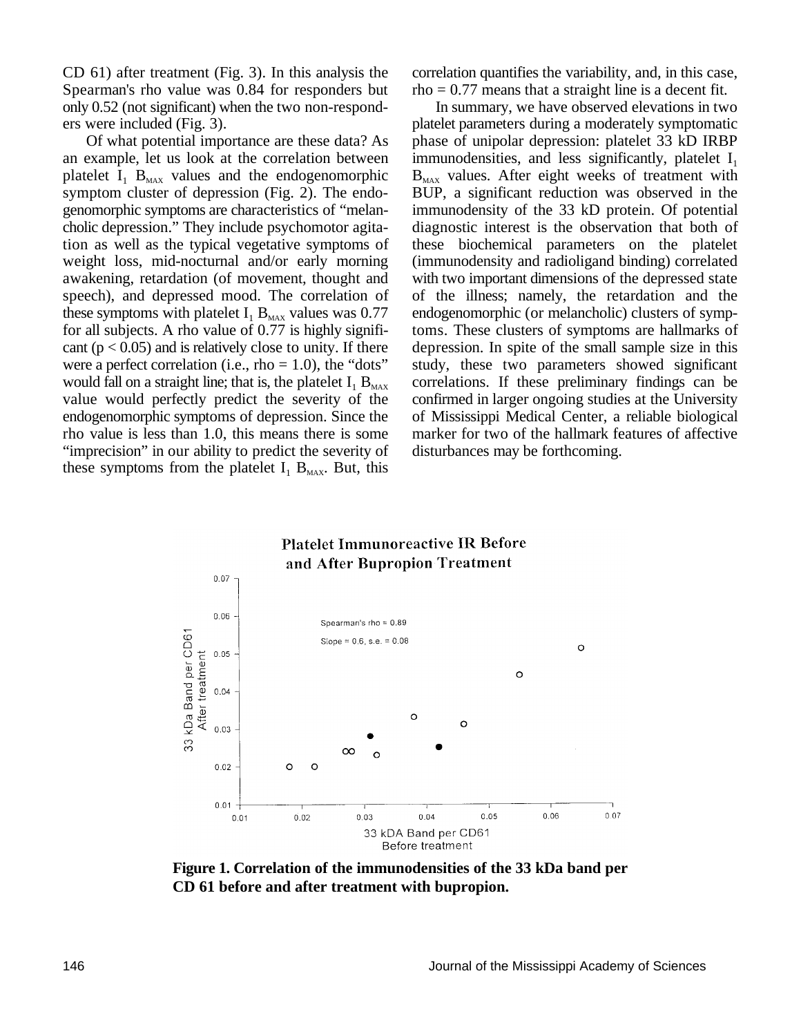CD 61) after treatment (Fig. 3). In this analysis the Spearman's rho value was 0.84 for responders but only 0.52 (not significant) when the two non-responders were included (Fig. 3).

Of what potential importance are these data? As an example, let us look at the correlation between platelet $I_1$ $B_{MAX}$ values and the endogenomorphic symptom cluster of depression (Fig. 2). The endogenomorphic symptoms are characteristics of "melancholic depression." They include psychomotor agitation as well as the typical vegetative symptoms of weight loss, mid-nocturnal and/or early morning awakening, retardation (of movement, thought and speech), and depressed mood. The correlation of these symptoms with platelet $I_1$ $B_{MAX}$ values was 0.77 for all subjects. A rho value of 0.77 is highly significant ($p < 0.05$) and is relatively close to unity. If there were a perfect correlation (i.e., rho = 1.0), the "dots" would fall on a straight line; that is, the platelet $I_1$ $B_{MAX}$ value would perfectly predict the severity of the endogenomorphic symptoms of depression. Since the rho value is less than 1.0, this means there is some "imprecision" in our ability to predict the severity of these symptoms from the platelet $I_1$ $B_{MAX}$. But, this correlation quantifies the variability, and, in this case, rho = 0.77 means that a straight line is a decent fit.

In summary, we have observed elevations in two platelet parameters during a moderately symptomatic phase of unipolar depression: platelet 33 kD IRBP immunodensities, and less significantly, platelet $I_1$ $B_{MAX}$ values. After eight weeks of treatment with BUP, a significant reduction was observed in the immunodensity of the 33 kD protein. Of potential diagnostic interest is the observation that both of these biochemical parameters on the platelet (immunodensity and radioligand binding) correlated with two important dimensions of the depressed state of the illness; namely, the retardation and the endogenomorphic (or melancholic) clusters of symptoms. These clusters of symptoms are hallmarks of depression. In spite of the small sample size in this study, these two parameters showed significant correlations. If these preliminary findings can be confirmed in larger ongoing studies at the University of Mississippi Medical Center, a reliable biological marker for two of the hallmark features of affective disturbances may be forthcoming.

**Figure 1. Correlation of the immunodensities of the 33 kDa band per CD 61 before and after treatment with bupropion.**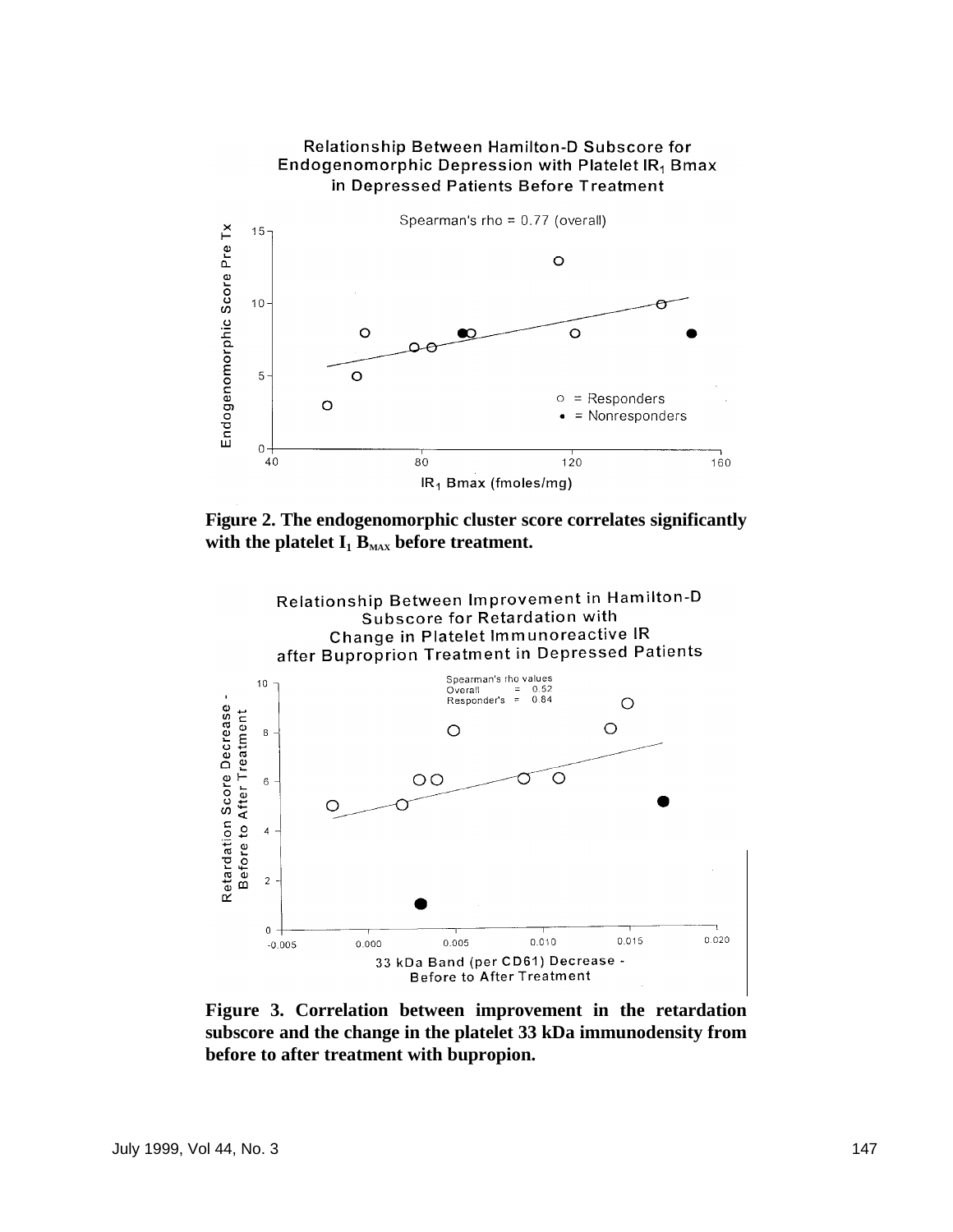**Figure 2. The endogenomorphic cluster score correlates significantly with the platelet $I_1$ $B_{MAX}$ before treatment.**

**Figure 3. Correlation between improvement in the retardation subscore and the change in the platelet 33 kDa immunodensity from before to after treatment with bupropion.**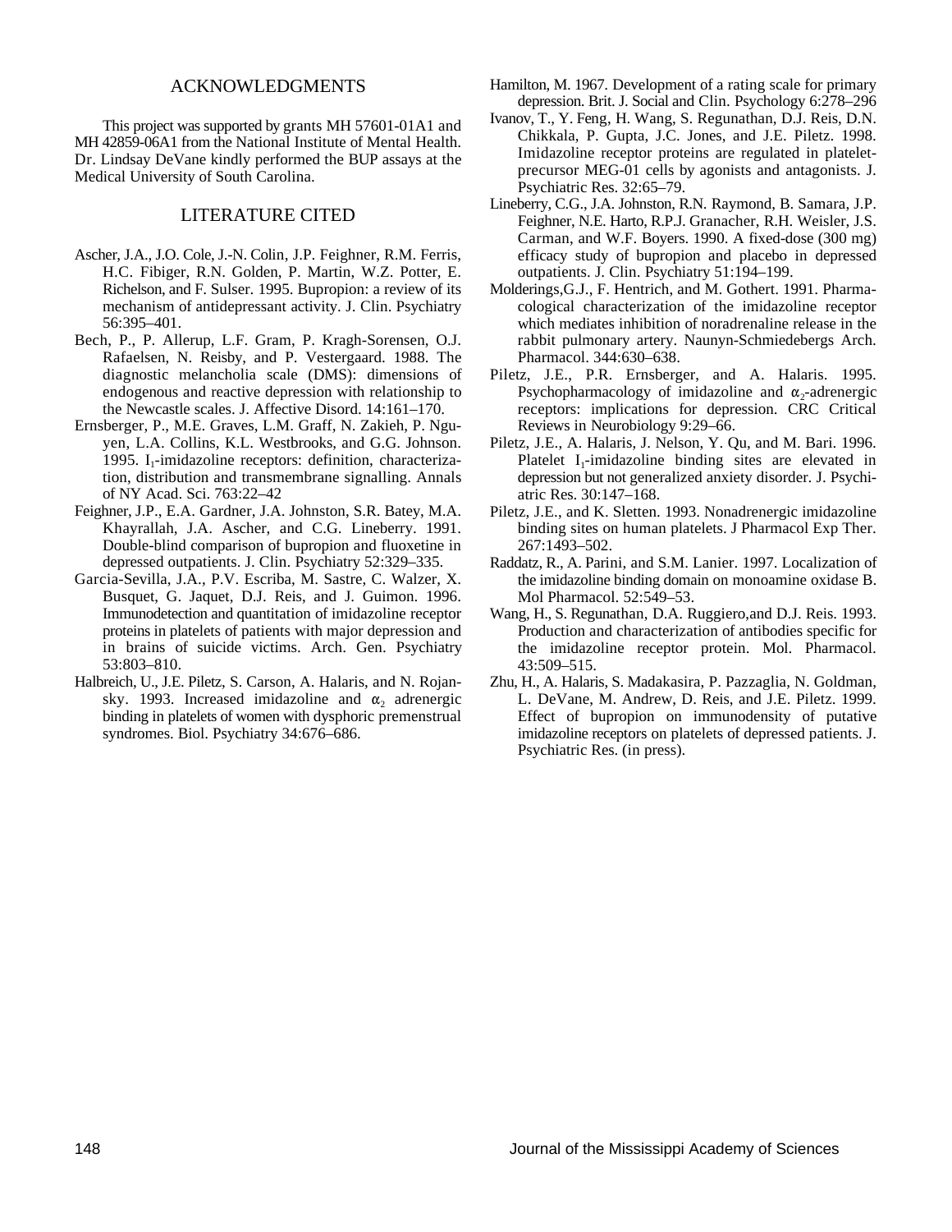## ACKNOWLEDGMENTS

This project was supported by grants MH 57601-01A1 and MH 42859-06A1 from the National Institute of Mental Health. Dr. Lindsay DeVane kindly performed the BUP assays at the Medical University of South Carolina.

## LITERATURE CITED

Ascher, J.A., J.O. Cole, J.-N. Colin, J.P. Feighner, R.M. Ferris, H.C. Fibiger, R.N. Golden, P. Martin, W.Z. Potter, E. Richelson, and F. Sulser. 1995. Bupropion: a review of its mechanism of antidepressant activity. J. Clin. Psychiatry 56:395–401.

Bech, P., P. Allerup, L.F. Gram, P. Kragh-Sorensen, O.J. Rafaelsen, N. Reisby, and P. Vestergaard. 1988. The diagnostic melancholia scale (DMS): dimensions of endogenous and reactive depression with relationship to the Newcastle scales. J. Affective Disord. 14:161–170.

Ernsberger, P., M.E. Graves, L.M. Graff, N. Zakieh, P. Nguyen, L.A. Collins, K.L. Westbrooks, and G.G. Johnson. 1995. $I_1$-imidazoline receptors: definition, characterization, distribution and transmembrane signalling. Annals of NY Acad. Sci. 763:22–42

Feighner, J.P., E.A. Gardner, J.A. Johnston, S.R. Batey, M.A. Khayrallah, J.A. Ascher, and C.G. Lineberry. 1991. Double-blind comparison of bupropion and fluoxetine in depressed outpatients. J. Clin. Psychiatry 52:329–335.

Garcia-Sevilla, J.A., P.V. Escriba, M. Sastre, C. Walzer, X. Busquet, G. Jaquet, D.J. Reis, and J. Guimon. 1996. Immunodetection and quantitation of imidazoline receptor proteins in platelets of patients with major depression and in brains of suicide victims. Arch. Gen. Psychiatry 53:803–810.

Halbreich, U., J.E. Piletz, S. Carson, A. Halaris, and N. Rojansky. 1993. Increased imidazoline and $\alpha_2$ adrenergic binding in platelets of women with dysphoric premenstrual syndromes. Biol. Psychiatry 34:676–686.

Hamilton, M. 1967. Development of a rating scale for primary depression. Brit. J. Social and Clin. Psychology 6:278–296

Ivanov, T., Y. Feng, H. Wang, S. Regunathan, D.J. Reis, D.N. Chikkala, P. Gupta, J.C. Jones, and J.E. Piletz. 1998. Imidazoline receptor proteins are regulated in platelet-precursor MEG-01 cells by agonists and antagonists. J. Psychiatric Res. 32:65–79.

Lineberry, C.G., J.A. Johnston, R.N. Raymond, B. Samara, J.P. Feighner, N.E. Harto, R.P.J. Granacher, R.H. Weisler, J.S. Carman, and W.F. Boyers. 1990. A fixed-dose (300 mg) efficacy study of bupropion and placebo in depressed outpatients. J. Clin. Psychiatry 51:194–199.

Molderings,G.J., F. Hentrich, and M. Gothert. 1991. Pharmacological characterization of the imidazoline receptor which mediates inhibition of noradrenaline release in the rabbit pulmonary artery. Naunyn-Schmiedebergs Arch. Pharmacol. 344:630–638.

Piletz, J.E., P.R. Ernsberger, and A. Halaris. 1995. Psychopharmacology of imidazoline and $\alpha_2$-adrenergic receptors: implications for depression. CRC Critical Reviews in Neurobiology 9:29–66.

Piletz, J.E., A. Halaris, J. Nelson, Y. Qu, and M. Bari. 1996. Platelet $I_1$-imidazoline binding sites are elevated in depression but not generalized anxiety disorder. J. Psychiatric Res. 30:147–168.

Piletz, J.E., and K. Sletten. 1993. Nonadrenergic imidazoline binding sites on human platelets. J Pharmacol Exp Ther. 267:1493–502.

Raddatz, R., A. Parini, and S.M. Lanier. 1997. Localization of the imidazoline binding domain on monoamine oxidase B. Mol Pharmacol. 52:549–53.

Wang, H., S. Regunathan, D.A. Ruggiero,and D.J. Reis. 1993. Production and characterization of antibodies specific for the imidazoline receptor protein. Mol. Pharmacol. 43:509–515.

Zhu, H., A. Halaris, S. Madakasira, P. Pazzaglia, N. Goldman, L. DeVane, M. Andrew, D. Reis, and J.E. Piletz. 1999. Effect of bupropion on immunodensity of putative imidazoline receptors on platelets of depressed patients. J. Psychiatric Res. (in press).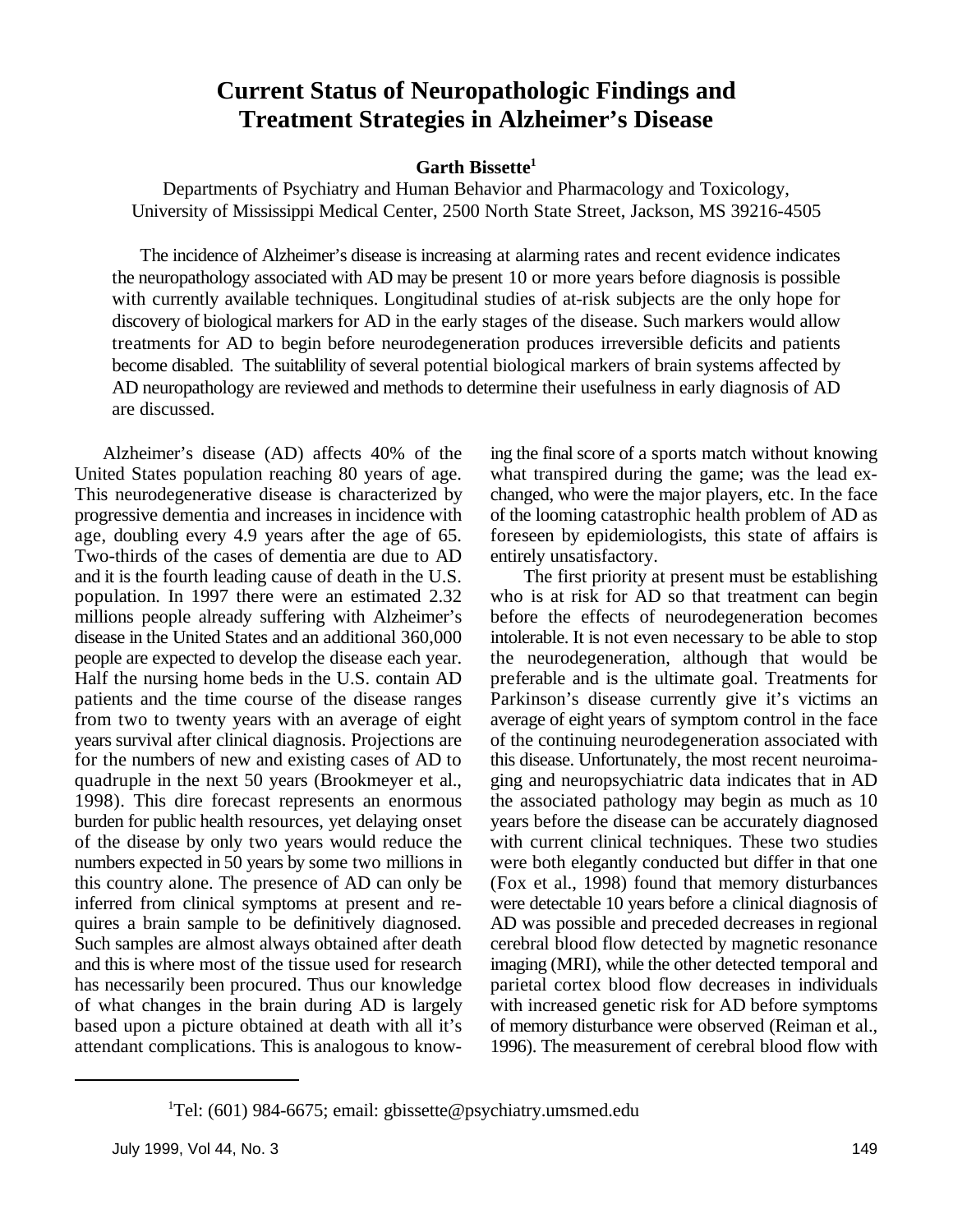# Current Status of Neuropathologic Findings and Treatment Strategies in Alzheimer's Disease

**Garth Bissette[1]**

Departments of Psychiatry and Human Behavior and Pharmacology and Toxicology, University of Mississippi Medical Center, 2500 North State Street, Jackson, MS 39216-4505

The incidence of Alzheimer's disease is increasing at alarming rates and recent evidence indicates the neuropathology associated with AD may be present 10 or more years before diagnosis is possible with currently available techniques. Longitudinal studies of at-risk subjects are the only hope for discovery of biological markers for AD in the early stages of the disease. Such markers would allow treatments for AD to begin before neurodegeneration produces irreversible deficits and patients become disabled. The suitablility of several potential biological markers of brain systems affected by AD neuropathology are reviewed and methods to determine their usefulness in early diagnosis of AD are discussed.

Alzheimer's disease (AD) affects 40% of the United States population reaching 80 years of age. This neurodegenerative disease is characterized by progressive dementia and increases in incidence with age, doubling every 4.9 years after the age of 65. Two-thirds of the cases of dementia are due to AD and it is the fourth leading cause of death in the U.S. population. In 1997 there were an estimated 2.32 millions people already suffering with Alzheimer's disease in the United States and an additional 360,000 people are expected to develop the disease each year. Half the nursing home beds in the U.S. contain AD patients and the time course of the disease ranges from two to twenty years with an average of eight years survival after clinical diagnosis. Projections are for the numbers of new and existing cases of AD to quadruple in the next 50 years (Brookmeyer et al., 1998). This dire forecast represents an enormous burden for public health resources, yet delaying onset of the disease by only two years would reduce the numbers expected in 50 years by some two millions in this country alone. The presence of AD can only be inferred from clinical symptoms at present and requires a brain sample to be definitively diagnosed. Such samples are almost always obtained after death and this is where most of the tissue used for research has necessarily been procured. Thus our knowledge of what changes in the brain during AD is largely based upon a picture obtained at death with all it's attendant complications. This is analogous to knowing the final score of a sports match without knowing what transpired during the game; was the lead exchanged, who were the major players, etc. In the face of the looming catastrophic health problem of AD as foreseen by epidemiologists, this state of affairs is entirely unsatisfactory.

The first priority at present must be establishing who is at risk for AD so that treatment can begin before the effects of neurodegeneration becomes intolerable. It is not even necessary to be able to stop the neurodegeneration, although that would be preferable and is the ultimate goal. Treatments for Parkinson's disease currently give it's victims an average of eight years of symptom control in the face of the continuing neurodegeneration associated with this disease. Unfortunately, the most recent neuroimaging and neuropsychiatric data indicates that in AD the associated pathology may begin as much as 10 years before the disease can be accurately diagnosed with current clinical techniques. These two studies were both elegantly conducted but differ in that one (Fox et al., 1998) found that memory disturbances were detectable 10 years before a clinical diagnosis of AD was possible and preceded decreases in regional cerebral blood flow detected by magnetic resonance imaging (MRI), while the other detected temporal and parietal cortex blood flow decreases in individuals with increased genetic risk for AD before symptoms of memory disturbance were observed (Reiman et al., 1996). The measurement of cerebral blood flow with

[1]Tel: (601) 984-6675; email: gbissette@psychiatry.umsmed.edu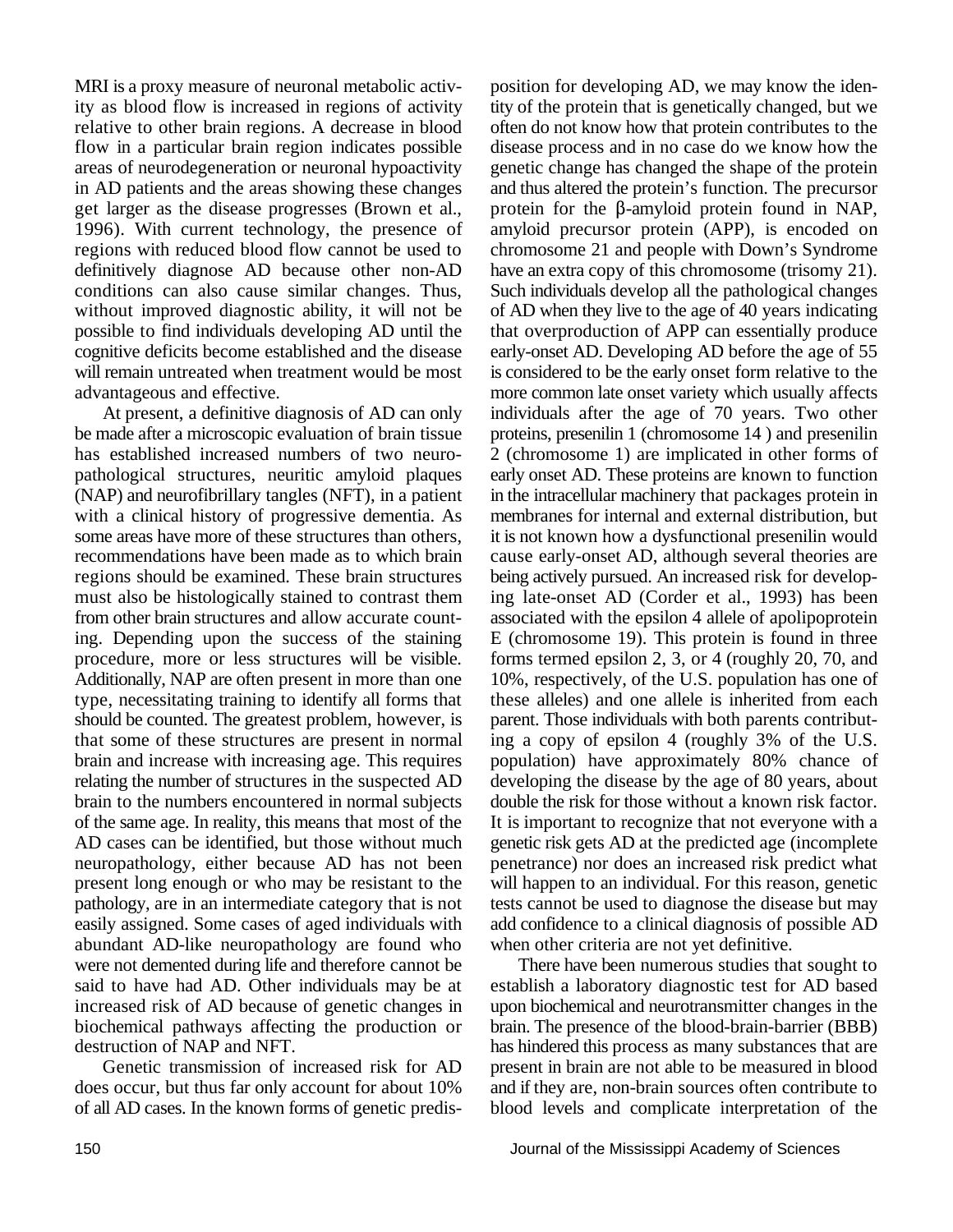MRI is a proxy measure of neuronal metabolic activity as blood flow is increased in regions of activity relative to other brain regions. A decrease in blood flow in a particular brain region indicates possible areas of neurodegeneration or neuronal hypoactivity in AD patients and the areas showing these changes get larger as the disease progresses (Brown et al., 1996). With current technology, the presence of regions with reduced blood flow cannot be used to definitively diagnose AD because other non-AD conditions can also cause similar changes. Thus, without improved diagnostic ability, it will not be possible to find individuals developing AD until the cognitive deficits become established and the disease will remain untreated when treatment would be most advantageous and effective.

At present, a definitive diagnosis of AD can only be made after a microscopic evaluation of brain tissue has established increased numbers of two neuropathological structures, neuritic amyloid plaques (NAP) and neurofibrillary tangles (NFT), in a patient with a clinical history of progressive dementia. As some areas have more of these structures than others, recommendations have been made as to which brain regions should be examined. These brain structures must also be histologically stained to contrast them from other brain structures and allow accurate counting. Depending upon the success of the staining procedure, more or less structures will be visible. Additionally, NAP are often present in more than one type, necessitating training to identify all forms that should be counted. The greatest problem, however, is that some of these structures are present in normal brain and increase with increasing age. This requires relating the number of structures in the suspected AD brain to the numbers encountered in normal subjects of the same age. In reality, this means that most of the AD cases can be identified, but those without much neuropathology, either because AD has not been present long enough or who may be resistant to the pathology, are in an intermediate category that is not easily assigned. Some cases of aged individuals with abundant AD-like neuropathology are found who were not demented during life and therefore cannot be said to have had AD. Other individuals may be at increased risk of AD because of genetic changes in biochemical pathways affecting the production or destruction of NAP and NFT.

Genetic transmission of increased risk for AD does occur, but thus far only account for about 10% of all AD cases. In the known forms of genetic predisposition for developing AD, we may know the identity of the protein that is genetically changed, but we often do not know how that protein contributes to the disease process and in no case do we know how the genetic change has changed the shape of the protein and thus altered the protein's function. The precursor protein for the β-amyloid protein found in NAP, amyloid precursor protein (APP), is encoded on chromosome 21 and people with Down's Syndrome have an extra copy of this chromosome (trisomy 21). Such individuals develop all the pathological changes of AD when they live to the age of 40 years indicating that overproduction of APP can essentially produce early-onset AD. Developing AD before the age of 55 is considered to be the early onset form relative to the more common late onset variety which usually affects individuals after the age of 70 years. Two other proteins, presenilin 1 (chromosome 14 ) and presenilin 2 (chromosome 1) are implicated in other forms of early onset AD. These proteins are known to function in the intracellular machinery that packages protein in membranes for internal and external distribution, but it is not known how a dysfunctional presenilin would cause early-onset AD, although several theories are being actively pursued. An increased risk for developing late-onset AD (Corder et al., 1993) has been associated with the epsilon 4 allele of apolipoprotein E (chromosome 19). This protein is found in three forms termed epsilon 2, 3, or 4 (roughly 20, 70, and 10%, respectively, of the U.S. population has one of these alleles) and one allele is inherited from each parent. Those individuals with both parents contributing a copy of epsilon 4 (roughly 3% of the U.S. population) have approximately 80% chance of developing the disease by the age of 80 years, about double the risk for those without a known risk factor. It is important to recognize that not everyone with a genetic risk gets AD at the predicted age (incomplete penetrance) nor does an increased risk predict what will happen to an individual. For this reason, genetic tests cannot be used to diagnose the disease but may add confidence to a clinical diagnosis of possible AD when other criteria are not yet definitive.

There have been numerous studies that sought to establish a laboratory diagnostic test for AD based upon biochemical and neurotransmitter changes in the brain. The presence of the blood-brain-barrier (BBB) has hindered this process as many substances that are present in brain are not able to be measured in blood and if they are, non-brain sources often contribute to blood levels and complicate interpretation of the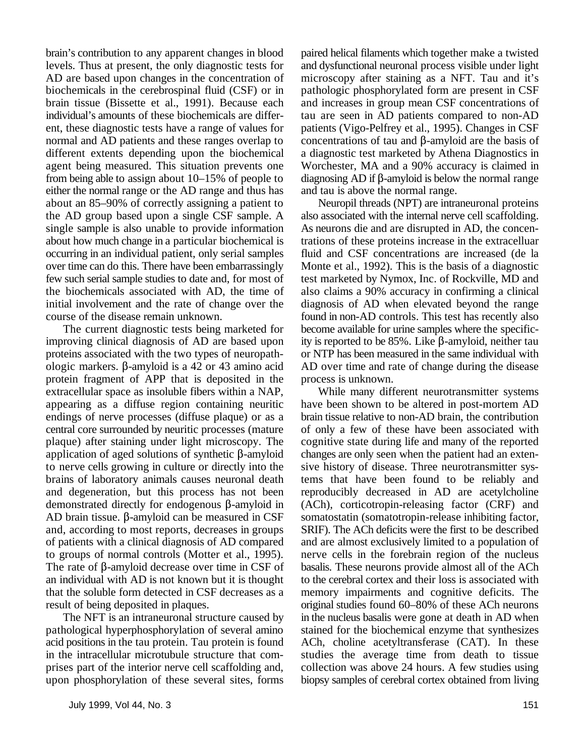brain's contribution to any apparent changes in blood levels. Thus at present, the only diagnostic tests for AD are based upon changes in the concentration of biochemicals in the cerebrospinal fluid (CSF) or in brain tissue (Bissette et al., 1991). Because each individual's amounts of these biochemicals are different, these diagnostic tests have a range of values for normal and AD patients and these ranges overlap to different extents depending upon the biochemical agent being measured. This situation prevents one from being able to assign about 10–15% of people to either the normal range or the AD range and thus has about an 85–90% of correctly assigning a patient to the AD group based upon a single CSF sample. A single sample is also unable to provide information about how much change in a particular biochemical is occurring in an individual patient, only serial samples over time can do this. There have been embarrassingly few such serial sample studies to date and, for most of the biochemicals associated with AD, the time of initial involvement and the rate of change over the course of the disease remain unknown.

The current diagnostic tests being marketed for improving clinical diagnosis of AD are based upon proteins associated with the two types of neuropathologic markers. β-amyloid is a 42 or 43 amino acid protein fragment of APP that is deposited in the extracellular space as insoluble fibers within a NAP, appearing as a diffuse region containing neuritic endings of nerve processes (diffuse plaque) or as a central core surrounded by neuritic processes (mature plaque) after staining under light microscopy. The application of aged solutions of synthetic β-amyloid to nerve cells growing in culture or directly into the brains of laboratory animals causes neuronal death and degeneration, but this process has not been demonstrated directly for endogenous β-amyloid in AD brain tissue. β-amyloid can be measured in CSF and, according to most reports, decreases in groups of patients with a clinical diagnosis of AD compared to groups of normal controls (Motter et al., 1995). The rate of β-amyloid decrease over time in CSF of an individual with AD is not known but it is thought that the soluble form detected in CSF decreases as a result of being deposited in plaques.

The NFT is an intraneuronal structure caused by pathological hyperphosphorylation of several amino acid positions in the tau protein. Tau protein is found in the intracellular microtubule structure that comprises part of the interior nerve cell scaffolding and, upon phosphorylation of these several sites, forms paired helical filaments which together make a twisted and dysfunctional neuronal process visible under light microscopy after staining as a NFT. Tau and it's pathologic phosphorylated form are present in CSF and increases in group mean CSF concentrations of tau are seen in AD patients compared to non-AD patients (Vigo-Pelfrey et al., 1995). Changes in CSF concentrations of tau and β-amyloid are the basis of a diagnostic test marketed by Athena Diagnostics in Worchester, MA and a 90% accuracy is claimed in diagnosing AD if β-amyloid is below the normal range and tau is above the normal range.

Neuropil threads (NPT) are intraneuronal proteins also associated with the internal nerve cell scaffolding. As neurons die and are disrupted in AD, the concentrations of these proteins increase in the extracelluar fluid and CSF concentrations are increased (de la Monte et al., 1992). This is the basis of a diagnostic test marketed by Nymox, Inc. of Rockville, MD and also claims a 90% accuracy in confirming a clinical diagnosis of AD when elevated beyond the range found in non-AD controls. This test has recently also become available for urine samples where the specificity is reported to be 85%. Like β-amyloid, neither tau or NTP has been measured in the same individual with AD over time and rate of change during the disease process is unknown.

While many different neurotransmitter systems have been shown to be altered in post-mortem AD brain tissue relative to non-AD brain, the contribution of only a few of these have been associated with cognitive state during life and many of the reported changes are only seen when the patient had an extensive history of disease. Three neurotransmitter systems that have been found to be reliably and reproducibly decreased in AD are acetylcholine (ACh), corticotropin-releasing factor (CRF) and somatostatin (somatotropin-release inhibiting factor, SRIF). The ACh deficits were the first to be described and are almost exclusively limited to a population of nerve cells in the forebrain region of the nucleus basalis. These neurons provide almost all of the ACh to the cerebral cortex and their loss is associated with memory impairments and cognitive deficits. The original studies found 60–80% of these ACh neurons in the nucleus basalis were gone at death in AD when stained for the biochemical enzyme that synthesizes ACh, choline acetyltransferase (CAT). In these studies the average time from death to tissue collection was above 24 hours. A few studies using biopsy samples of cerebral cortex obtained from living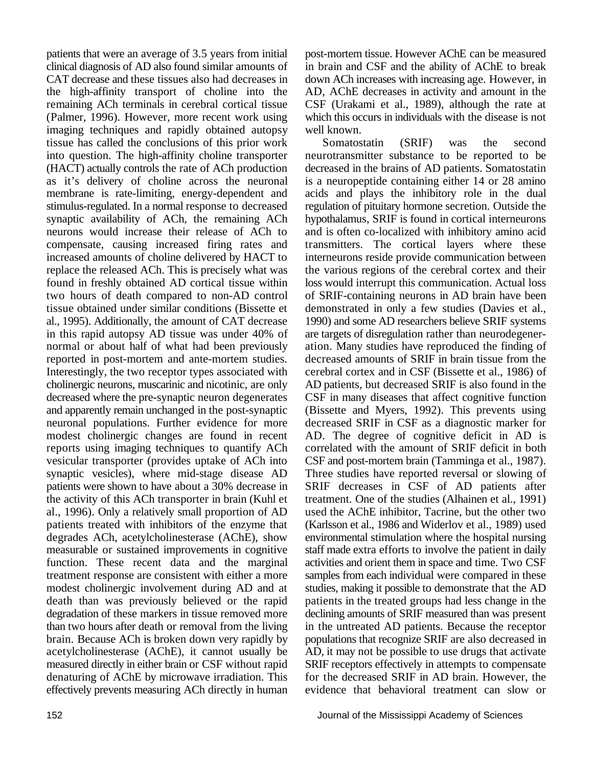patients that were an average of 3.5 years from initial clinical diagnosis of AD also found similar amounts of CAT decrease and these tissues also had decreases in the high-affinity transport of choline into the remaining ACh terminals in cerebral cortical tissue (Palmer, 1996). However, more recent work using imaging techniques and rapidly obtained autopsy tissue has called the conclusions of this prior work into question. The high-affinity choline transporter (HACT) actually controls the rate of ACh production as it's delivery of choline across the neuronal membrane is rate-limiting, energy-dependent and stimulus-regulated. In a normal response to decreased synaptic availability of ACh, the remaining ACh neurons would increase their release of ACh to compensate, causing increased firing rates and increased amounts of choline delivered by HACT to replace the released ACh. This is precisely what was found in freshly obtained AD cortical tissue within two hours of death compared to non-AD control tissue obtained under similar conditions (Bissette et al., 1995). Additionally, the amount of CAT decrease in this rapid autopsy AD tissue was under 40% of normal or about half of what had been previously reported in post-mortem and ante-mortem studies. Interestingly, the two receptor types associated with cholinergic neurons, muscarinic and nicotinic, are only decreased where the pre-synaptic neuron degenerates and apparently remain unchanged in the post-synaptic neuronal populations. Further evidence for more modest cholinergic changes are found in recent reports using imaging techniques to quantify ACh vesicular transporter (provides uptake of ACh into synaptic vesicles), where mid-stage disease AD patients were shown to have about a 30% decrease in the activity of this ACh transporter in brain (Kuhl et al., 1996). Only a relatively small proportion of AD patients treated with inhibitors of the enzyme that degrades ACh, acetylcholinesterase (AChE), show measurable or sustained improvements in cognitive function. These recent data and the marginal treatment response are consistent with either a more modest cholinergic involvement during AD and at death than was previously believed or the rapid degradation of these markers in tissue removed more than two hours after death or removal from the living brain. Because ACh is broken down very rapidly by acetylcholinesterase (AChE), it cannot usually be measured directly in either brain or CSF without rapid denaturing of AChE by microwave irradiation. This effectively prevents measuring ACh directly in human post-mortem tissue. However AChE can be measured in brain and CSF and the ability of AChE to break down ACh increases with increasing age. However, in AD, AChE decreases in activity and amount in the CSF (Urakami et al., 1989), although the rate at which this occurs in individuals with the disease is not well known.

Somatostatin (SRIF) was the second neurotransmitter substance to be reported to be decreased in the brains of AD patients. Somatostatin is a neuropeptide containing either 14 or 28 amino acids and plays the inhibitory role in the dual regulation of pituitary hormone secretion. Outside the hypothalamus, SRIF is found in cortical interneurons and is often co-localized with inhibitory amino acid transmitters. The cortical layers where these interneurons reside provide communication between the various regions of the cerebral cortex and their loss would interrupt this communication. Actual loss of SRIF-containing neurons in AD brain have been demonstrated in only a few studies (Davies et al., 1990) and some AD researchers believe SRIF systems are targets of disregulation rather than neurodegeneration. Many studies have reproduced the finding of decreased amounts of SRIF in brain tissue from the cerebral cortex and in CSF (Bissette et al., 1986) of AD patients, but decreased SRIF is also found in the CSF in many diseases that affect cognitive function (Bissette and Myers, 1992). This prevents using decreased SRIF in CSF as a diagnostic marker for AD. The degree of cognitive deficit in AD is correlated with the amount of SRIF deficit in both CSF and post-mortem brain (Tamminga et al., 1987). Three studies have reported reversal or slowing of SRIF decreases in CSF of AD patients after treatment. One of the studies (Alhainen et al., 1991) used the AChE inhibitor, Tacrine, but the other two (Karlsson et al., 1986 and Widerlov et al., 1989) used environmental stimulation where the hospital nursing staff made extra efforts to involve the patient in daily activities and orient them in space and time. Two CSF samples from each individual were compared in these studies, making it possible to demonstrate that the AD patients in the treated groups had less change in the declining amounts of SRIF measured than was present in the untreated AD patients. Because the receptor populations that recognize SRIF are also decreased in AD, it may not be possible to use drugs that activate SRIF receptors effectively in attempts to compensate for the decreased SRIF in AD brain. However, the evidence that behavioral treatment can slow or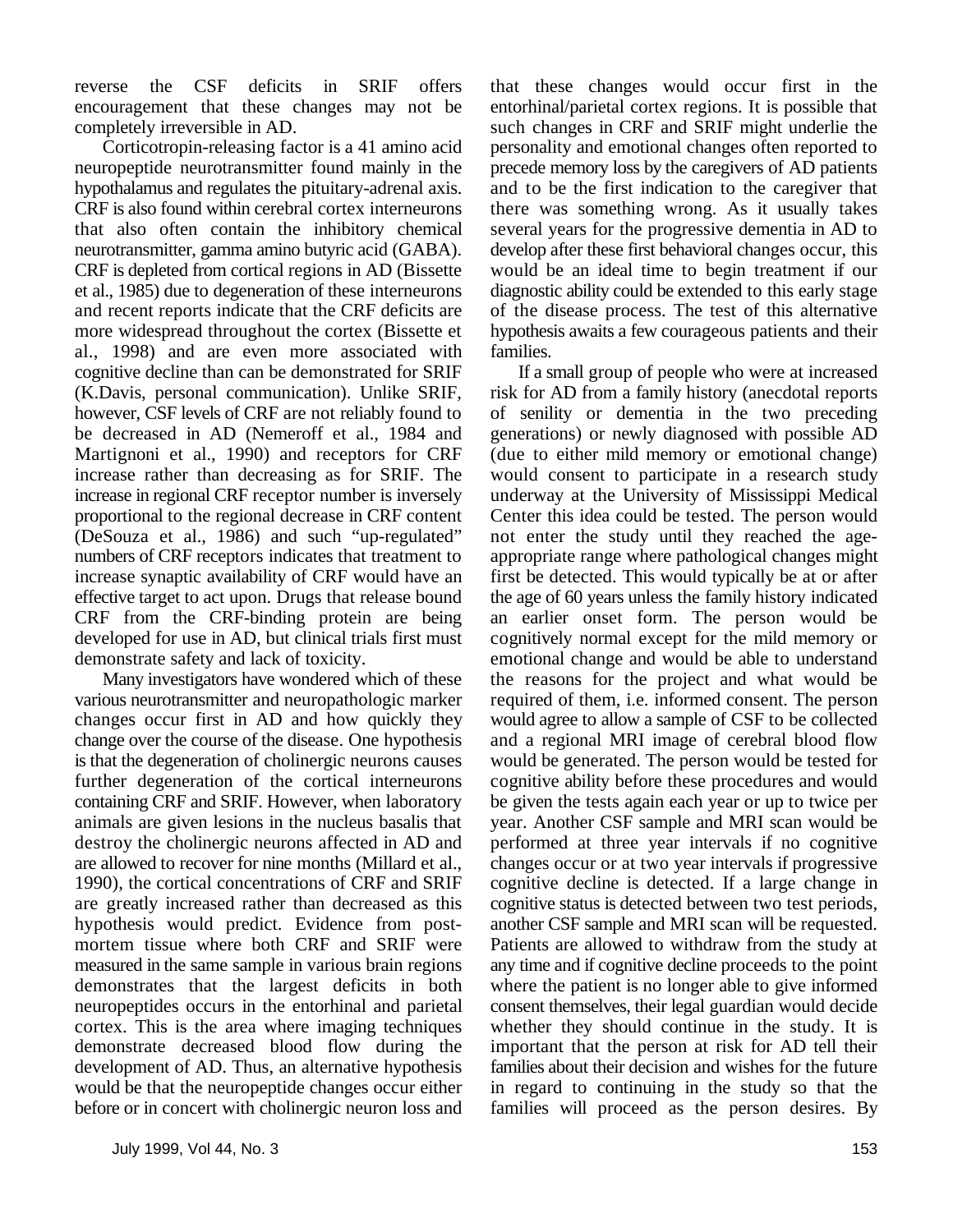reverse the CSF deficits in SRIF offers encouragement that these changes may not be completely irreversible in AD.

Corticotropin-releasing factor is a 41 amino acid neuropeptide neurotransmitter found mainly in the hypothalamus and regulates the pituitary-adrenal axis. CRF is also found within cerebral cortex interneurons that also often contain the inhibitory chemical neurotransmitter, gamma amino butyric acid (GABA). CRF is depleted from cortical regions in AD (Bissette et al., 1985) due to degeneration of these interneurons and recent reports indicate that the CRF deficits are more widespread throughout the cortex (Bissette et al., 1998) and are even more associated with cognitive decline than can be demonstrated for SRIF (K.Davis, personal communication). Unlike SRIF, however, CSF levels of CRF are not reliably found to be decreased in AD (Nemeroff et al., 1984 and Martignoni et al., 1990) and receptors for CRF increase rather than decreasing as for SRIF. The increase in regional CRF receptor number is inversely proportional to the regional decrease in CRF content (DeSouza et al., 1986) and such "up-regulated" numbers of CRF receptors indicates that treatment to increase synaptic availability of CRF would have an effective target to act upon. Drugs that release bound CRF from the CRF-binding protein are being developed for use in AD, but clinical trials first must demonstrate safety and lack of toxicity.

Many investigators have wondered which of these various neurotransmitter and neuropathologic marker changes occur first in AD and how quickly they change over the course of the disease. One hypothesis is that the degeneration of cholinergic neurons causes further degeneration of the cortical interneurons containing CRF and SRIF. However, when laboratory animals are given lesions in the nucleus basalis that destroy the cholinergic neurons affected in AD and are allowed to recover for nine months (Millard et al., 1990), the cortical concentrations of CRF and SRIF are greatly increased rather than decreased as this hypothesis would predict. Evidence from post-mortem tissue where both CRF and SRIF were measured in the same sample in various brain regions demonstrates that the largest deficits in both neuropeptides occurs in the entorhinal and parietal cortex. This is the area where imaging techniques demonstrate decreased blood flow during the development of AD. Thus, an alternative hypothesis would be that the neuropeptide changes occur either before or in concert with cholinergic neuron loss and that these changes would occur first in the entorhinal/parietal cortex regions. It is possible that such changes in CRF and SRIF might underlie the personality and emotional changes often reported to precede memory loss by the caregivers of AD patients and to be the first indication to the caregiver that there was something wrong. As it usually takes several years for the progressive dementia in AD to develop after these first behavioral changes occur, this would be an ideal time to begin treatment if our diagnostic ability could be extended to this early stage of the disease process. The test of this alternative hypothesis awaits a few courageous patients and their families.

If a small group of people who were at increased risk for AD from a family history (anecdotal reports of senility or dementia in the two preceding generations) or newly diagnosed with possible AD (due to either mild memory or emotional change) would consent to participate in a research study underway at the University of Mississippi Medical Center this idea could be tested. The person would not enter the study until they reached the age-appropriate range where pathological changes might first be detected. This would typically be at or after the age of 60 years unless the family history indicated an earlier onset form. The person would be cognitively normal except for the mild memory or emotional change and would be able to understand the reasons for the project and what would be required of them, i.e. informed consent. The person would agree to allow a sample of CSF to be collected and a regional MRI image of cerebral blood flow would be generated. The person would be tested for cognitive ability before these procedures and would be given the tests again each year or up to twice per year. Another CSF sample and MRI scan would be performed at three year intervals if no cognitive changes occur or at two year intervals if progressive cognitive decline is detected. If a large change in cognitive status is detected between two test periods, another CSF sample and MRI scan will be requested. Patients are allowed to withdraw from the study at any time and if cognitive decline proceeds to the point where the patient is no longer able to give informed consent themselves, their legal guardian would decide whether they should continue in the study. It is important that the person at risk for AD tell their families about their decision and wishes for the future in regard to continuing in the study so that the families will proceed as the person desires. By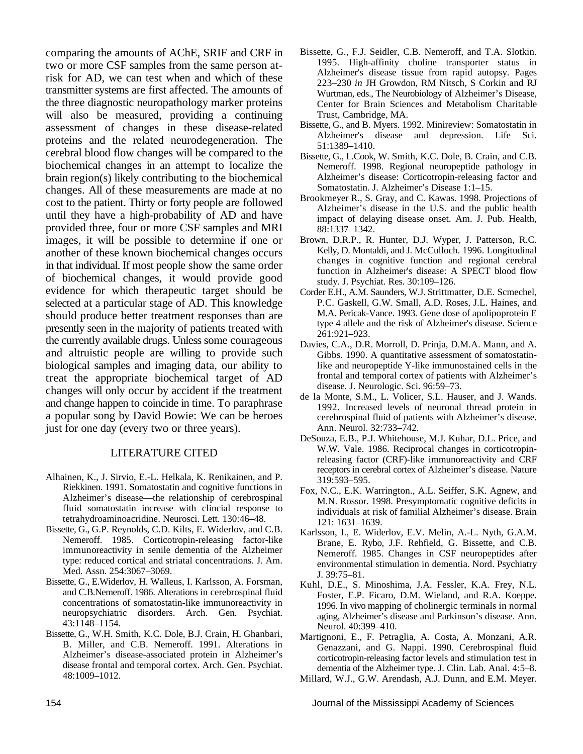comparing the amounts of AChE, SRIF and CRF in two or more CSF samples from the same person at-risk for AD, we can test when and which of these transmitter systems are first affected. The amounts of the three diagnostic neuropathology marker proteins will also be measured, providing a continuing assessment of changes in these disease-related proteins and the related neurodegeneration. The cerebral blood flow changes will be compared to the biochemical changes in an attempt to localize the brain region(s) likely contributing to the biochemical changes. All of these measurements are made at no cost to the patient. Thirty or forty people are followed until they have a high-probability of AD and have provided three, four or more CSF samples and MRI images, it will be possible to determine if one or another of these known biochemical changes occurs in that individual. If most people show the same order of biochemical changes, it would provide good evidence for which therapeutic target should be selected at a particular stage of AD. This knowledge should produce better treatment responses than are presently seen in the majority of patients treated with the currently available drugs. Unless some courageous and altruistic people are willing to provide such biological samples and imaging data, our ability to treat the appropriate biochemical target of AD changes will only occur by accident if the treatment and change happen to coincide in time. To paraphrase a popular song by David Bowie: We can be heroes just for one day (every two or three years).

## LITERATURE CITED

Alhainen, K., J. Sirvio, E.-L. Helkala, K. Renikainen, and P. Riekkinen. 1991. Somatostatin and cognitive functions in Alzheimer's disease—the relationship of cerebrospinal fluid somatostatin increase with clincial response to tetrahydroaminoacridine. Neurosci. Lett. 130:46–48.

Bissette, G., G.P. Reynolds, C.D. Kilts, E. Widerlov, and C.B. Nemeroff. 1985. Corticotropin-releasing factor-like immunoreactivity in senile dementia of the Alzheimer type: reduced cortical and striatal concentrations. J. Am. Med. Assn. 254:3067–3069.

Bissette, G., E.Widerlov, H. Walleus, I. Karlsson, A. Forsman, and C.B.Nemeroff. 1986. Alterations in cerebrospinal fluid concentrations of somatostatin-like immunoreactivity in neuropsychiatric disorders. Arch. Gen. Psychiat. 43:1148–1154.

Bissette, G., W.H. Smith, K.C. Dole, B.J. Crain, H. Ghanbari, B. Miller, and C.B. Nemeroff. 1991. Alterations in Alzheimer's disease-associated protein in Alzheimer's disease frontal and temporal cortex. Arch. Gen. Psychiat. 48:1009–1012.

Bissette, G., F.J. Seidler, C.B. Nemeroff, and T.A. Slotkin. 1995. High-affinity choline transporter status in Alzheimer's disease tissue from rapid autopsy. Pages 223–230 *in* JH Growdon, RM Nitsch, S Corkin and RJ Wurtman, eds., The Neurobiology of Alzheimer's Disease, Center for Brain Sciences and Metabolism Charitable Trust, Cambridge, MA.

Bissette, G., and B. Myers. 1992. Minireview: Somatostatin in Alzheimer's disease and depression. Life Sci. 51:1389–1410.

Bissette, G., L.Cook, W. Smith, K.C. Dole, B. Crain, and C.B. Nemeroff. 1998. Regional neuropeptide pathology in Alzheimer's disease: Corticotropin-releasing factor and Somatostatin. J. Alzheimer's Disease 1:1–15.

Brookmeyer R., S. Gray, and C. Kawas. 1998. Projections of Alzheimer's disease in the U.S. and the public health impact of delaying disease onset. Am. J. Pub. Health, 88:1337–1342.

Brown, D.R.P., R. Hunter, D.J. Wyper, J. Patterson, R.C. Kelly, D. Montaldi, and J. McCulloch. 1996. Longitudinal changes in cognitive function and regional cerebral function in Alzheimer's disease: A SPECT blood flow study. J. Psychiat. Res. 30:109–126.

Corder E.H., A.M. Saunders, W.J. Strittmatter, D.E. Scmechel, P.C. Gaskell, G.W. Small, A.D. Roses, J.L. Haines, and M.A. Pericak-Vance. 1993. Gene dose of apolipoprotein E type 4 allele and the risk of Alzheimer's disease. Science 261:921–923.

Davies, C.A., D.R. Morroll, D. Prinja, D.M.A. Mann, and A. Gibbs. 1990. A quantitative assessment of somatostatin-like and neuropeptide Y-like immunostained cells in the frontal and temporal cortex of patients with Alzheimer's disease. J. Neurologic. Sci. 96:59–73.

de la Monte, S.M., L. Volicer, S.L. Hauser, and J. Wands. 1992. Increased levels of neuronal thread protein in cerebrospinal fluid of patients with Alzheimer's disease. Ann. Neurol. 32:733–742.

DeSouza, E.B., P.J. Whitehouse, M.J. Kuhar, D.L. Price, and W.W. Vale. 1986. Reciprocal changes in corticotropin-releasing factor (CRF)-like immunoreactivity and CRF receptors in cerebral cortex of Alzheimer's disease. Nature 319:593–595.

Fox, N.C., E.K. Warrington., A.L. Seiffer, S.K. Agnew, and M.N. Rossor. 1998. Presymptomatic cognitive deficits in individuals at risk of familial Alzheimer's disease. Brain 121: 1631–1639.

Karlsson, I., E. Widerlov, E.V. Melin, A.-L. Nyth, G.A.M. Brane, E. Rybo, J.F. Rehfield, G. Bissette, and C.B. Nemeroff. 1985. Changes in CSF neuropeptides after environmental stimulation in dementia. Nord. Psychiatry J. 39:75–81.

Kuhl, D.E., S. Minoshima, J.A. Fessler, K.A. Frey, N.L. Foster, E.P. Ficaro, D.M. Wieland, and R.A. Koeppe. 1996. In vivo mapping of cholinergic terminals in normal aging, Alzheimer's disease and Parkinson's disease. Ann. Neurol. 40:399–410.

Martignoni, E., F. Petraglia, A. Costa, A. Monzani, A.R. Genazzani, and G. Nappi. 1990. Cerebrospinal fluid corticotropin-releasing factor levels and stimulation test in dementia of the Alzheimer type. J. Clin. Lab. Anal. 4:5–8.

Millard, W.J., G.W. Arendash, A.J. Dunn, and E.M. Meyer.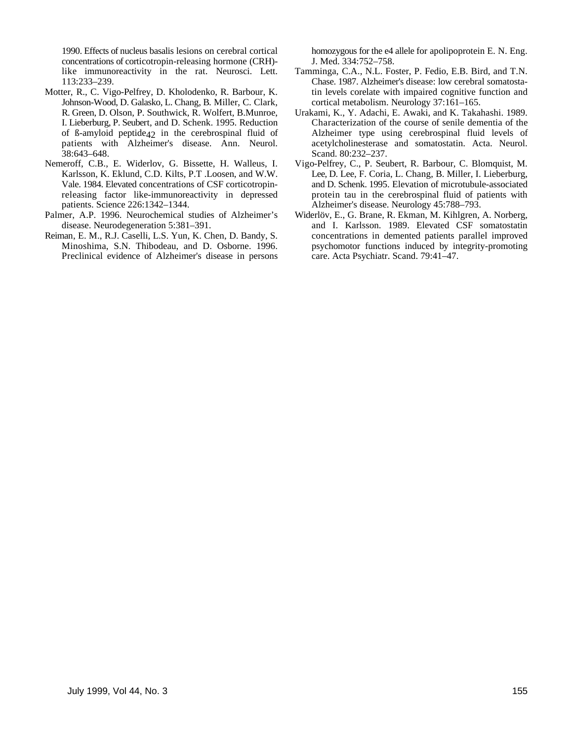1990. Effects of nucleus basalis lesions on cerebral cortical concentrations of corticotropin-releasing hormone (CRH)-like immunoreactivity in the rat. Neurosci. Lett. 113:233–239.

Motter, R., C. Vigo-Pelfrey, D. Kholodenko, R. Barbour, K. Johnson-Wood, D. Galasko, L. Chang, B. Miller, C. Clark, R. Green, D. Olson, P. Southwick, R. Wolfert, B.Munroe, I. Lieberburg, P. Seubert, and D. Schenk. 1995. Reduction of ß-amyloid peptide$_{42}$ in the cerebrospinal fluid of patients with Alzheimer's disease. Ann. Neurol. 38:643–648.

Nemeroff, C.B., E. Widerlov, G. Bissette, H. Walleus, I. Karlsson, K. Eklund, C.D. Kilts, P.T .Loosen, and W.W. Vale. 1984. Elevated concentrations of CSF corticotropin-releasing factor like-immunoreactivity in depressed patients. Science 226:1342–1344.

Palmer, A.P. 1996. Neurochemical studies of Alzheimer's disease. Neurodegeneration 5:381–391.

Reiman, E. M., R.J. Caselli, L.S. Yun, K. Chen, D. Bandy, S. Minoshima, S.N. Thibodeau, and D. Osborne. 1996. Preclinical evidence of Alzheimer's disease in persons homozygous for the e4 allele for apolipoprotein E. N. Eng. J. Med. 334:752–758.

Tamminga, C.A., N.L. Foster, P. Fedio, E.B. Bird, and T.N. Chase. 1987. Alzheimer's disease: low cerebral somatostatin levels corelate with impaired cognitive function and cortical metabolism. Neurology 37:161–165.

Urakami, K., Y. Adachi, E. Awaki, and K. Takahashi. 1989. Characterization of the course of senile dementia of the Alzheimer type using cerebrospinal fluid levels of acetylcholinesterase and somatostatin. Acta. Neurol. Scand. 80:232–237.

Vigo-Pelfrey, C., P. Seubert, R. Barbour, C. Blomquist, M. Lee, D. Lee, F. Coria, L. Chang, B. Miller, I. Lieberburg, and D. Schenk. 1995. Elevation of microtubule-associated protein tau in the cerebrospinal fluid of patients with Alzheimer's disease. Neurology 45:788–793.

Widerlöv, E., G. Brane, R. Ekman, M. Kihlgren, A. Norberg, and I. Karlsson. 1989. Elevated CSF somatostatin concentrations in demented patients parallel improved psychomotor functions induced by integrity-promoting care. Acta Psychiatr. Scand. 79:41–47.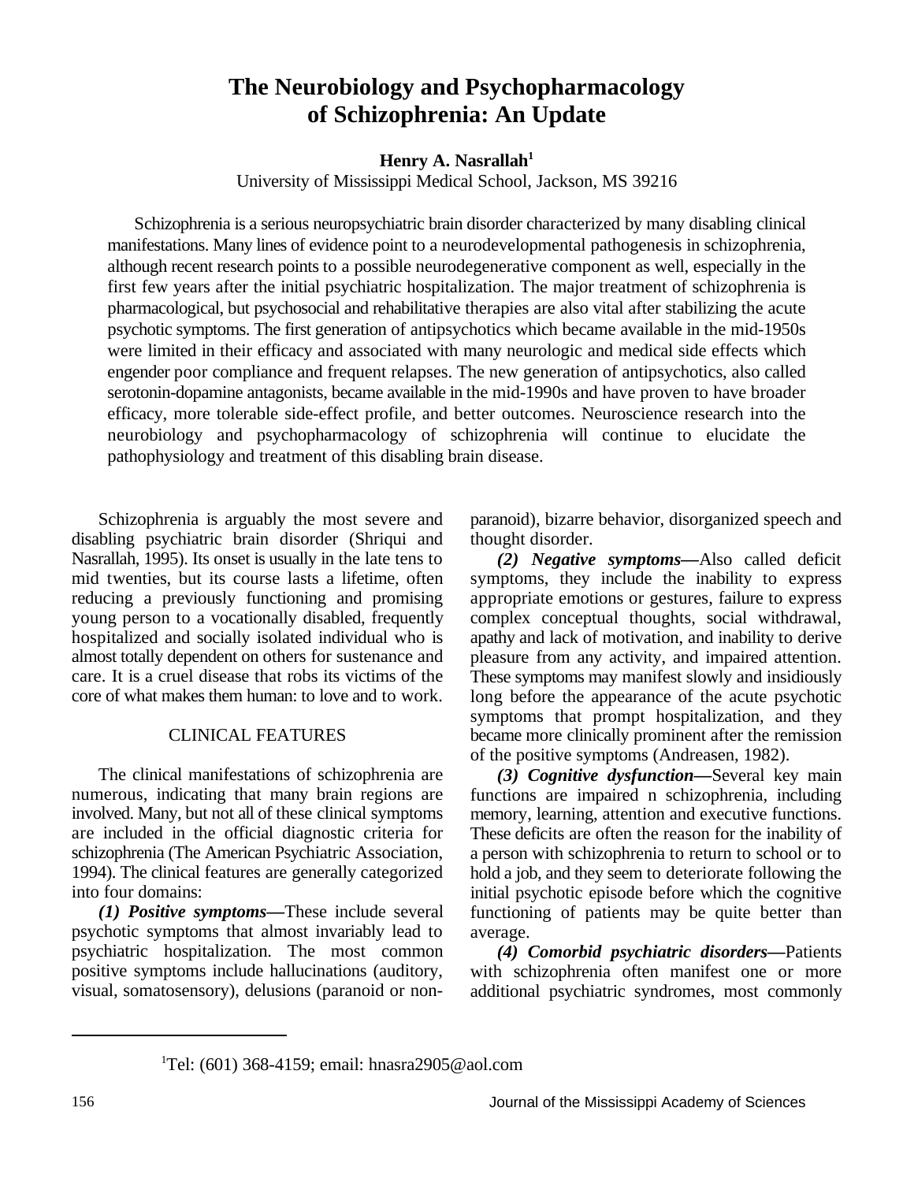# The Neurobiology and Psychopharmacology of Schizophrenia: An Update

**Henry A. Nasrallah[1]**

University of Mississippi Medical School, Jackson, MS 39216

Schizophrenia is a serious neuropsychiatric brain disorder characterized by many disabling clinical manifestations. Many lines of evidence point to a neurodevelopmental pathogenesis in schizophrenia, although recent research points to a possible neurodegenerative component as well, especially in the first few years after the initial psychiatric hospitalization. The major treatment of schizophrenia is pharmacological, but psychosocial and rehabilitative therapies are also vital after stabilizing the acute psychotic symptoms. The first generation of antipsychotics which became available in the mid-1950s were limited in their efficacy and associated with many neurologic and medical side effects which engender poor compliance and frequent relapses. The new generation of antipsychotics, also called serotonin-dopamine antagonists, became available in the mid-1990s and have proven to have broader efficacy, more tolerable side-effect profile, and better outcomes. Neuroscience research into the neurobiology and psychopharmacology of schizophrenia will continue to elucidate the pathophysiology and treatment of this disabling brain disease.

Schizophrenia is arguably the most severe and disabling psychiatric brain disorder (Shriqui and Nasrallah, 1995). Its onset is usually in the late tens to mid twenties, but its course lasts a lifetime, often reducing a previously functioning and promising young person to a vocationally disabled, frequently hospitalized and socially isolated individual who is almost totally dependent on others for sustenance and care. It is a cruel disease that robs its victims of the core of what makes them human: to love and to work.

## CLINICAL FEATURES

The clinical manifestations of schizophrenia are numerous, indicating that many brain regions are involved. Many, but not all of these clinical symptoms are included in the official diagnostic criteria for schizophrenia (The American Psychiatric Association, 1994). The clinical features are generally categorized into four domains:

***(1) Positive symptoms*—**These include several psychotic symptoms that almost invariably lead to psychiatric hospitalization. The most common positive symptoms include hallucinations (auditory, visual, somatosensory), delusions (paranoid or non-paranoid), bizarre behavior, disorganized speech and thought disorder.

***(2) Negative symptoms*—**Also called deficit symptoms, they include the inability to express appropriate emotions or gestures, failure to express complex conceptual thoughts, social withdrawal, apathy and lack of motivation, and inability to derive pleasure from any activity, and impaired attention. These symptoms may manifest slowly and insidiously long before the appearance of the acute psychotic symptoms that prompt hospitalization, and they became more clinically prominent after the remission of the positive symptoms (Andreasen, 1982).

***(3) Cognitive dysfunction*—**Several key main functions are impaired n schizophrenia, including memory, learning, attention and executive functions. These deficits are often the reason for the inability of a person with schizophrenia to return to school or to hold a job, and they seem to deteriorate following the initial psychotic episode before which the cognitive functioning of patients may be quite better than average.

***(4) Comorbid psychiatric disorders*—**Patients with schizophrenia often manifest one or more additional psychiatric syndromes, most commonly

[1]Tel: (601) 368-4159; email: hnasra2905@aol.com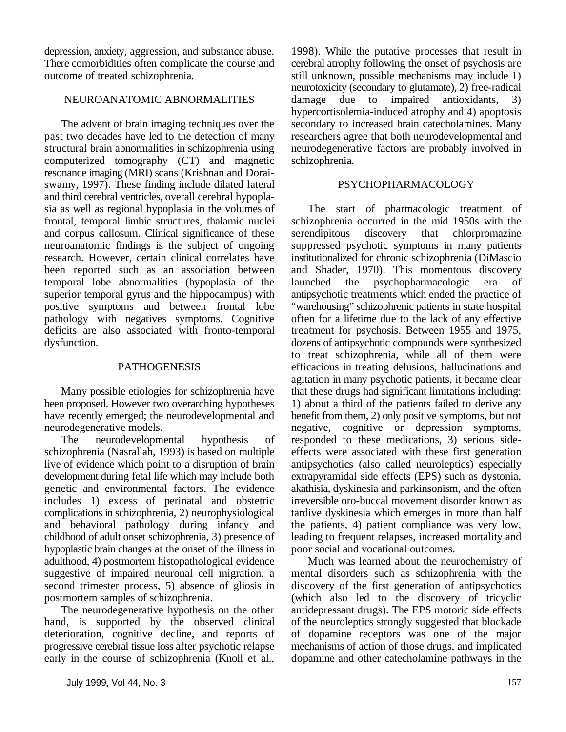depression, anxiety, aggression, and substance abuse. There comorbidities often complicate the course and outcome of treated schizophrenia.

## NEUROANATOMIC ABNORMALITIES

The advent of brain imaging techniques over the past two decades have led to the detection of many structural brain abnormalities in schizophrenia using computerized tomography (CT) and magnetic resonance imaging (MRI) scans (Krishnan and Doraiswamy, 1997). These finding include dilated lateral and third cerebral ventricles, overall cerebral hypoplasia as well as regional hypoplasia in the volumes of frontal, temporal limbic structures, thalamic nuclei and corpus callosum. Clinical significance of these neuroanatomic findings is the subject of ongoing research. However, certain clinical correlates have been reported such as an association between temporal lobe abnormalities (hypoplasia of the superior temporal gyrus and the hippocampus) with positive symptoms and between frontal lobe pathology with negatives symptoms. Cognitive deficits are also associated with fronto-temporal dysfunction.

## PATHOGENESIS

Many possible etiologies for schizophrenia have been proposed. However two overarching hypotheses have recently emerged; the neurodevelopmental and neurodegenerative models.

The neurodevelopmental hypothesis of schizophrenia (Nasrallah, 1993) is based on multiple live of evidence which point to a disruption of brain development during fetal life which may include both genetic and environmental factors. The evidence includes 1) excess of perinatal and obstetric complications in schizophrenia, 2) neurophysiological and behavioral pathology during infancy and childhood of adult onset schizophrenia, 3) presence of hypoplastic brain changes at the onset of the illness in adulthood, 4) postmortem histopathological evidence suggestive of impaired neuronal cell migration, a second trimester process, 5) absence of gliosis in postmortem samples of schizophrenia.

The neurodegenerative hypothesis on the other hand, is supported by the observed clinical deterioration, cognitive decline, and reports of progressive cerebral tissue loss after psychotic relapse early in the course of schizophrenia (Knoll et al., 1998). While the putative processes that result in cerebral atrophy following the onset of psychosis are still unknown, possible mechanisms may include 1) neurotoxicity (secondary to glutamate), 2) free-radical damage due to impaired antioxidants, 3) hypercortisolemia-induced atrophy and 4) apoptosis secondary to increased brain catecholamines. Many researchers agree that both neurodevelopmental and neurodegenerative factors are probably involved in schizophrenia.

## PSYCHOPHARMACOLOGY

The start of pharmacologic treatment of schizophrenia occurred in the mid 1950s with the serendipitous discovery that chlorpromazine suppressed psychotic symptoms in many patients institutionalized for chronic schizophrenia (DiMascio and Shader, 1970). This momentous discovery launched the psychopharmacologic era of antipsychotic treatments which ended the practice of "warehousing" schizophrenic patients in state hospital often for a lifetime due to the lack of any effective treatment for psychosis. Between 1955 and 1975, dozens of antipsychotic compounds were synthesized to treat schizophrenia, while all of them were efficacious in treating delusions, hallucinations and agitation in many psychotic patients, it became clear that these drugs had significant limitations including: 1) about a third of the patients failed to derive any benefit from them, 2) only positive symptoms, but not negative, cognitive or depression symptoms, responded to these medications, 3) serious side-effects were associated with these first generation antipsychotics (also called neuroleptics) especially extrapyramidal side effects (EPS) such as dystonia, akathisia, dyskinesia and parkinsonism, and the often irreversible oro-buccal movement disorder known as tardive dyskinesia which emerges in more than half the patients, 4) patient compliance was very low, leading to frequent relapses, increased mortality and poor social and vocational outcomes.

Much was learned about the neurochemistry of mental disorders such as schizophrenia with the discovery of the first generation of antipsychotics (which also led to the discovery of tricyclic antidepressant drugs). The EPS motoric side effects of the neuroleptics strongly suggested that blockade of dopamine receptors was one of the major mechanisms of action of those drugs, and implicated dopamine and other catecholamine pathways in the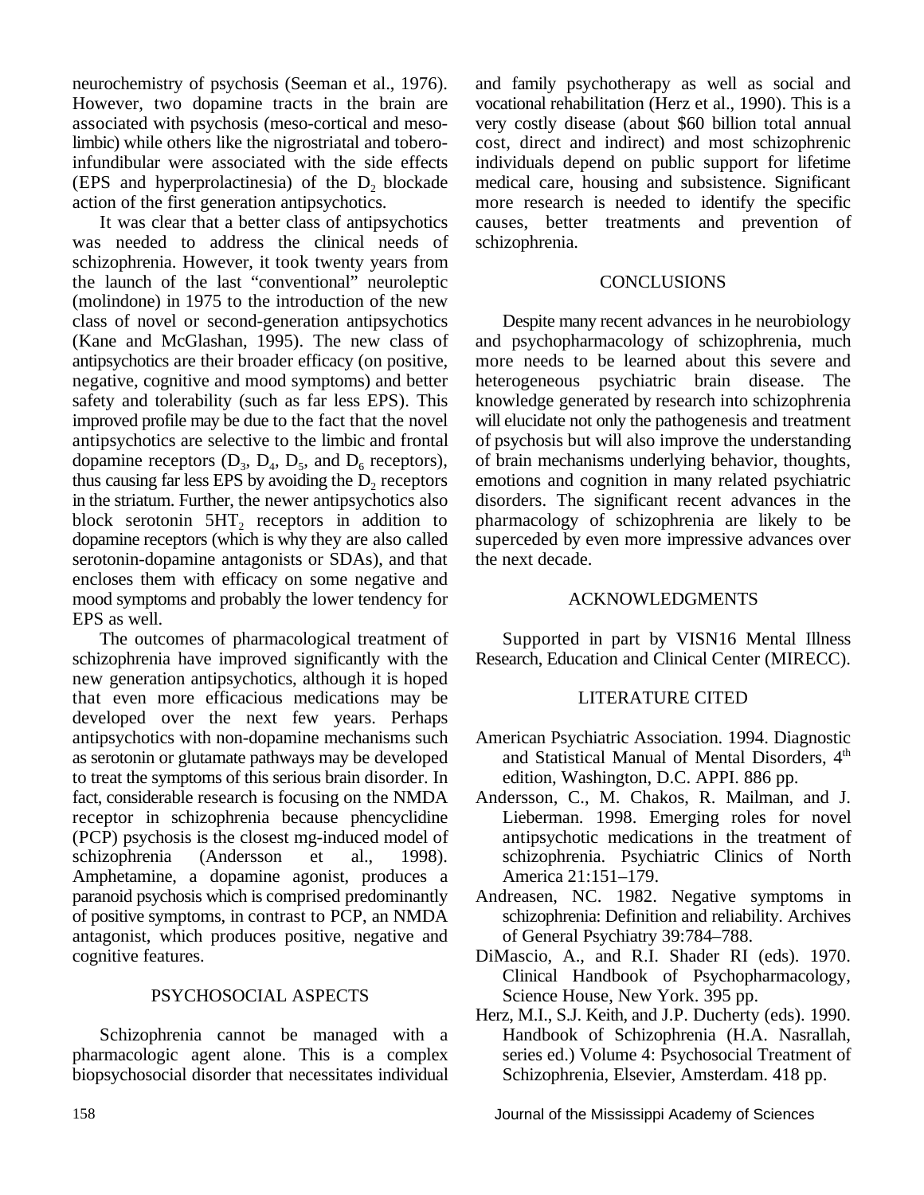neurochemistry of psychosis (Seeman et al., 1976). However, two dopamine tracts in the brain are associated with psychosis (meso-cortical and meso-limbic) while others like the nigrostriatal and tubero-infundibular were associated with the side effects (EPS and hyperprolactinesia) of the $D_2$ blockade action of the first generation antipsychotics.

It was clear that a better class of antipsychotics was needed to address the clinical needs of schizophrenia. However, it took twenty years from the launch of the last "conventional" neuroleptic (molindone) in 1975 to the introduction of the new class of novel or second-generation antipsychotics (Kane and McGlashan, 1995). The new class of antipsychotics are their broader efficacy (on positive, negative, cognitive and mood symptoms) and better safety and tolerability (such as far less EPS). This improved profile may be due to the fact that the novel antipsychotics are selective to the limbic and frontal dopamine receptors ($D_3$, $D_4$, $D_5$, and $D_6$ receptors), thus causing far less EPS by avoiding the $D_2$ receptors in the striatum. Further, the newer antipsychotics also block serotonin $5HT_2$ receptors in addition to dopamine receptors (which is why they are also called serotonin-dopamine antagonists or SDAs), and that encloses them with efficacy on some negative and mood symptoms and probably the lower tendency for EPS as well.

The outcomes of pharmacological treatment of schizophrenia have improved significantly with the new generation antipsychotics, although it is hoped that even more efficacious medications may be developed over the next few years. Perhaps antipsychotics with non-dopamine mechanisms such as serotonin or glutamate pathways may be developed to treat the symptoms of this serious brain disorder. In fact, considerable research is focusing on the NMDA receptor in schizophrenia because phencyclidine (PCP) psychosis is the closest mg-induced model of schizophrenia (Andersson et al., 1998). Amphetamine, a dopamine agonist, produces a paranoid psychosis which is comprised predominantly of positive symptoms, in contrast to PCP, an NMDA antagonist, which produces positive, negative and cognitive features.

## PSYCHOSOCIAL ASPECTS

Schizophrenia cannot be managed with a pharmacologic agent alone. This is a complex biopsychosocial disorder that necessitates individual and family psychotherapy as well as social and vocational rehabilitation (Herz et al., 1990). This is a very costly disease (about $60 billion total annual cost, direct and indirect) and most schizophrenic individuals depend on public support for lifetime medical care, housing and subsistence. Significant more research is needed to identify the specific causes, better treatments and prevention of schizophrenia.

## CONCLUSIONS

Despite many recent advances in he neurobiology and psychopharmacology of schizophrenia, much more needs to be learned about this severe and heterogeneous psychiatric brain disease. The knowledge generated by research into schizophrenia will elucidate not only the pathogenesis and treatment of psychosis but will also improve the understanding of brain mechanisms underlying behavior, thoughts, emotions and cognition in many related psychiatric disorders. The significant recent advances in the pharmacology of schizophrenia are likely to be superceded by even more impressive advances over the next decade.

## ACKNOWLEDGMENTS

Supported in part by VISN16 Mental Illness Research, Education and Clinical Center (MIRECC).

## LITERATURE CITED

American Psychiatric Association. 1994. Diagnostic and Statistical Manual of Mental Disorders, 4th edition, Washington, D.C. APPI. 886 pp.

Andersson, C., M. Chakos, R. Mailman, and J. Lieberman. 1998. Emerging roles for novel antipsychotic medications in the treatment of schizophrenia. Psychiatric Clinics of North America 21:151–179.

Andreasen, NC. 1982. Negative symptoms in schizophrenia: Definition and reliability. Archives of General Psychiatry 39:784–788.

DiMascio, A., and R.I. Shader RI (eds). 1970. Clinical Handbook of Psychopharmacology, Science House, New York. 395 pp.

Herz, M.I., S.J. Keith, and J.P. Ducherty (eds). 1990. Handbook of Schizophrenia (H.A. Nasrallah, series ed.) Volume 4: Psychosocial Treatment of Schizophrenia, Elsevier, Amsterdam. 418 pp.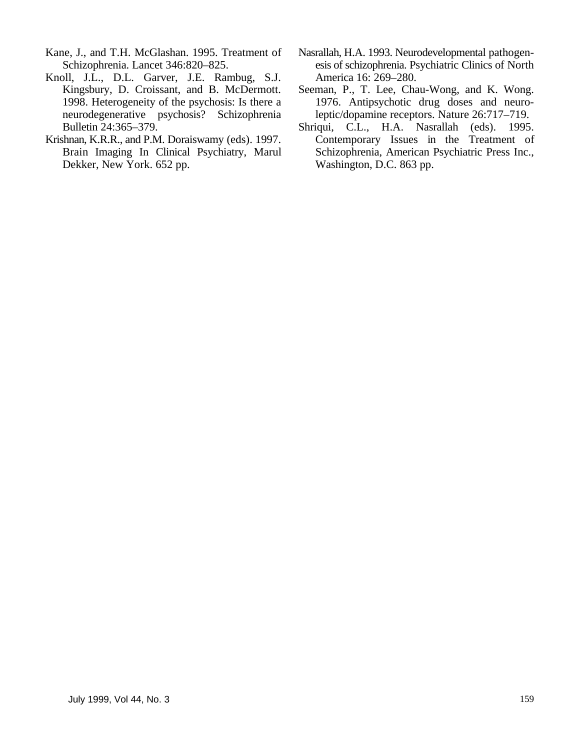Kane, J., and T.H. McGlashan. 1995. Treatment of Schizophrenia. Lancet 346:820–825.

Knoll, J.L., D.L. Garver, J.E. Rambug, S.J. Kingsbury, D. Croissant, and B. McDermott. 1998. Heterogeneity of the psychosis: Is there a neurodegenerative psychosis? Schizophrenia Bulletin 24:365–379.

Krishnan, K.R.R., and P.M. Doraiswamy (eds). 1997. Brain Imaging In Clinical Psychiatry, Marul Dekker, New York. 652 pp.

Nasrallah, H.A. 1993. Neurodevelopmental pathogenesis of schizophrenia. Psychiatric Clinics of North America 16: 269–280.

Seeman, P., T. Lee, Chau-Wong, and K. Wong. 1976. Antipsychotic drug doses and neuroleptic/dopamine receptors. Nature 26:717–719.

Shriqui, C.L., H.A. Nasrallah (eds). 1995. Contemporary Issues in the Treatment of Schizophrenia, American Psychiatric Press Inc., Washington, D.C. 863 pp.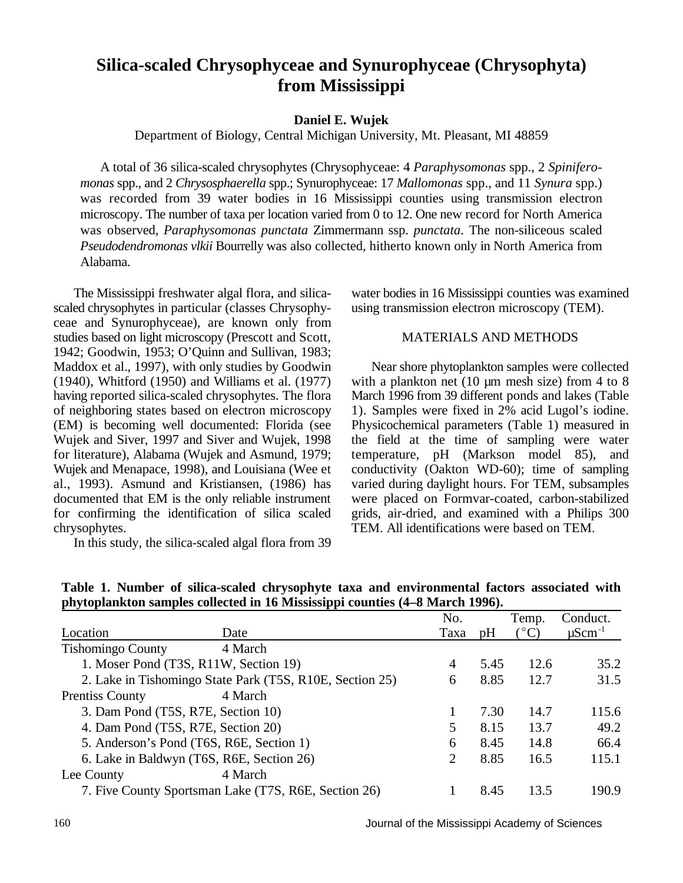# Silica-scaled Chrysophyceae and Synurophyceae (Chrysophyta) from Mississippi

**Daniel E. Wujek**

Department of Biology, Central Michigan University, Mt. Pleasant, MI 48859

A total of 36 silica-scaled chrysophytes (Chrysophyceae: 4 *Paraphysomonas* spp., 2 *Spiniferomonas* spp., and 2 *Chrysosphaerella* spp.; Synurophyceae: 17 *Mallomonas* spp., and 11 *Synura* spp.) was recorded from 39 water bodies in 16 Mississippi counties using transmission electron microscopy. The number of taxa per location varied from 0 to 12. One new record for North America was observed, *Paraphysomonas punctata* Zimmermann ssp. *punctata*. The non-siliceous scaled *Pseudodendromonas vlkii* Bourrelly was also collected, hitherto known only in North America from Alabama.

The Mississippi freshwater algal flora, and silica-scaled chrysophytes in particular (classes Chrysophyceae and Synurophyceae), are known only from studies based on light microscopy (Prescott and Scott, 1942; Goodwin, 1953; O'Quinn and Sullivan, 1983; Maddox et al., 1997), with only studies by Goodwin (1940), Whitford (1950) and Williams et al. (1977) having reported silica-scaled chrysophytes. The flora of neighboring states based on electron microscopy (EM) is becoming well documented: Florida (see Wujek and Siver, 1997 and Siver and Wujek, 1998 for literature), Alabama (Wujek and Asmund, 1979; Wujek and Menapace, 1998), and Louisiana (Wee et al., 1993). Asmund and Kristiansen, (1986) has documented that EM is the only reliable instrument for confirming the identification of silica scaled chrysophytes.

In this study, the silica-scaled algal flora from 39 water bodies in 16 Mississippi counties was examined using transmission electron microscopy (TEM).

## MATERIALS AND METHODS

Near shore phytoplankton samples were collected with a plankton net (10 µm mesh size) from 4 to 8 March 1996 from 39 different ponds and lakes (Table 1). Samples were fixed in 2% acid Lugol's iodine. Physicochemical parameters (Table 1) measured in the field at the time of sampling were water temperature, pH (Markson model 85), and conductivity (Oakton WD-60); time of sampling varied during daylight hours. For TEM, subsamples were placed on Formvar-coated, carbon-stabilized grids, air-dried, and examined with a Philips 300 TEM. All identifications were based on TEM.

**Table 1. Number of silica-scaled chrysophyte taxa and environmental factors associated with phytoplankton samples collected in 16 Mississippi counties (4–8 March 1996).**

| Location | Date | No. Taxa | pH | Temp. (°C) | Conduct. $\mu S cm^{-1}$ |
|---|---|---|---|---|---|
| Tishomingo County | 4 March | | | | |
| 1. Moser Pond (T3S, R11W, Section 19) | | 4 | 5.45 | 12.6 | 35.2 |
| 2. Lake in Tishomingo State Park (T5S, R10E, Section 25) | | 6 | 8.85 | 12.7 | 31.5 |
| Prentiss County | 4 March | | | | |
| 3. Dam Pond (T5S, R7E, Section 10) | | 1 | 7.30 | 14.7 | 115.6 |
| 4. Dam Pond (T5S, R7E, Section 20) | | 5 | 8.15 | 13.7 | 49.2 |
| 5. Anderson's Pond (T6S, R6E, Section 1) | | 6 | 8.45 | 14.8 | 66.4 |
| 6. Lake in Baldwyn (T6S, R6E, Section 26) | | 2 | 8.85 | 16.5 | 115.1 |
| Lee County | 4 March | | | | |
| 7. Five County Sportsman Lake (T7S, R6E, Section 26) | | 1 | 8.45 | 13.5 | 190.9 |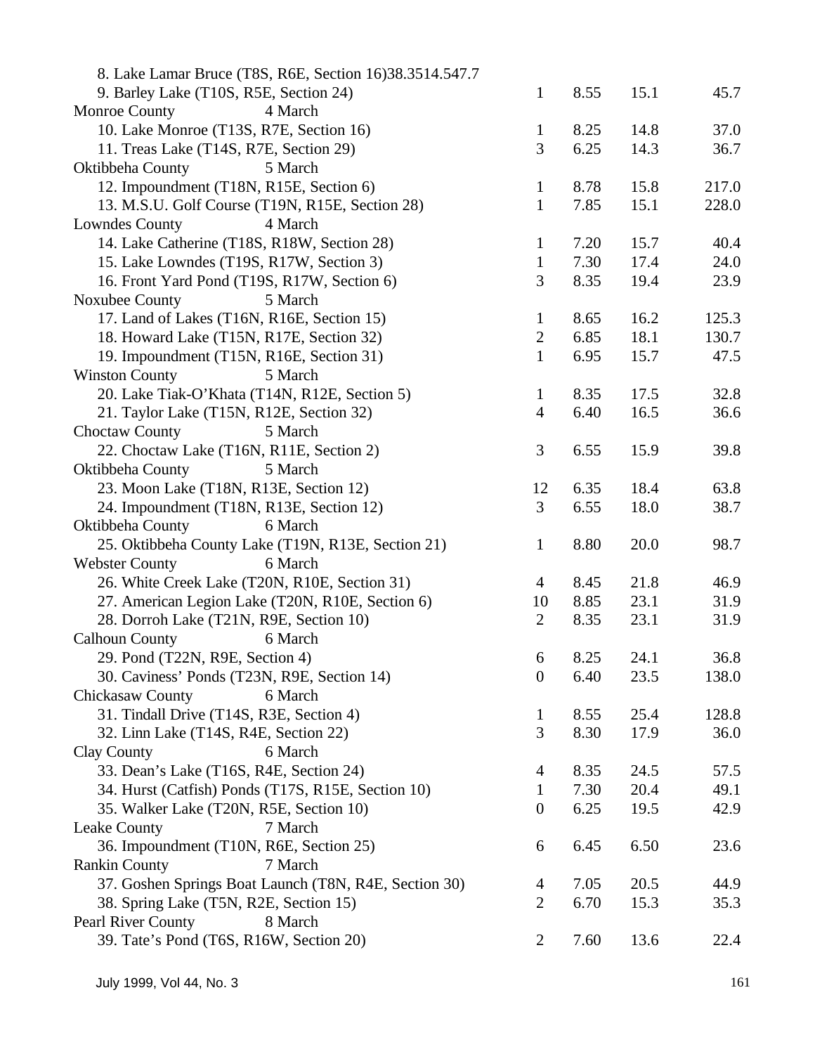| | | | | |
|---|---|---|---|---|
| 8. Lake Lamar Bruce (T8S, R6E, Section 16)38.3514.547.7 | | | | |
| 9. Barley Lake (T10S, R5E, Section 24) | 1 | 8.55 | 15.1 | 45.7 |
| Monroe County 4 March | | | | |
| 10. Lake Monroe (T13S, R7E, Section 16) | 1 | 8.25 | 14.8 | 37.0 |
| 11. Treas Lake (T14S, R7E, Section 29) | 3 | 6.25 | 14.3 | 36.7 |
| Oktibbeha County 5 March | | | | |
| 12. Impoundment (T18N, R15E, Section 6) | 1 | 8.78 | 15.8 | 217.0 |
| 13. M.S.U. Golf Course (T19N, R15E, Section 28) | 1 | 7.85 | 15.1 | 228.0 |
| Lowndes County 4 March | | | | |
| 14. Lake Catherine (T18S, R18W, Section 28) | 1 | 7.20 | 15.7 | 40.4 |
| 15. Lake Lowndes (T19S, R17W, Section 3) | 1 | 7.30 | 17.4 | 24.0 |
| 16. Front Yard Pond (T19S, R17W, Section 6) | 3 | 8.35 | 19.4 | 23.9 |
| Noxubee County 5 March | | | | |
| 17. Land of Lakes (T16N, R16E, Section 15) | 1 | 8.65 | 16.2 | 125.3 |
| 18. Howard Lake (T15N, R17E, Section 32) | 2 | 6.85 | 18.1 | 130.7 |
| 19. Impoundment (T15N, R16E, Section 31) | 1 | 6.95 | 15.7 | 47.5 |
| Winston County 5 March | | | | |
| 20. Lake Tiak-O'Khata (T14N, R12E, Section 5) | 1 | 8.35 | 17.5 | 32.8 |
| 21. Taylor Lake (T15N, R12E, Section 32) | 4 | 6.40 | 16.5 | 36.6 |
| Choctaw County 5 March | | | | |
| 22. Choctaw Lake (T16N, R11E, Section 2) | 3 | 6.55 | 15.9 | 39.8 |
| Oktibbeha County 5 March | | | | |
| 23. Moon Lake (T18N, R13E, Section 12) | 12 | 6.35 | 18.4 | 63.8 |
| 24. Impoundment (T18N, R13E, Section 12) | 3 | 6.55 | 18.0 | 38.7 |
| Oktibbeha County 6 March | | | | |
| 25. Oktibbeha County Lake (T19N, R13E, Section 21) | 1 | 8.80 | 20.0 | 98.7 |
| Webster County 6 March | | | | |
| 26. White Creek Lake (T20N, R10E, Section 31) | 4 | 8.45 | 21.8 | 46.9 |
| 27. American Legion Lake (T20N, R10E, Section 6) | 10 | 8.85 | 23.1 | 31.9 |
| 28. Dorroh Lake (T21N, R9E, Section 10) | 2 | 8.35 | 23.1 | 31.9 |
| Calhoun County 6 March | | | | |
| 29. Pond (T22N, R9E, Section 4) | 6 | 8.25 | 24.1 | 36.8 |
| 30. Caviness' Ponds (T23N, R9E, Section 14) | 0 | 6.40 | 23.5 | 138.0 |
| Chickasaw County 6 March | | | | |
| 31. Tindall Drive (T14S, R3E, Section 4) | 1 | 8.55 | 25.4 | 128.8 |
| 32. Linn Lake (T14S, R4E, Section 22) | 3 | 8.30 | 17.9 | 36.0 |
| Clay County 6 March | | | | |
| 33. Dean's Lake (T16S, R4E, Section 24) | 4 | 8.35 | 24.5 | 57.5 |
| 34. Hurst (Catfish) Ponds (T17S, R15E, Section 10) | 1 | 7.30 | 20.4 | 49.1 |
| 35. Walker Lake (T20N, R5E, Section 10) | 0 | 6.25 | 19.5 | 42.9 |
| Leake County 7 March | | | | |
| 36. Impoundment (T10N, R6E, Section 25) | 6 | 6.45 | 6.50 | 23.6 |
| Rankin County 7 March | | | | |
| 37. Goshen Springs Boat Launch (T8N, R4E, Section 30) | 4 | 7.05 | 20.5 | 44.9 |
| 38. Spring Lake (T5N, R2E, Section 15) | 2 | 6.70 | 15.3 | 35.3 |
| Pearl River County 8 March | | | | |
| 39. Tate's Pond (T6S, R16W, Section 20) | 2 | 7.60 | 13.6 | 22.4 |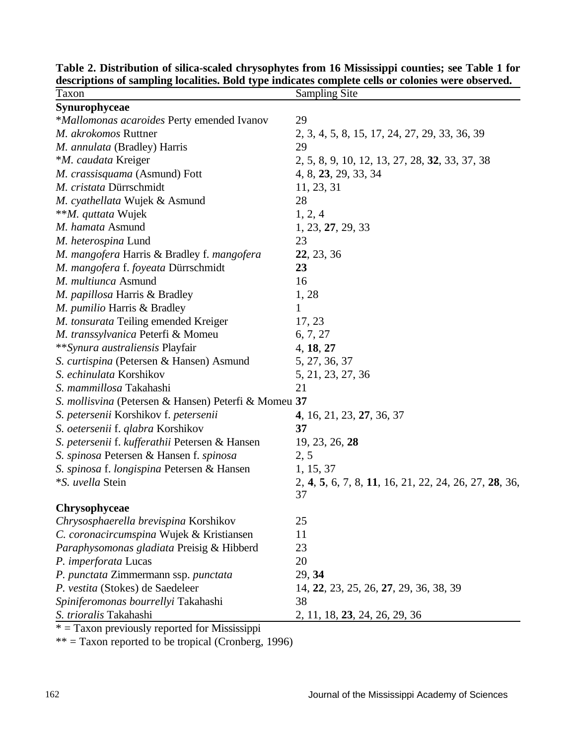**Table 2. Distribution of silica-scaled chrysophytes from 16 Mississippi counties; see Table 1 for descriptions of sampling localities. Bold type indicates complete cells or colonies were observed.**

| Taxon | Sampling Site |
|---|---|
| **Synurophyceae** | |
| **Mallomonas acaroides* Perty emended Ivanov | 29 |
| *M. akrokomos* Ruttner | 2, 3, 4, 5, 8, 15, 17, 24, 27, 29, 33, 36, 39 |
| *M. annulata* (Bradley) Harris | 29 |
| **M. caudata* Kreiger | 2, 5, 8, 9, 10, 12, 13, 27, 28, **32**, 33, 37, 38 |
| *M. crassisquama* (Asmund) Fott | 4, 8, **23**, 29, 33, 34 |
| *M. cristata* Dürrschmidt | 11, 23, 31 |
| *M. cyathellata* Wujek & Asmund | 28 |
| ***M. quttata* Wujek | 1, 2, 4 |
| *M. hamata* Asmund | 1, 23, **27**, 29, 33 |
| *M. heterospina* Lund | 23 |
| *M. mangofera* Harris & Bradley f. *mangofera* | **22**, 23, 36 |
| *M. mangofera* f. *foyeata* Dürrschmidt | **23** |
| *M. multiunca* Asmund | 16 |
| *M. papillosa* Harris & Bradley | 1, 28 |
| *M. pumilio* Harris & Bradley | 1 |
| *M. tonsurata* Teiling emended Kreiger | 17, 23 |
| *M. transsylvanica* Peterfi & Momeu | 6, 7, 27 |
| ***Synura australiensis* Playfair | 4, **18**, **27** |
| *S. curtispina* (Petersen & Hansen) Asmund | 5, 27, 36, 37 |
| *S. echinulata* Korshikov | 5, 21, 23, 27, 36 |
| *S. mammillosa* Takahashi | 21 |
| *S. mollisvina* (Petersen & Hansen) Peterfi & Momeu | **37** |
| *S. petersenii* Korshikov f. *petersenii* | **4**, 16, 21, 23, **27**, 36, 37 |
| *S. oetersenii* f. *qlabra* Korshikov | **37** |
| *S. petersenii* f. *kufferathii* Petersen & Hansen | 19, 23, 26, **28** |
| *S. spinosa* Petersen & Hansen f. *spinosa* | 2, 5 |
| *S. spinosa* f. *longispina* Petersen & Hansen | 1, 15, 37 |
| **S. uvella* Stein | 2, **4**, **5**, 6, 7, 8, **11**, 16, 21, 22, 24, 26, 27, **28**, 36, 37 |
| **Chrysophyceae** | |
| *Chrysosphaerella brevispina* Korshikov | 25 |
| *C. coronacircumspina* Wujek & Kristiansen | 11 |
| *Paraphysomonas gladiata* Preisig & Hibberd | 23 |
| *P. imperforata* Lucas | 20 |
| *P. punctata* Zimmermann ssp. *punctata* | 29, **34** |
| *P. vestita* (Stokes) de Saedeleer | 14, **22**, 23, 25, 26, **27**, 29, 36, 38, 39 |
| *Spiniferomonas bourrellyi* Takahashi | 38 |
| *S. trioralis* Takahashi | 2, 11, 18, **23**, 24, 26, 29, 36 |

* = Taxon previously reported for Mississippi

** = Taxon reported to be tropical (Cronberg, 1996)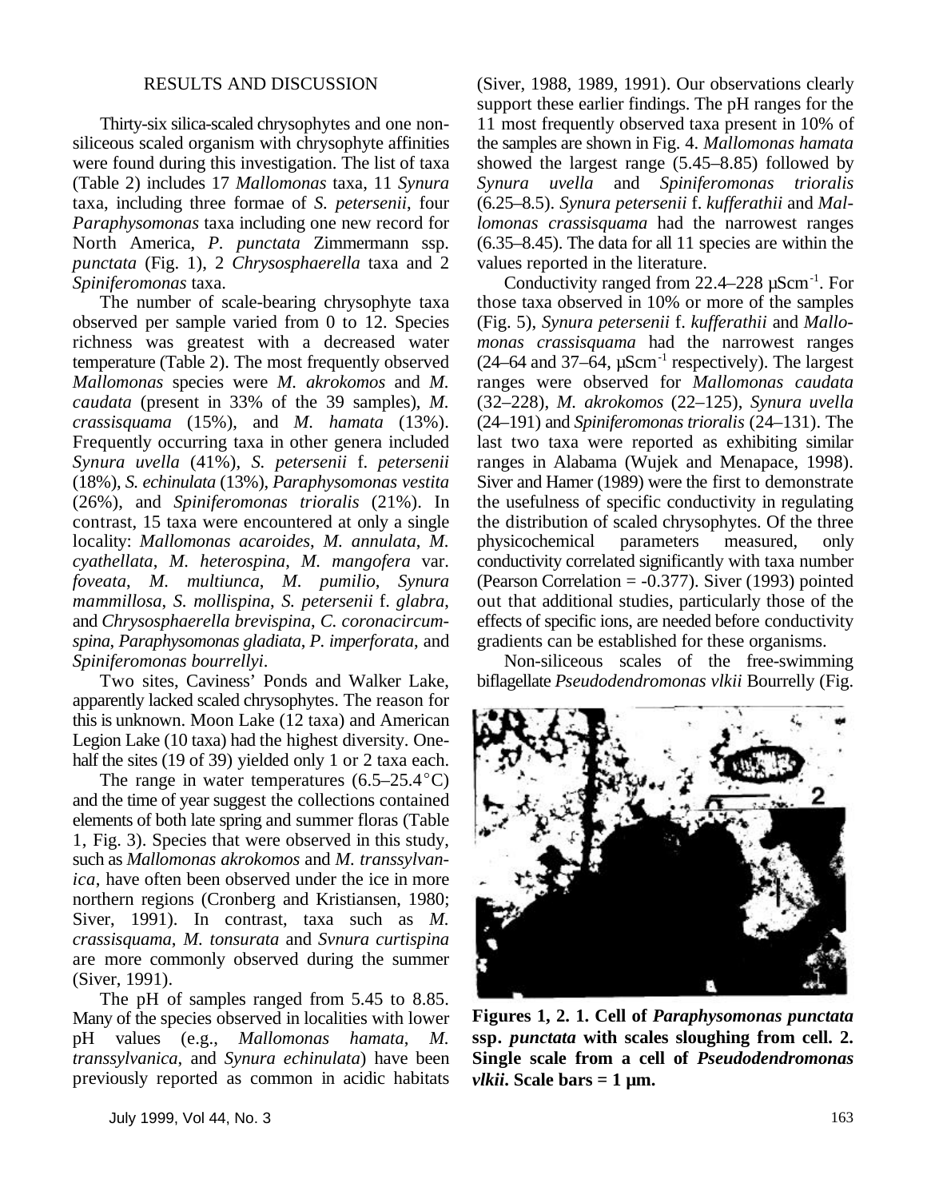## RESULTS AND DISCUSSION

Thirty-six silica-scaled chrysophytes and one non-siliceous scaled organism with chrysophyte affinities were found during this investigation. The list of taxa (Table 2) includes 17 *Mallomonas* taxa, 11 *Synura* taxa, including three formae of *S. petersenii*, four *Paraphysomonas* taxa including one new record for North America, *P. punctata* Zimmermann ssp. *punctata* (Fig. 1), 2 *Chrysosphaerella* taxa and 2 *Spiniferomonas* taxa.

The number of scale-bearing chrysophyte taxa observed per sample varied from 0 to 12. Species richness was greatest with a decreased water temperature (Table 2). The most frequently observed *Mallomonas* species were *M. akrokomos* and *M. caudata* (present in 33% of the 39 samples), *M. crassisquama* (15%), and *M. hamata* (13%). Frequently occurring taxa in other genera included *Synura uvella* (41%), *S. petersenii* f. *petersenii* (18%), *S. echinulata* (13%), *Paraphysomonas vestita* (26%), and *Spiniferomonas trioralis* (21%). In contrast, 15 taxa were encountered at only a single locality: *Mallomonas acaroides*, *M. annulata*, *M. cyathellata*, *M. heterospina*, *M. mangofera* var. *foveata*, *M. multiunca*, *M. pumilio*, *Synura mammillosa*, *S. mollispina*, *S. petersenii* f. *glabra*, and *Chrysosphaerella brevispina*, *C. coronacircumspina*, *Paraphysomonas gladiata*, *P. imperforata*, and *Spiniferomonas bourrellyi*.

Two sites, Caviness' Ponds and Walker Lake, apparently lacked scaled chrysophytes. The reason for this is unknown. Moon Lake (12 taxa) and American Legion Lake (10 taxa) had the highest diversity. One-half the sites (19 of 39) yielded only 1 or 2 taxa each.

The range in water temperatures (6.5–25.4°C) and the time of year suggest the collections contained elements of both late spring and summer floras (Table 1, Fig. 3). Species that were observed in this study, such as *Mallomonas akrokomos* and *M. transsylvanica*, have often been observed under the ice in more northern regions (Cronberg and Kristiansen, 1980; Siver, 1991). In contrast, taxa such as *M. crassisquama*, *M. tonsurata* and *Svnura curtispina* are more commonly observed during the summer (Siver, 1991).

The pH of samples ranged from 5.45 to 8.85. Many of the species observed in localities with lower pH values (e.g., *Mallomonas hamata*, *M. transsylvanica*, and *Synura echinulata*) have been previously reported as common in acidic habitats (Siver, 1988, 1989, 1991). Our observations clearly support these earlier findings. The pH ranges for the 11 most frequently observed taxa present in 10% of the samples are shown in Fig. 4. *Mallomonas hamata* showed the largest range (5.45–8.85) followed by *Synura uvella* and *Spiniferomonas trioralis* (6.25–8.5). *Synura petersenii* f. *kufferathii* and *Mallomonas crassisquama* had the narrowest ranges (6.35–8.45). The data for all 11 species are within the values reported in the literature.

Conductivity ranged from 22.4–228 $\mu$Scm$^{-1}$. For those taxa observed in 10% or more of the samples (Fig. 5), *Synura petersenii* f. *kufferathii* and *Mallomonas crassisquama* had the narrowest ranges (24–64 and 37–64, $\mu$Scm$^{-1}$ respectively). The largest ranges were observed for *Mallomonas caudata* (32–228), *M. akrokomos* (22–125), *Synura uvella* (24–191) and *Spiniferomonas trioralis* (24–131). The last two taxa were reported as exhibiting similar ranges in Alabama (Wujek and Menapace, 1998). Siver and Hamer (1989) were the first to demonstrate the usefulness of specific conductivity in regulating the distribution of scaled chrysophytes. Of the three physicochemical parameters measured, only conductivity correlated significantly with taxa number (Pearson Correlation = -0.377). Siver (1993) pointed out that additional studies, particularly those of the effects of specific ions, are needed before conductivity gradients can be established for these organisms.

Non-siliceous scales of the free-swimming biflagellate *Pseudodendromonas vlkii* Bourrelly (Fig.

**Figures 1, 2. 1. Cell of *Paraphysomonas punctata* ssp. *punctata* with scales sloughing from cell. 2. Single scale from a cell of *Pseudodendromonas vlkii*. Scale bars = 1 µm.**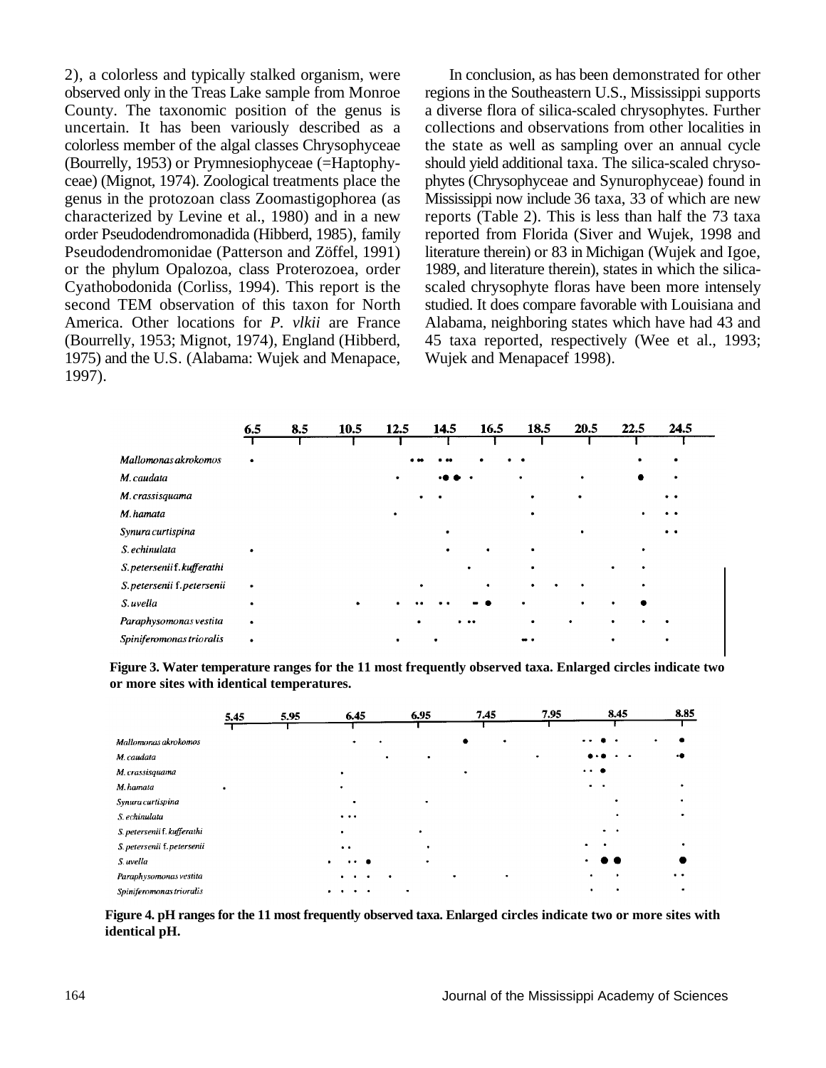2), a colorless and typically stalked organism, were observed only in the Treas Lake sample from Monroe County. The taxonomic position of the genus is uncertain. It has been variously described as a colorless member of the algal classes Chrysophyceae (Bourrelly, 1953) or Prymnesiophyceae (=Haptophyceae) (Mignot, 1974). Zoological treatments place the genus in the protozoan class Zoomastigophorea (as characterized by Levine et al., 1980) and in a new order Pseudodendromonadida (Hibberd, 1985), family Pseudodendromonidae (Patterson and Zöffel, 1991) or the phylum Opalozoa, class Proterozoea, order Cyathobodonida (Corliss, 1994). This report is the second TEM observation of this taxon for North America. Other locations for *P. vlkii* are France (Bourrelly, 1953; Mignot, 1974), England (Hibberd, 1975) and the U.S. (Alabama: Wujek and Menapace, 1997).

In conclusion, as has been demonstrated for other regions in the Southeastern U.S., Mississippi supports a diverse flora of silica-scaled chrysophytes. Further collections and observations from other localities in the state as well as sampling over an annual cycle should yield additional taxa. The silica-scaled chrysophytes (Chrysophyceae and Synurophyceae) found in Mississippi now include 36 taxa, 33 of which are new reports (Table 2). This is less than half the 73 taxa reported from Florida (Siver and Wujek, 1998 and literature therein) or 83 in Michigan (Wujek and Igoe, 1989, and literature therein), states in which the silica-scaled chrysophyte floras have been more intensely studied. It does compare favorable with Louisiana and Alabama, neighboring states which have had 43 and 45 taxa reported, respectively (Wee et al., 1993; Wujek and Menapacef 1998).

**Figure 3. Water temperature ranges for the 11 most frequently observed taxa. Enlarged circles indicate two or more sites with identical temperatures.**

**Figure 4. pH ranges for the 11 most frequently observed taxa. Enlarged circles indicate two or more sites with identical pH.**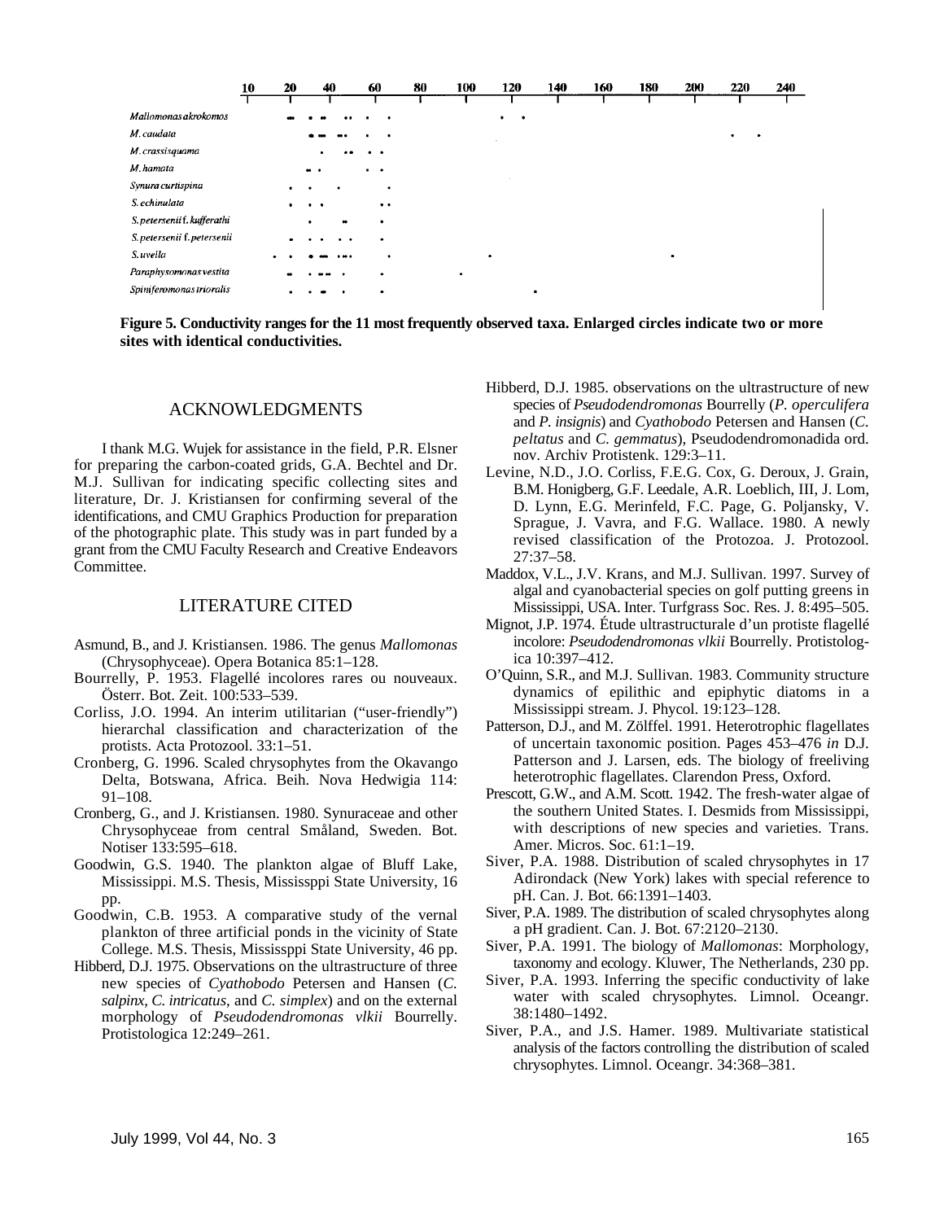Figure 5. Conductivity ranges for the 11 most frequently observed taxa. Enlarged circles indicate two or more sites with identical conductivities.

## ACKNOWLEDGMENTS

I thank M.G. Wujek for assistance in the field, P.R. Elsner for preparing the carbon-coated grids, G.A. Bechtel and Dr. M.J. Sullivan for indicating specific collecting sites and literature, Dr. J. Kristiansen for confirming several of the identifications, and CMU Graphics Production for preparation of the photographic plate. This study was in part funded by a grant from the CMU Faculty Research and Creative Endeavors Committee.

## LITERATURE CITED

Asmund, B., and J. Kristiansen. 1986. The genus *Mallomonas* (Chrysophyceae). Opera Botanica 85:1–128.

Bourrelly, P. 1953. Flagellé incolores rares ou nouveaux. Österr. Bot. Zeit. 100:533–539.

Corliss, J.O. 1994. An interim utilitarian ("user-friendly") hierarchal classification and characterization of the protists. Acta Protozool. 33:1–51.

Cronberg, G. 1996. Scaled chrysophytes from the Okavango Delta, Botswana, Africa. Beih. Nova Hedwigia 114: 91–108.

Cronberg, G., and J. Kristiansen. 1980. Synuraceae and other Chrysophyceae from central Småland, Sweden. Bot. Notiser 133:595–618.

Goodwin, G.S. 1940. The plankton algae of Bluff Lake, Mississippi. M.S. Thesis, Mississppi State University, 16 pp.

Goodwin, C.B. 1953. A comparative study of the vernal plankton of three artificial ponds in the vicinity of State College. M.S. Thesis, Mississppi State University, 46 pp.

Hibberd, D.J. 1975. Observations on the ultrastructure of three new species of *Cyathobodo* Petersen and Hansen (*C. salpinx*, *C. intricatus*, and *C. simplex*) and on the external morphology of *Pseudodendromonas vlkii* Bourrelly. Protistologica 12:249–261.

Hibberd, D.J. 1985. observations on the ultrastructure of new species of *Pseudodendromonas* Bourrelly (*P. operculifera* and *P. insignis*) and *Cyathobodo* Petersen and Hansen (*C. peltatus* and *C. gemmatus*), Pseudodendromonadida ord. nov. Archiv Protistenk. 129:3–11.

Levine, N.D., J.O. Corliss, F.E.G. Cox, G. Deroux, J. Grain, B.M. Honigberg, G.F. Leedale, A.R. Loeblich, III, J. Lom, D. Lynn, E.G. Merinfeld, F.C. Page, G. Poljansky, V. Sprague, J. Vavra, and F.G. Wallace. 1980. A newly revised classification of the Protozoa. J. Protozool. 27:37–58.

Maddox, V.L., J.V. Krans, and M.J. Sullivan. 1997. Survey of algal and cyanobacterial species on golf putting greens in Mississippi, USA. Inter. Turfgrass Soc. Res. J. 8:495–505.

Mignot, J.P. 1974. Étude ultrastructurale d'un protiste flagellé incolore: *Pseudodendromonas vlkii* Bourrelly. Protistologica 10:397–412.

O'Quinn, S.R., and M.J. Sullivan. 1983. Community structure dynamics of epilithic and epiphytic diatoms in a Mississippi stream. J. Phycol. 19:123–128.

Patterson, D.J., and M. Zölffel. 1991. Heterotrophic flagellates of uncertain taxonomic position. Pages 453–476 *in* D.J. Patterson and J. Larsen, eds. The biology of freeliving heterotrophic flagellates. Clarendon Press, Oxford.

Prescott, G.W., and A.M. Scott. 1942. The fresh-water algae of the southern United States. I. Desmids from Mississippi, with descriptions of new species and varieties. Trans. Amer. Micros. Soc. 61:1–19.

Siver, P.A. 1988. Distribution of scaled chrysophytes in 17 Adirondack (New York) lakes with special reference to pH. Can. J. Bot. 66:1391–1403.

Siver, P.A. 1989. The distribution of scaled chrysophytes along a pH gradient. Can. J. Bot. 67:2120–2130.

Siver, P.A. 1991. The biology of *Mallomonas*: Morphology, taxonomy and ecology. Kluwer, The Netherlands, 230 pp.

Siver, P.A. 1993. Inferring the specific conductivity of lake water with scaled chrysophytes. Limnol. Oceangr. 38:1480–1492.

Siver, P.A., and J.S. Hamer. 1989. Multivariate statistical analysis of the factors controlling the distribution of scaled chrysophytes. Limnol. Oceangr. 34:368–381.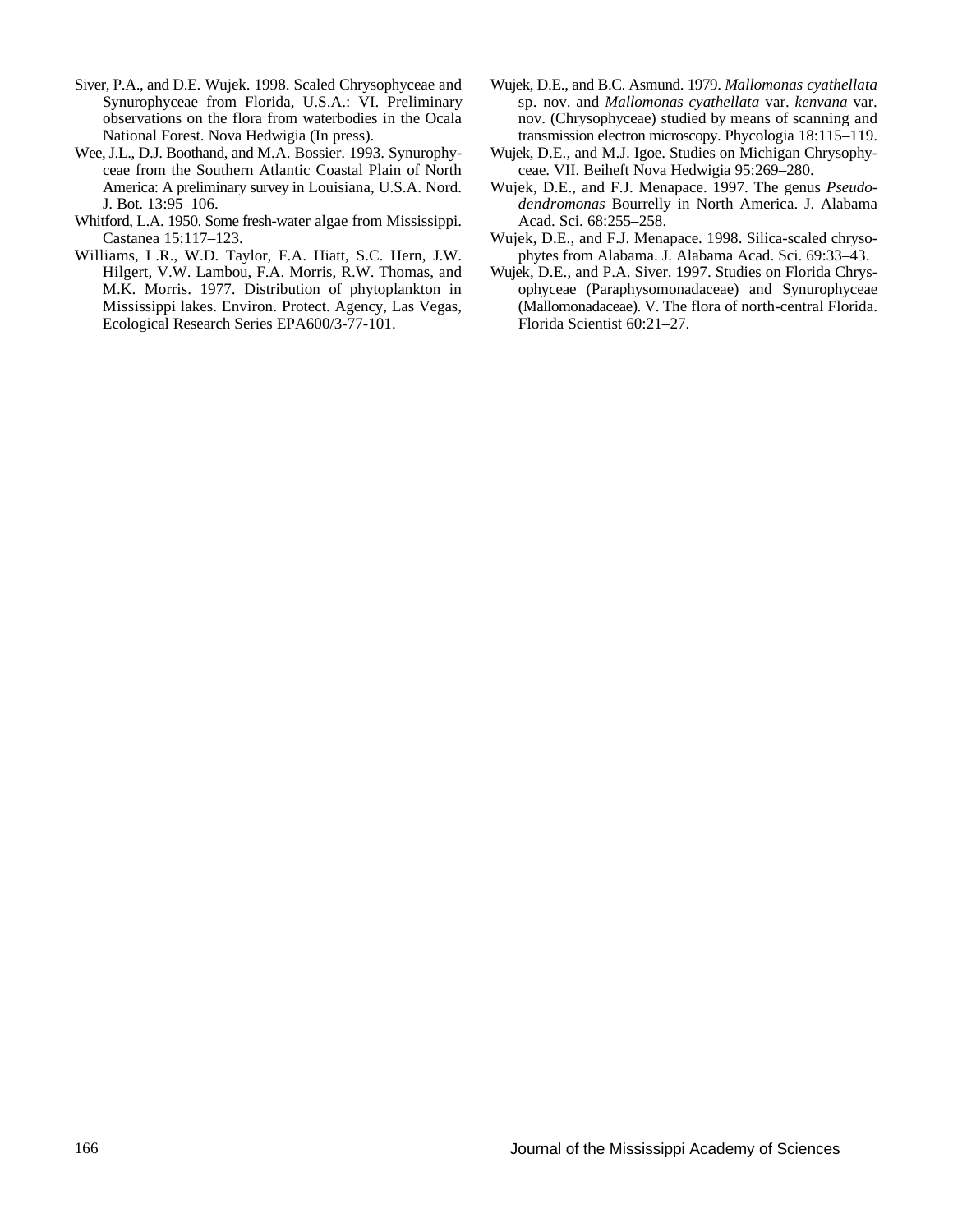Siver, P.A., and D.E. Wujek. 1998. Scaled Chrysophyceae and Synurophyceae from Florida, U.S.A.: VI. Preliminary observations on the flora from waterbodies in the Ocala National Forest. Nova Hedwigia (In press).

Wee, J.L., D.J. Boothand, and M.A. Bossier. 1993. Synurophyceae from the Southern Atlantic Coastal Plain of North America: A preliminary survey in Louisiana, U.S.A. Nord. J. Bot. 13:95–106.

Whitford, L.A. 1950. Some fresh-water algae from Mississippi. Castanea 15:117–123.

Williams, L.R., W.D. Taylor, F.A. Hiatt, S.C. Hern, J.W. Hilgert, V.W. Lambou, F.A. Morris, R.W. Thomas, and M.K. Morris. 1977. Distribution of phytoplankton in Mississippi lakes. Environ. Protect. Agency, Las Vegas, Ecological Research Series EPA600/3-77-101.

Wujek, D.E., and B.C. Asmund. 1979. *Mallomonas cyathellata* sp. nov. and *Mallomonas cyathellata* var. *kenvana* var. nov. (Chrysophyceae) studied by means of scanning and transmission electron microscopy. Phycologia 18:115–119.

Wujek, D.E., and M.J. Igoe. Studies on Michigan Chrysophyceae. VII. Beiheft Nova Hedwigia 95:269–280.

Wujek, D.E., and F.J. Menapace. 1997. The genus *Pseudodendromonas* Bourrelly in North America. J. Alabama Acad. Sci. 68:255–258.

Wujek, D.E., and F.J. Menapace. 1998. Silica-scaled chrysophytes from Alabama. J. Alabama Acad. Sci. 69:33–43.

Wujek, D.E., and P.A. Siver. 1997. Studies on Florida Chrysophyceae (Paraphysomonadaceae) and Synurophyceae (Mallomonadaceae). V. The flora of north-central Florida. Florida Scientist 60:21–27.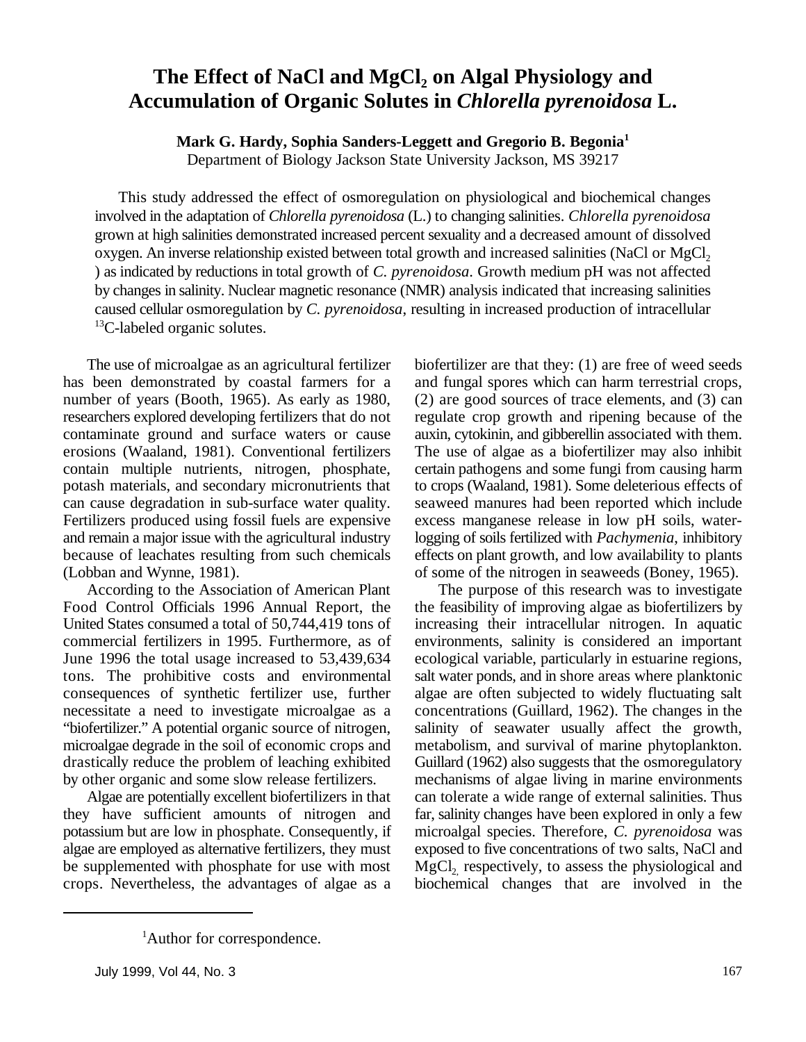# The Effect of NaCl and $MgCl_2$ on Algal Physiology and Accumulation of Organic Solutes in *Chlorella pyrenoidosa* L.

**Mark G. Hardy, Sophia Sanders-Leggett and Gregorio B. Begonia[1]**
Department of Biology Jackson State University Jackson, MS 39217

This study addressed the effect of osmoregulation on physiological and biochemical changes involved in the adaptation of *Chlorella pyrenoidosa* (L.) to changing salinities. *Chlorella pyrenoidosa* grown at high salinities demonstrated increased percent sexuality and a decreased amount of dissolved oxygen. An inverse relationship existed between total growth and increased salinities (NaCl or $MgCl_2$) as indicated by reductions in total growth of *C. pyrenoidosa*. Growth medium pH was not affected by changes in salinity. Nuclear magnetic resonance (NMR) analysis indicated that increasing salinities caused cellular osmoregulation by *C. pyrenoidosa*, resulting in increased production of intracellular $^{13}C$-labeled organic solutes.

The use of microalgae as an agricultural fertilizer has been demonstrated by coastal farmers for a number of years (Booth, 1965). As early as 1980, researchers explored developing fertilizers that do not contaminate ground and surface waters or cause erosions (Waaland, 1981). Conventional fertilizers contain multiple nutrients, nitrogen, phosphate, potash materials, and secondary micronutrients that can cause degradation in sub-surface water quality. Fertilizers produced using fossil fuels are expensive and remain a major issue with the agricultural industry because of leachates resulting from such chemicals (Lobban and Wynne, 1981).

According to the Association of American Plant Food Control Officials 1996 Annual Report, the United States consumed a total of 50,744,419 tons of commercial fertilizers in 1995. Furthermore, as of June 1996 the total usage increased to 53,439,634 tons. The prohibitive costs and environmental consequences of synthetic fertilizer use, further necessitate a need to investigate microalgae as a "biofertilizer." A potential organic source of nitrogen, microalgae degrade in the soil of economic crops and drastically reduce the problem of leaching exhibited by other organic and some slow release fertilizers.

Algae are potentially excellent biofertilizers in that they have sufficient amounts of nitrogen and potassium but are low in phosphate. Consequently, if algae are employed as alternative fertilizers, they must be supplemented with phosphate for use with most crops. Nevertheless, the advantages of algae as a biofertilizer are that they: (1) are free of weed seeds and fungal spores which can harm terrestrial crops, (2) are good sources of trace elements, and (3) can regulate crop growth and ripening because of the auxin, cytokinin, and gibberellin associated with them. The use of algae as a biofertilizer may also inhibit certain pathogens and some fungi from causing harm to crops (Waaland, 1981). Some deleterious effects of seaweed manures had been reported which include excess manganese release in low pH soils, water-logging of soils fertilized with *Pachymenia*, inhibitory effects on plant growth, and low availability to plants of some of the nitrogen in seaweeds (Boney, 1965).

The purpose of this research was to investigate the feasibility of improving algae as biofertilizers by increasing their intracellular nitrogen. In aquatic environments, salinity is considered an important ecological variable, particularly in estuarine regions, salt water ponds, and in shore areas where planktonic algae are often subjected to widely fluctuating salt concentrations (Guillard, 1962). The changes in the salinity of seawater usually affect the growth, metabolism, and survival of marine phytoplankton. Guillard (1962) also suggests that the osmoregulatory mechanisms of algae living in marine environments can tolerate a wide range of external salinities. Thus far, salinity changes have been explored in only a few microalgal species. Therefore, *C. pyrenoidosa* was exposed to five concentrations of two salts, NaCl and $MgCl_2$, respectively, to assess the physiological and biochemical changes that are involved in the

[1]Author for correspondence.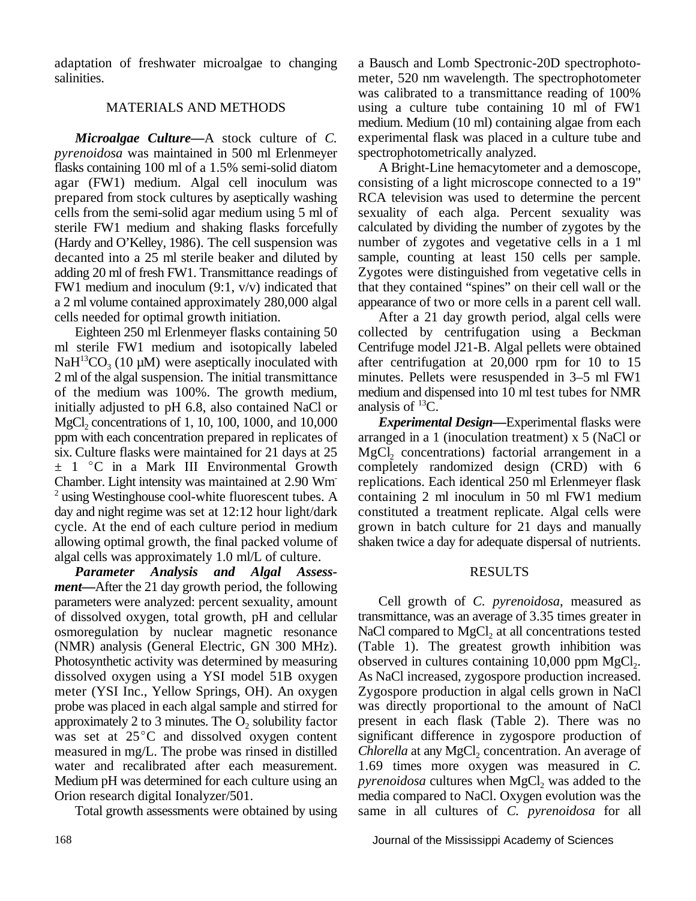adaptation of freshwater microalgae to changing salinities.

## MATERIALS AND METHODS

***Microalgae Culture*—**A stock culture of *C. pyrenoidosa* was maintained in 500 ml Erlenmeyer flasks containing 100 ml of a 1.5% semi-solid diatom agar (FW1) medium. Algal cell inoculum was prepared from stock cultures by aseptically washing cells from the semi-solid agar medium using 5 ml of sterile FW1 medium and shaking flasks forcefully (Hardy and O'Kelley, 1986). The cell suspension was decanted into a 25 ml sterile beaker and diluted by adding 20 ml of fresh FW1. Transmittance readings of FW1 medium and inoculum (9:1, v/v) indicated that a 2 ml volume contained approximately 280,000 algal cells needed for optimal growth initiation.

Eighteen 250 ml Erlenmeyer flasks containing 50 ml sterile FW1 medium and isotopically labeled $NaH^{13}CO_3$ (10 µM) were aseptically inoculated with 2 ml of the algal suspension. The initial transmittance of the medium was 100%. The growth medium, initially adjusted to pH 6.8, also contained NaCl or $MgCl_2$ concentrations of 1, 10, 100, 1000, and 10,000 ppm with each concentration prepared in replicates of six. Culture flasks were maintained for 21 days at 25 ± 1 °C in a Mark III Environmental Growth Chamber. Light intensity was maintained at 2.90 $Wm^{-2}$ using Westinghouse cool-white fluorescent tubes. A day and night regime was set at 12:12 hour light/dark cycle. At the end of each culture period in medium allowing optimal growth, the final packed volume of algal cells was approximately 1.0 ml/L of culture.

***Parameter Analysis and Algal Assessment*—**After the 21 day growth period, the following parameters were analyzed: percent sexuality, amount of dissolved oxygen, total growth, pH and cellular osmoregulation by nuclear magnetic resonance (NMR) analysis (General Electric, GN 300 MHz). Photosynthetic activity was determined by measuring dissolved oxygen using a YSI model 51B oxygen meter (YSI Inc., Yellow Springs, OH). An oxygen probe was placed in each algal sample and stirred for approximately 2 to 3 minutes. The $O_2$ solubility factor was set at 25°C and dissolved oxygen content measured in mg/L. The probe was rinsed in distilled water and recalibrated after each measurement. Medium pH was determined for each culture using an Orion research digital Ionalyzer/501.

Total growth assessments were obtained by using a Bausch and Lomb Spectronic-20D spectrophotometer, 520 nm wavelength. The spectrophotometer was calibrated to a transmittance reading of 100% using a culture tube containing 10 ml of FW1 medium. Medium (10 ml) containing algae from each experimental flask was placed in a culture tube and spectrophotometrically analyzed.

A Bright-Line hemacytometer and a demoscope, consisting of a light microscope connected to a 19" RCA television was used to determine the percent sexuality of each alga. Percent sexuality was calculated by dividing the number of zygotes by the number of zygotes and vegetative cells in a 1 ml sample, counting at least 150 cells per sample. Zygotes were distinguished from vegetative cells in that they contained "spines" on their cell wall or the appearance of two or more cells in a parent cell wall.

After a 21 day growth period, algal cells were collected by centrifugation using a Beckman Centrifuge model J21-B. Algal pellets were obtained after centrifugation at 20,000 rpm for 10 to 15 minutes. Pellets were resuspended in 3–5 ml FW1 medium and dispensed into 10 ml test tubes for NMR analysis of $^{13}C$.

***Experimental Design*—**Experimental flasks were arranged in a 1 (inoculation treatment) x 5 (NaCl or $MgCl_2$ concentrations) factorial arrangement in a completely randomized design (CRD) with 6 replications. Each identical 250 ml Erlenmeyer flask containing 2 ml inoculum in 50 ml FW1 medium constituted a treatment replicate. Algal cells were grown in batch culture for 21 days and manually shaken twice a day for adequate dispersal of nutrients.

## RESULTS

Cell growth of *C. pyrenoidosa*, measured as transmittance, was an average of 3.35 times greater in NaCl compared to $MgCl_2$ at all concentrations tested (Table 1). The greatest growth inhibition was observed in cultures containing 10,000 ppm $MgCl_2$. As NaCl increased, zygospore production increased. Zygospore production in algal cells grown in NaCl was directly proportional to the amount of NaCl present in each flask (Table 2). There was no significant difference in zygospore production of *Chlorella* at any $MgCl_2$ concentration. An average of 1.69 times more oxygen was measured in *C. pyrenoidosa* cultures when $MgCl_2$ was added to the media compared to NaCl. Oxygen evolution was the same in all cultures of *C. pyrenoidosa* for all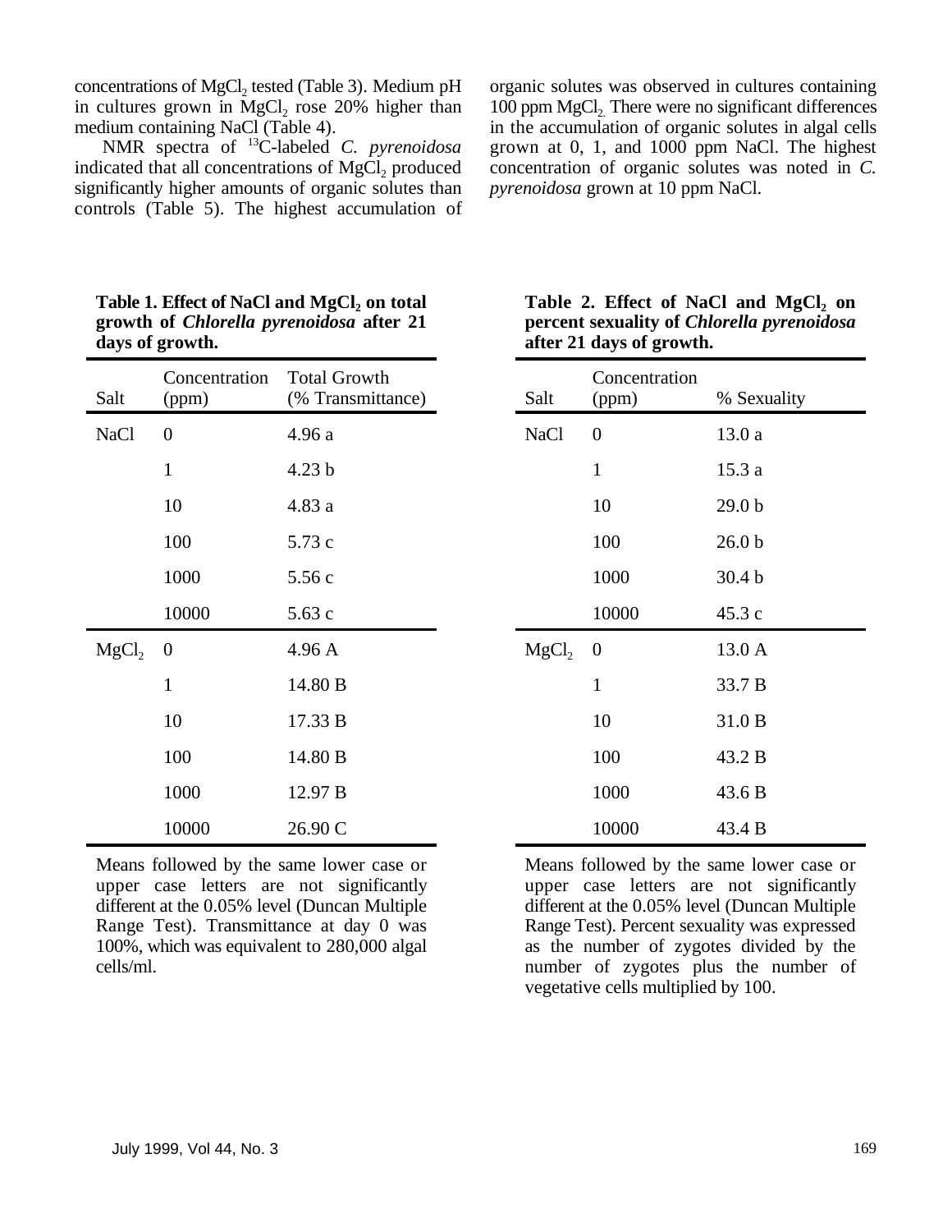concentrations of $MgCl_2$ tested (Table 3). Medium pH in cultures grown in $MgCl_2$ rose 20% higher than medium containing NaCl (Table 4).

NMR spectra of $^{13}C$-labeled *C. pyrenoidosa* indicated that all concentrations of $MgCl_2$ produced significantly higher amounts of organic solutes than controls (Table 5). The highest accumulation of organic solutes was observed in cultures containing 100 ppm $MgCl_2$. There were no significant differences in the accumulation of organic solutes in algal cells grown at 0, 1, and 1000 ppm NaCl. The highest concentration of organic solutes was noted in *C. pyrenoidosa* grown at 10 ppm NaCl.

**Table 1. Effect of NaCl and $MgCl_2$ on total growth of *Chlorella pyrenoidosa* after 21 days of growth.**

| Salt | Concentration (ppm) | Total Growth (% Transmittance) |
|---|---|---|
| NaCl | 0 | 4.96 a |
| | 1 | 4.23 b |
| | 10 | 4.83 a |
| | 100 | 5.73 c |
| | 1000 | 5.56 c |
| | 10000 | 5.63 c |
| $MgCl_2$ | 0 | 4.96 A |
| | 1 | 14.80 B |
| | 10 | 17.33 B |
| | 100 | 14.80 B |
| | 1000 | 12.97 B |
| | 10000 | 26.90 C |

Means followed by the same lower case or upper case letters are not significantly different at the 0.05% level (Duncan Multiple Range Test). Transmittance at day 0 was 100%, which was equivalent to 280,000 algal cells/ml.

**Table 2. Effect of NaCl and $MgCl_2$ on percent sexuality of *Chlorella pyrenoidosa* after 21 days of growth.**

| Salt | Concentration (ppm) | % Sexuality |
|---|---|---|
| NaCl | 0 | 13.0 a |
| | 1 | 15.3 a |
| | 10 | 29.0 b |
| | 100 | 26.0 b |
| | 1000 | 30.4 b |
| | 10000 | 45.3 c |
| $MgCl_2$ | 0 | 13.0 A |
| | 1 | 33.7 B |
| | 10 | 31.0 B |
| | 100 | 43.2 B |
| | 1000 | 43.6 B |
| | 10000 | 43.4 B |

Means followed by the same lower case or upper case letters are not significantly different at the 0.05% level (Duncan Multiple Range Test). Percent sexuality was expressed as the number of zygotes divided by the number of zygotes plus the number of vegetative cells multiplied by 100.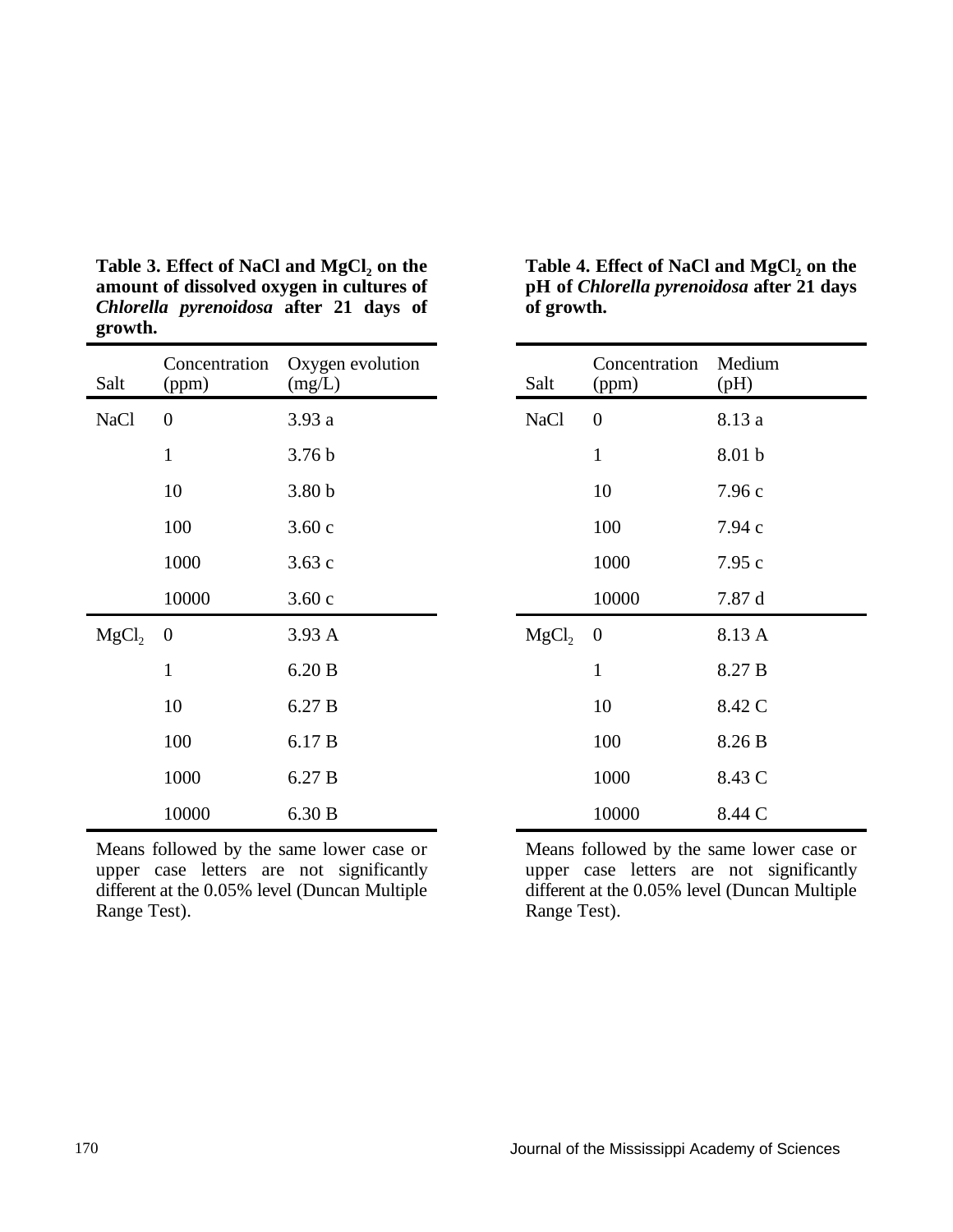**Table 3. Effect of NaCl and $MgCl_2$ on the amount of dissolved oxygen in cultures of *Chlorella pyrenoidosa* after 21 days of growth.**

| Salt | Concentration (ppm) | Oxygen evolution (mg/L) |
|---|---|---|
| NaCl | 0 | 3.93 a |
| | 1 | 3.76 b |
| | 10 | 3.80 b |
| | 100 | 3.60 c |
| | 1000 | 3.63 c |
| | 10000 | 3.60 c |
| $MgCl_2$ | 0 | 3.93 A |
| | 1 | 6.20 B |
| | 10 | 6.27 B |
| | 100 | 6.17 B |
| | 1000 | 6.27 B |
| | 10000 | 6.30 B |

Means followed by the same lower case or upper case letters are not significantly different at the 0.05% level (Duncan Multiple Range Test).

**Table 4. Effect of NaCl and $MgCl_2$ on the pH of *Chlorella pyrenoidosa* after 21 days of growth.**

| Salt | Concentration (ppm) | Medium (pH) |
|---|---|---|
| NaCl | 0 | 8.13 a |
| | 1 | 8.01 b |
| | 10 | 7.96 c |
| | 100 | 7.94 c |
| | 1000 | 7.95 c |
| | 10000 | 7.87 d |
| $MgCl_2$ | 0 | 8.13 A |
| | 1 | 8.27 B |
| | 10 | 8.42 C |
| | 100 | 8.26 B |
| | 1000 | 8.43 C |
| | 10000 | 8.44 C |

Means followed by the same lower case or upper case letters are not significantly different at the 0.05% level (Duncan Multiple Range Test).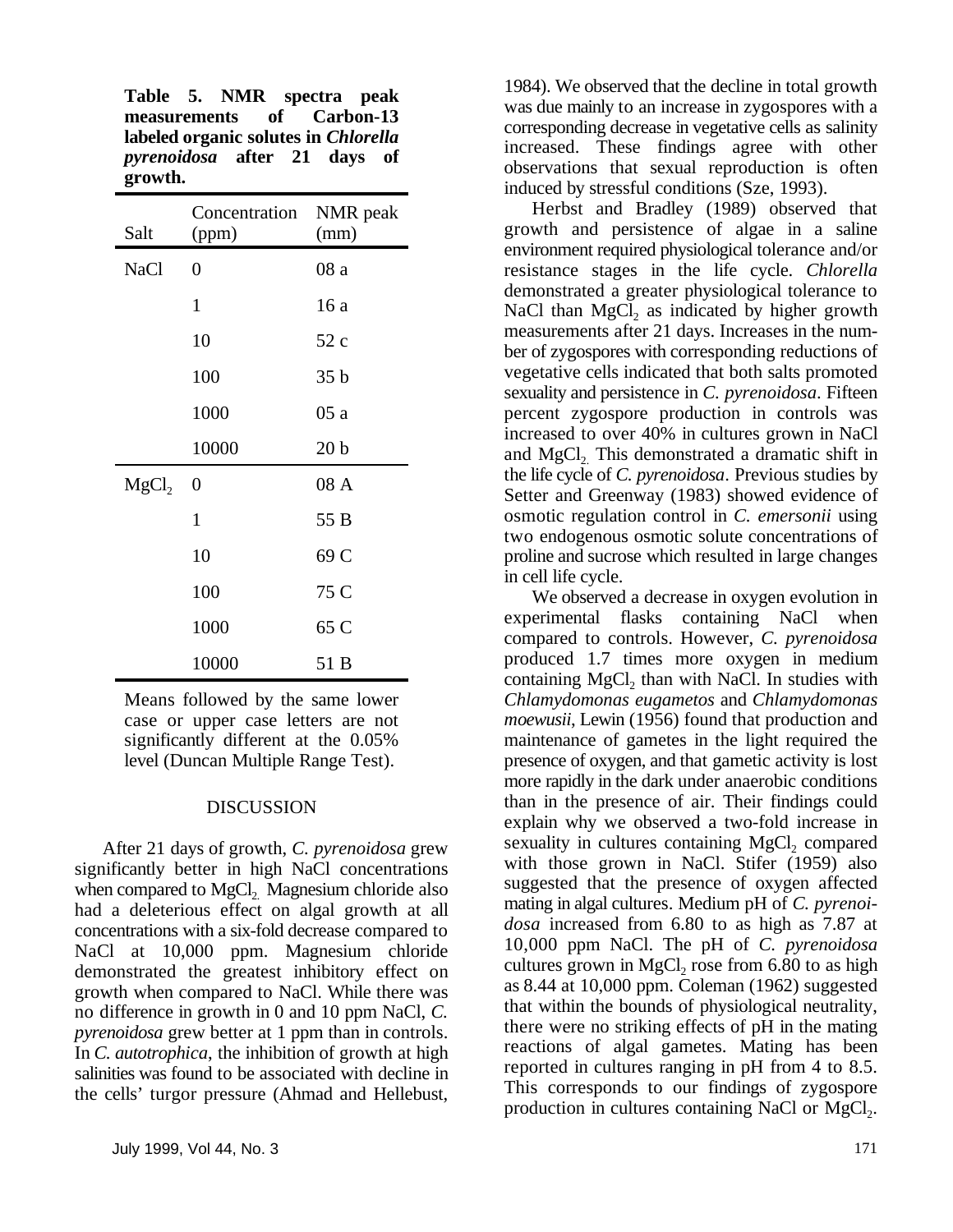**Table 5. NMR spectra peak measurements of Carbon-13 labeled organic solutes in *Chlorella pyrenoidosa* after 21 days of growth.**

| Salt | Concentration (ppm) | NMR peak (mm) |
|---|---|---|
| NaCl | 0 | 08 a |
| | 1 | 16 a |
| | 10 | 52 c |
| | 100 | 35 b |
| | 1000 | 05 a |
| | 10000 | 20 b |
| $MgCl_2$ | 0 | 08 A |
| | 1 | 55 B |
| | 10 | 69 C |
| | 100 | 75 C |
| | 1000 | 65 C |
| | 10000 | 51 B |

Means followed by the same lower case or upper case letters are not significantly different at the 0.05% level (Duncan Multiple Range Test).

## DISCUSSION

After 21 days of growth, *C. pyrenoidosa* grew significantly better in high NaCl concentrations when compared to $MgCl_2$. Magnesium chloride also had a deleterious effect on algal growth at all concentrations with a six-fold decrease compared to NaCl at 10,000 ppm. Magnesium chloride demonstrated the greatest inhibitory effect on growth when compared to NaCl. While there was no difference in growth in 0 and 10 ppm NaCl, *C. pyrenoidosa* grew better at 1 ppm than in controls. In *C. autotrophica*, the inhibition of growth at high salinities was found to be associated with decline in the cells' turgor pressure (Ahmad and Hellebust, 1984). We observed that the decline in total growth was due mainly to an increase in zygospores with a corresponding decrease in vegetative cells as salinity increased. These findings agree with other observations that sexual reproduction is often induced by stressful conditions (Sze, 1993).

Herbst and Bradley (1989) observed that growth and persistence of algae in a saline environment required physiological tolerance and/or resistance stages in the life cycle. *Chlorella* demonstrated a greater physiological tolerance to NaCl than $MgCl_2$ as indicated by higher growth measurements after 21 days. Increases in the number of zygospores with corresponding reductions of vegetative cells indicated that both salts promoted sexuality and persistence in *C. pyrenoidosa*. Fifteen percent zygospore production in controls was increased to over 40% in cultures grown in NaCl and $MgCl_2$. This demonstrated a dramatic shift in the life cycle of *C. pyrenoidosa*. Previous studies by Setter and Greenway (1983) showed evidence of osmotic regulation control in *C. emersonii* using two endogenous osmotic solute concentrations of proline and sucrose which resulted in large changes in cell life cycle.

We observed a decrease in oxygen evolution in experimental flasks containing NaCl when compared to controls. However, *C. pyrenoidosa* produced 1.7 times more oxygen in medium containing $MgCl_2$ than with NaCl. In studies with *Chlamydomonas eugametos* and *Chlamydomonas moewusii*, Lewin (1956) found that production and maintenance of gametes in the light required the presence of oxygen, and that gametic activity is lost more rapidly in the dark under anaerobic conditions than in the presence of air. Their findings could explain why we observed a two-fold increase in sexuality in cultures containing $MgCl_2$ compared with those grown in NaCl. Stifer (1959) also suggested that the presence of oxygen affected mating in algal cultures. Medium pH of *C. pyrenoidosa* increased from 6.80 to as high as 7.87 at 10,000 ppm NaCl. The pH of *C. pyrenoidosa* cultures grown in $MgCl_2$ rose from 6.80 to as high as 8.44 at 10,000 ppm. Coleman (1962) suggested that within the bounds of physiological neutrality, there were no striking effects of pH in the mating reactions of algal gametes. Mating has been reported in cultures ranging in pH from 4 to 8.5. This corresponds to our findings of zygospore production in cultures containing NaCl or $MgCl_2$.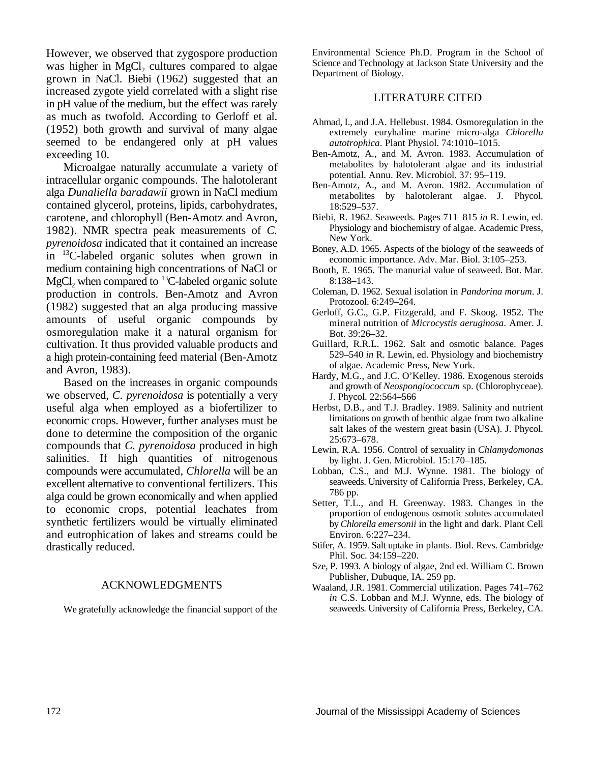However, we observed that zygospore production was higher in $MgCl_2$ cultures compared to algae grown in NaCl. Biebi (1962) suggested that an increased zygote yield correlated with a slight rise in pH value of the medium, but the effect was rarely as much as twofold. According to Gerloff et al. (1952) both growth and survival of many algae seemed to be endangered only at pH values exceeding 10.

Microalgae naturally accumulate a variety of intracellular organic compounds. The halotolerant alga *Dunaliella baradawii* grown in NaCl medium contained glycerol, proteins, lipids, carbohydrates, carotene, and chlorophyll (Ben-Amotz and Avron, 1982). NMR spectra peak measurements of *C. pyrenoidosa* indicated that it contained an increase in $^{13}C$-labeled organic solutes when grown in medium containing high concentrations of NaCl or $MgCl_2$ when compared to $^{13}C$-labeled organic solute production in controls. Ben-Amotz and Avron (1982) suggested that an alga producing massive amounts of useful organic compounds by osmoregulation make it a natural organism for cultivation. It thus provided valuable products and a high protein-containing feed material (Ben-Amotz and Avron, 1983).

Based on the increases in organic compounds we observed, *C. pyrenoidosa* is potentially a very useful alga when employed as a biofertilizer to economic crops. However, further analyses must be done to determine the composition of the organic compounds that *C. pyrenoidosa* produced in high salinities. If high quantities of nitrogenous compounds were accumulated, *Chlorella* will be an excellent alternative to conventional fertilizers. This alga could be grown economically and when applied to economic crops, potential leachates from synthetic fertilizers would be virtually eliminated and eutrophication of lakes and streams could be drastically reduced.

## ACKNOWLEDGMENTS

We gratefully acknowledge the financial support of the Environmental Science Ph.D. Program in the School of Science and Technology at Jackson State University and the Department of Biology.

## LITERATURE CITED

Ahmad, I., and J.A. Hellebust. 1984. Osmoregulation in the extremely euryhaline marine micro-alga *Chlorella autotrophica*. Plant Physiol. 74:1010–1015.

Ben-Amotz, A., and M. Avron. 1983. Accumulation of metabolites by halotolerant algae and its industrial potential. Annu. Rev. Microbiol. 37: 95–119.

Ben-Amotz, A., and M. Avron. 1982. Accumulation of metabolites by halotolerant algae. J. Phycol. 18:529–537.

Biebi, R. 1962. Seaweeds. Pages 711–815 *in* R. Lewin, ed. Physiology and biochemistry of algae. Academic Press, New York.

Boney, A.D. 1965. Aspects of the biology of the seaweeds of economic importance. Adv. Mar. Biol. 3:105–253.

Booth, E. 1965. The manurial value of seaweed. Bot. Mar. 8:138–143.

Coleman, D. 1962. Sexual isolation in *Pandorina morum*. J. Protozool. 6:249–264.

Gerloff, G.C., G.P. Fitzgerald, and F. Skoog. 1952. The mineral nutrition of *Microcystis aeruginosa*. Amer. J. Bot. 39:26–32.

Guillard, R.R.L. 1962. Salt and osmotic balance. Pages 529–540 *in* R. Lewin, ed. Physiology and biochemistry of algae. Academic Press, New York.

Hardy, M.G., and J.C. O'Kelley. 1986. Exogenous steroids and growth of *Neospongiococcum* sp. (Chlorophyceae). J. Phycol. 22:564–566

Herbst, D.B., and T.J. Bradley. 1989. Salinity and nutrient limitations on growth of benthic algae from two alkaline salt lakes of the western great basin (USA). J. Phycol. 25:673–678.

Lewin, R.A. 1956. Control of sexuality in *Chlamydomonas* by light. J. Gen. Microbiol. 15:170–185.

Lobban, C.S., and M.J. Wynne. 1981. The biology of seaweeds. University of California Press, Berkeley, CA. 786 pp.

Setter, T.L., and H. Greenway. 1983. Changes in the proportion of endogenous osmotic solutes accumulated by *Chlorella emersonii* in the light and dark. Plant Cell Environ. 6:227–234.

Stifer, A. 1959. Salt uptake in plants. Biol. Revs. Cambridge Phil. Soc. 34:159–220.

Sze, P. 1993. A biology of algae, 2nd ed. William C. Brown Publisher, Dubuque, IA. 259 pp.

Waaland, J.R. 1981. Commercial utilization. Pages 741–762 *in* C.S. Lobban and M.J. Wynne, eds. The biology of seaweeds. University of California Press, Berkeley, CA.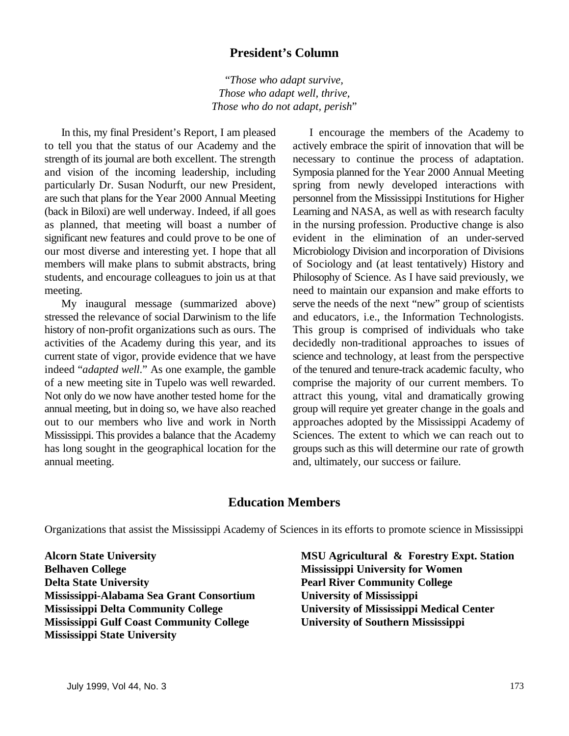## President's Column

*"Those who adapt survive,*
*Those who adapt well, thrive,*
*Those who do not adapt, perish"*

In this, my final President's Report, I am pleased to tell you that the status of our Academy and the strength of its journal are both excellent. The strength and vision of the incoming leadership, including particularly Dr. Susan Nodurft, our new President, are such that plans for the Year 2000 Annual Meeting (back in Biloxi) are well underway. Indeed, if all goes as planned, that meeting will boast a number of significant new features and could prove to be one of our most diverse and interesting yet. I hope that all members will make plans to submit abstracts, bring students, and encourage colleagues to join us at that meeting.

My inaugural message (summarized above) stressed the relevance of social Darwinism to the life history of non-profit organizations such as ours. The activities of the Academy during this year, and its current state of vigor, provide evidence that we have indeed "*adapted well*." As one example, the gamble of a new meeting site in Tupelo was well rewarded. Not only do we now have another tested home for the annual meeting, but in doing so, we have also reached out to our members who live and work in North Mississippi. This provides a balance that the Academy has long sought in the geographical location for the annual meeting.

I encourage the members of the Academy to actively embrace the spirit of innovation that will be necessary to continue the process of adaptation. Symposia planned for the Year 2000 Annual Meeting spring from newly developed interactions with personnel from the Mississippi Institutions for Higher Learning and NASA, as well as with research faculty in the nursing profession. Productive change is also evident in the elimination of an under-served Microbiology Division and incorporation of Divisions of Sociology and (at least tentatively) History and Philosophy of Science. As I have said previously, we need to maintain our expansion and make efforts to serve the needs of the next "new" group of scientists and educators, i.e., the Information Technologists. This group is comprised of individuals who take decidedly non-traditional approaches to issues of science and technology, at least from the perspective of the tenured and tenure-track academic faculty, who comprise the majority of our current members. To attract this young, vital and dramatically growing group will require yet greater change in the goals and approaches adopted by the Mississippi Academy of Sciences. The extent to which we can reach out to groups such as this will determine our rate of growth and, ultimately, our success or failure.

## Education Members

Organizations that assist the Mississippi Academy of Sciences in its efforts to promote science in Mississippi

**Alcorn State University**
**Belhaven College**
**Delta State University**
**Mississippi-Alabama Sea Grant Consortium**
**Mississippi Delta Community College**
**Mississippi Gulf Coast Community College**
**Mississippi State University**
**MSU Agricultural & Forestry Expt. Station**
**Mississippi University for Women**
**Pearl River Community College**
**University of Mississippi**
**University of Mississippi Medical Center**
**University of Southern Mississippi**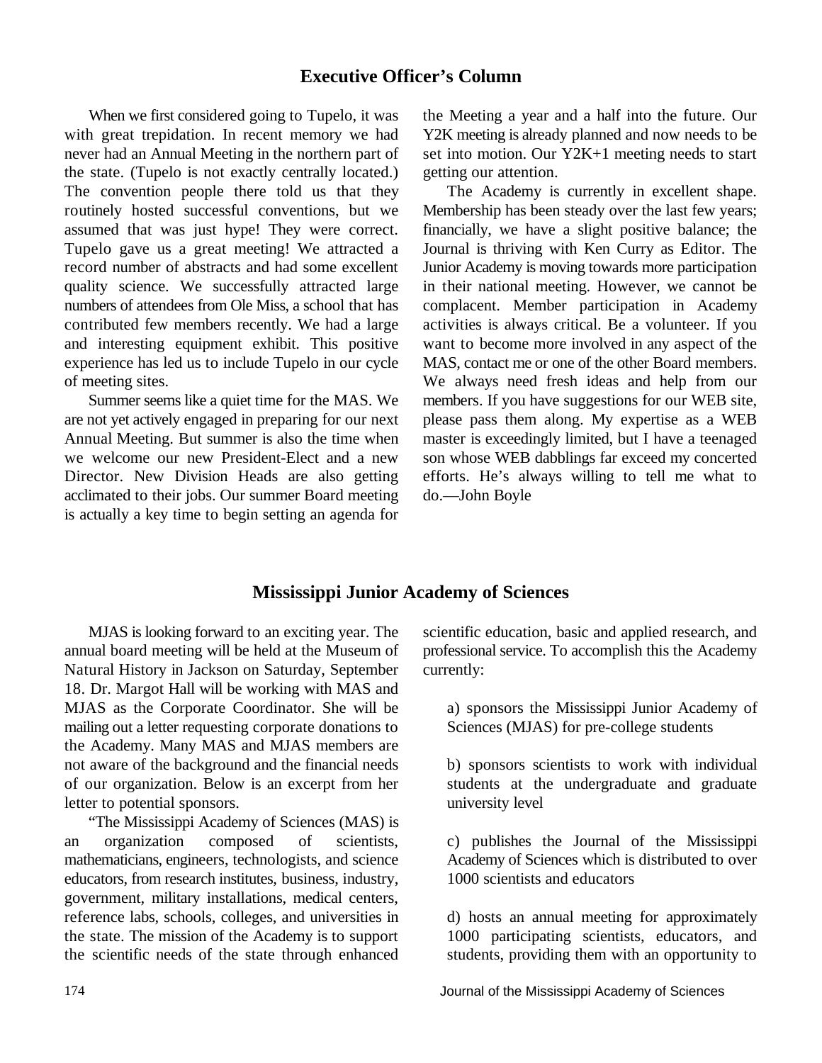## Executive Officer's Column

When we first considered going to Tupelo, it was with great trepidation. In recent memory we had never had an Annual Meeting in the northern part of the state. (Tupelo is not exactly centrally located.) The convention people there told us that they routinely hosted successful conventions, but we assumed that was just hype! They were correct. Tupelo gave us a great meeting! We attracted a record number of abstracts and had some excellent quality science. We successfully attracted large numbers of attendees from Ole Miss, a school that has contributed few members recently. We had a large and interesting equipment exhibit. This positive experience has led us to include Tupelo in our cycle of meeting sites.

Summer seems like a quiet time for the MAS. We are not yet actively engaged in preparing for our next Annual Meeting. But summer is also the time when we welcome our new President-Elect and a new Director. New Division Heads are also getting acclimated to their jobs. Our summer Board meeting is actually a key time to begin setting an agenda for the Meeting a year and a half into the future. Our Y2K meeting is already planned and now needs to be set into motion. Our Y2K+1 meeting needs to start getting our attention.

The Academy is currently in excellent shape. Membership has been steady over the last few years; financially, we have a slight positive balance; the Journal is thriving with Ken Curry as Editor. The Junior Academy is moving towards more participation in their national meeting. However, we cannot be complacent. Member participation in Academy activities is always critical. Be a volunteer. If you want to become more involved in any aspect of the MAS, contact me or one of the other Board members. We always need fresh ideas and help from our members. If you have suggestions for our WEB site, please pass them along. My expertise as a WEB master is exceedingly limited, but I have a teenaged son whose WEB dabblings far exceed my concerted efforts. He's always willing to tell me what to do.—John Boyle

## Mississippi Junior Academy of Sciences

MJAS is looking forward to an exciting year. The annual board meeting will be held at the Museum of Natural History in Jackson on Saturday, September 18. Dr. Margot Hall will be working with MAS and MJAS as the Corporate Coordinator. She will be mailing out a letter requesting corporate donations to the Academy. Many MAS and MJAS members are not aware of the background and the financial needs of our organization. Below is an excerpt from her letter to potential sponsors.

"The Mississippi Academy of Sciences (MAS) is an organization composed of scientists, mathematicians, engineers, technologists, and science educators, from research institutes, business, industry, government, military installations, medical centers, reference labs, schools, colleges, and universities in the state. The mission of the Academy is to support the scientific needs of the state through enhanced scientific education, basic and applied research, and professional service. To accomplish this the Academy currently:

a) sponsors the Mississippi Junior Academy of Sciences (MJAS) for pre-college students

b) sponsors scientists to work with individual students at the undergraduate and graduate university level

c) publishes the Journal of the Mississippi Academy of Sciences which is distributed to over 1000 scientists and educators

d) hosts an annual meeting for approximately 1000 participating scientists, educators, and students, providing them with an opportunity to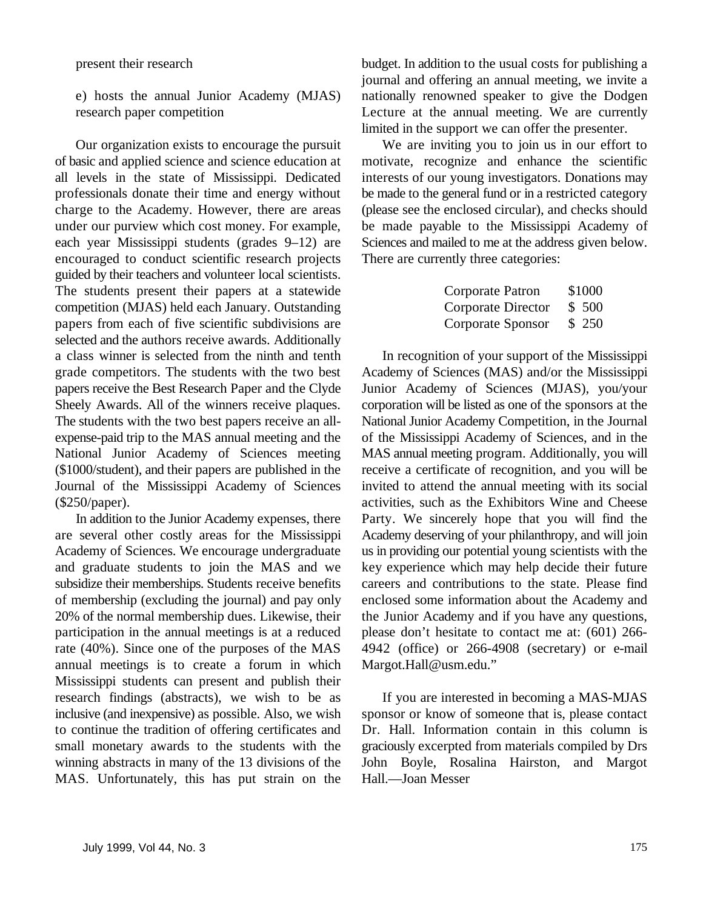present their research

e) hosts the annual Junior Academy (MJAS) research paper competition

Our organization exists to encourage the pursuit of basic and applied science and science education at all levels in the state of Mississippi. Dedicated professionals donate their time and energy without charge to the Academy. However, there are areas under our purview which cost money. For example, each year Mississippi students (grades 9–12) are encouraged to conduct scientific research projects guided by their teachers and volunteer local scientists. The students present their papers at a statewide competition (MJAS) held each January. Outstanding papers from each of five scientific subdivisions are selected and the authors receive awards. Additionally a class winner is selected from the ninth and tenth grade competitors. The students with the two best papers receive the Best Research Paper and the Clyde Sheely Awards. All of the winners receive plaques. The students with the two best papers receive an all-expense-paid trip to the MAS annual meeting and the National Junior Academy of Sciences meeting ($1000/student), and their papers are published in the Journal of the Mississippi Academy of Sciences ($250/paper).

In addition to the Junior Academy expenses, there are several other costly areas for the Mississippi Academy of Sciences. We encourage undergraduate and graduate students to join the MAS and we subsidize their memberships. Students receive benefits of membership (excluding the journal) and pay only 20% of the normal membership dues. Likewise, their participation in the annual meetings is at a reduced rate (40%). Since one of the purposes of the MAS annual meetings is to create a forum in which Mississippi students can present and publish their research findings (abstracts), we wish to be as inclusive (and inexpensive) as possible. Also, we wish to continue the tradition of offering certificates and small monetary awards to the students with the winning abstracts in many of the 13 divisions of the MAS. Unfortunately, this has put strain on the budget. In addition to the usual costs for publishing a journal and offering an annual meeting, we invite a nationally renowned speaker to give the Dodgen Lecture at the annual meeting. We are currently limited in the support we can offer the presenter.

We are inviting you to join us in our effort to motivate, recognize and enhance the scientific interests of our young investigators. Donations may be made to the general fund or in a restricted category (please see the enclosed circular), and checks should be made payable to the Mississippi Academy of Sciences and mailed to me at the address given below. There are currently three categories:

| | |
|---|---|
| Corporate Patron | $1000 |
| Corporate Director | $ 500 |
| Corporate Sponsor | $ 250 |

In recognition of your support of the Mississippi Academy of Sciences (MAS) and/or the Mississippi Junior Academy of Sciences (MJAS), you/your corporation will be listed as one of the sponsors at the National Junior Academy Competition, in the Journal of the Mississippi Academy of Sciences, and in the MAS annual meeting program. Additionally, you will receive a certificate of recognition, and you will be invited to attend the annual meeting with its social activities, such as the Exhibitors Wine and Cheese Party. We sincerely hope that you will find the Academy deserving of your philanthropy, and will join us in providing our potential young scientists with the key experience which may help decide their future careers and contributions to the state. Please find enclosed some information about the Academy and the Junior Academy and if you have any questions, please don't hesitate to contact me at: (601) 266-4942 (office) or 266-4908 (secretary) or e-mail Margot.Hall@usm.edu."

If you are interested in becoming a MAS-MJAS sponsor or know of someone that is, please contact Dr. Hall. Information contain in this column is graciously excerpted from materials compiled by Drs John Boyle, Rosalina Hairston, and Margot Hall.—Joan Messer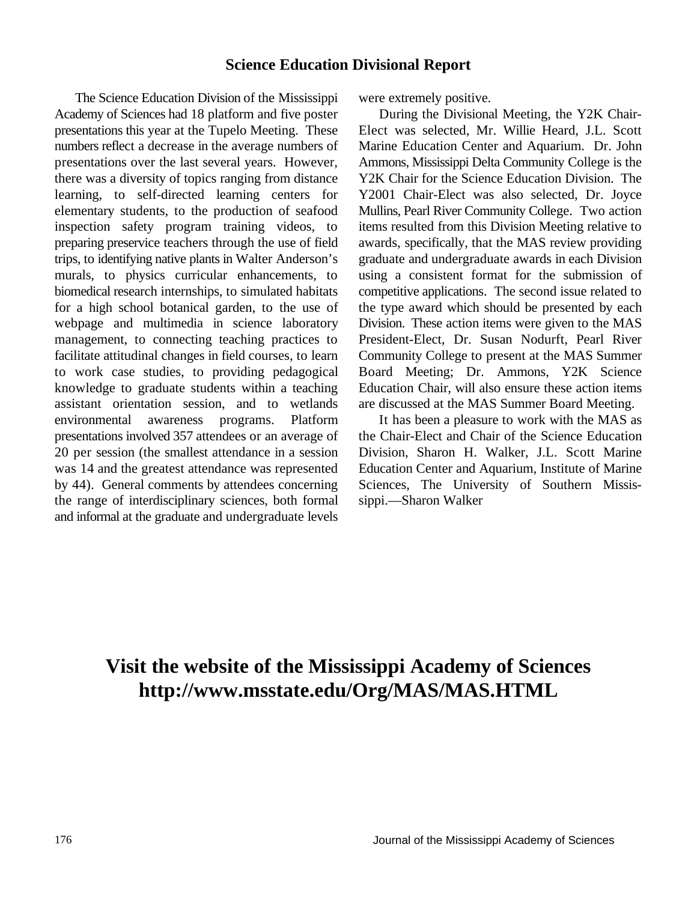## Science Education Divisional Report

The Science Education Division of the Mississippi Academy of Sciences had 18 platform and five poster presentations this year at the Tupelo Meeting. These numbers reflect a decrease in the average numbers of presentations over the last several years. However, there was a diversity of topics ranging from distance learning, to self-directed learning centers for elementary students, to the production of seafood inspection safety program training videos, to preparing preservice teachers through the use of field trips, to identifying native plants in Walter Anderson's murals, to physics curricular enhancements, to biomedical research internships, to simulated habitats for a high school botanical garden, to the use of webpage and multimedia in science laboratory management, to connecting teaching practices to facilitate attitudinal changes in field courses, to learn to work case studies, to providing pedagogical knowledge to graduate students within a teaching assistant orientation session, and to wetlands environmental awareness programs. Platform presentations involved 357 attendees or an average of 20 per session (the smallest attendance in a session was 14 and the greatest attendance was represented by 44). General comments by attendees concerning the range of interdisciplinary sciences, both formal and informal at the graduate and undergraduate levels were extremely positive.

During the Divisional Meeting, the Y2K Chair-Elect was selected, Mr. Willie Heard, J.L. Scott Marine Education Center and Aquarium. Dr. John Ammons, Mississippi Delta Community College is the Y2K Chair for the Science Education Division. The Y2001 Chair-Elect was also selected, Dr. Joyce Mullins, Pearl River Community College. Two action items resulted from this Division Meeting relative to awards, specifically, that the MAS review providing graduate and undergraduate awards in each Division using a consistent format for the submission of competitive applications. The second issue related to the type award which should be presented by each Division. These action items were given to the MAS President-Elect, Dr. Susan Nodurft, Pearl River Community College to present at the MAS Summer Board Meeting; Dr. Ammons, Y2K Science Education Chair, will also ensure these action items are discussed at the MAS Summer Board Meeting.

It has been a pleasure to work with the MAS as the Chair-Elect and Chair of the Science Education Division, Sharon H. Walker, J.L. Scott Marine Education Center and Aquarium, Institute of Marine Sciences, The University of Southern Mississippi.—Sharon Walker

## Visit the website of the Mississippi Academy of Sciences http://www.msstate.edu/Org/MAS/MAS.HTML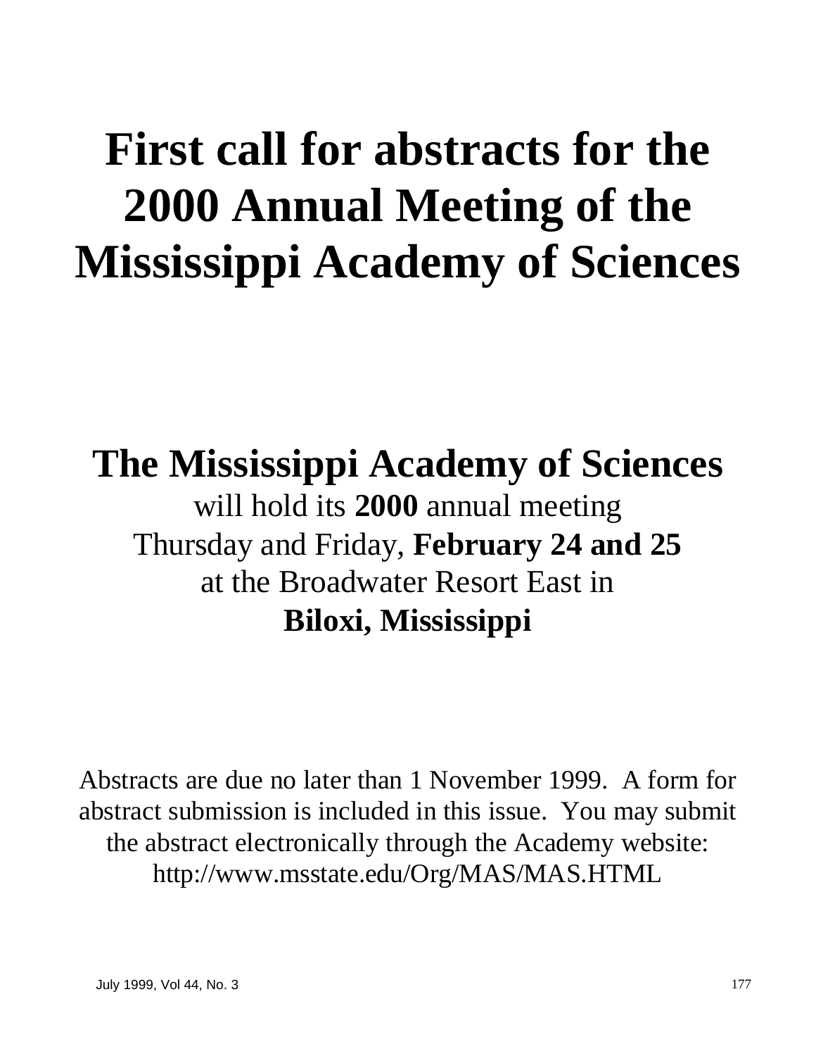# First call for abstracts for the 2000 Annual Meeting of the Mississippi Academy of Sciences

## The Mississippi Academy of Sciences

will hold its **2000** annual meeting
Thursday and Friday, **February 24 and 25**
at the Broadwater Resort East in
**Biloxi, Mississippi**

Abstracts are due no later than 1 November 1999. A form for abstract submission is included in this issue. You may submit the abstract electronically through the Academy website: http://www.msstate.edu/Org/MAS/MAS.HTML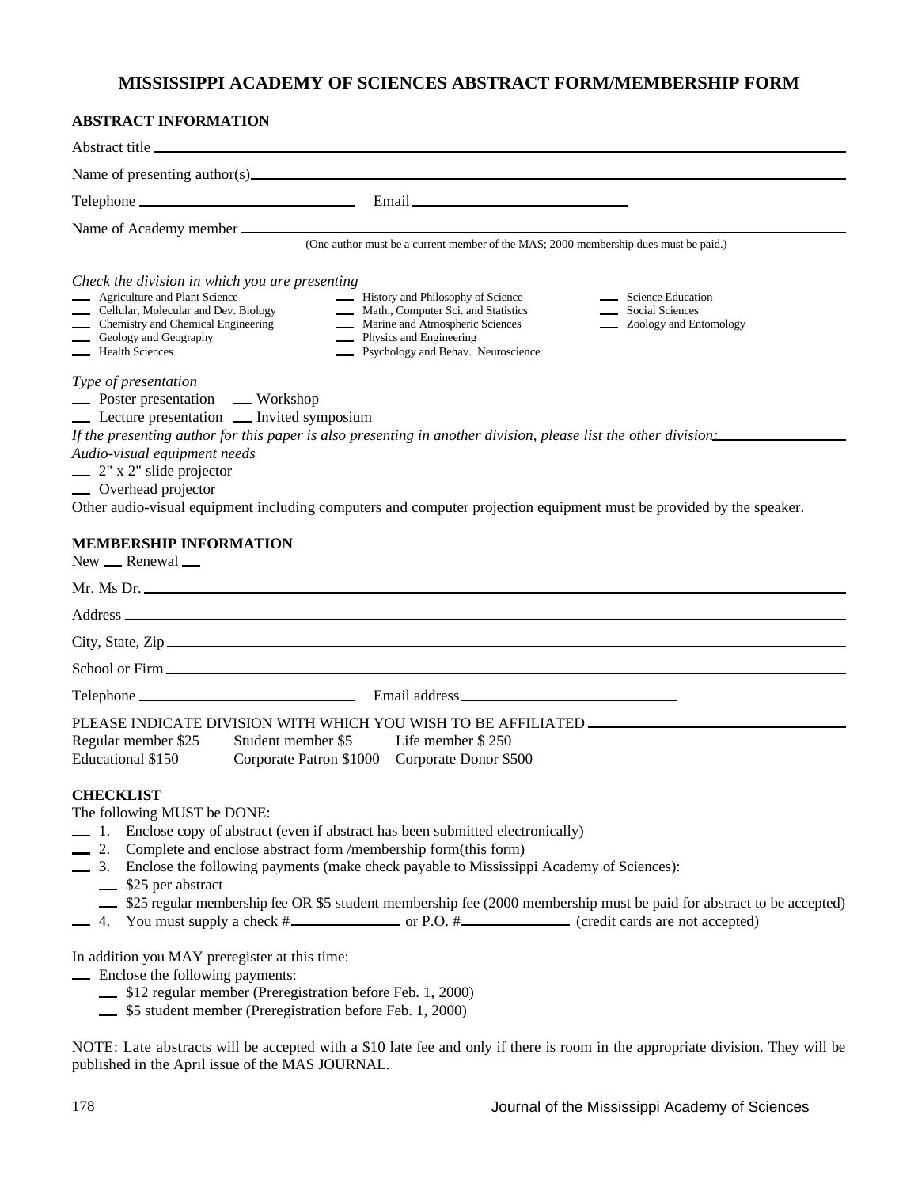# MISSISSIPPI ACADEMY OF SCIENCES ABSTRACT FORM/MEMBERSHIP FORM

## ABSTRACT INFORMATION

Abstract title ____________________________________________

Name of presenting author(s) ____________________________________________

Telephone ____________________ Email ____________________

Name of Academy member ____________________________________________

(One author must be a current member of the MAS; 2000 membership dues must be paid.)

*Check the division in which you are presenting*

- ___ Agriculture and Plant Science
- ___ Cellular, Molecular and Dev. Biology
- ___ Chemistry and Chemical Engineering
- ___ Geology and Geography
- ___ Health Sciences
- ___ History and Philosophy of Science
- ___ Math., Computer Sci. and Statistics
- ___ Marine and Atmospheric Sciences
- ___ Physics and Engineering
- ___ Psychology and Behav. Neuroscience
- ___ Science Education
- ___ Social Sciences
- ___ Zoology and Entomology

*Type of presentation*

___ Poster presentation ___ Workshop

___ Lecture presentation ___ Invited symposium

*If the presenting author for this paper is also presenting in another division, please list the other division:* ____________

*Audio-visual equipment needs*

___ 2" x 2" slide projector

___ Overhead projector

Other audio-visual equipment including computers and computer projection equipment must be provided by the speaker.

## MEMBERSHIP INFORMATION

New ___ Renewal ___

Mr. Ms Dr. ____________________________________________

Address ____________________________________________

City, State, Zip ____________________________________________

School or Firm ____________________________________________

Telephone ____________________ Email address ____________________

PLEASE INDICATE DIVISION WITH WHICH YOU WISH TO BE AFFILIATED ____________________

| | | |
|---|---|---|
| Regular member $25 | Student member $5 | Life member $ 250 |
| Educational $150 | Corporate Patron $1000 | Corporate Donor $500 |

## CHECKLIST

The following MUST be DONE:

___ 1. Enclose copy of abstract (even if abstract has been submitted electronically)

___ 2. Complete and enclose abstract form /membership form(this form)

___ 3. Enclose the following payments (make check payable to Mississippi Academy of Sciences):

  ___ $25 per abstract

  ___ $25 regular membership fee OR $5 student membership fee (2000 membership must be paid for abstract to be accepted)

___ 4. You must supply a check # ____________ or P.O. # ____________ (credit cards are not accepted)

In addition you MAY preregister at this time:

___ Enclose the following payments:

  ___ $12 regular member (Preregistration before Feb. 1, 2000)

  ___ $5 student member (Preregistration before Feb. 1, 2000)

NOTE: Late abstracts will be accepted with a $10 late fee and only if there is room in the appropriate division. They will be published in the April issue of the MAS JOURNAL.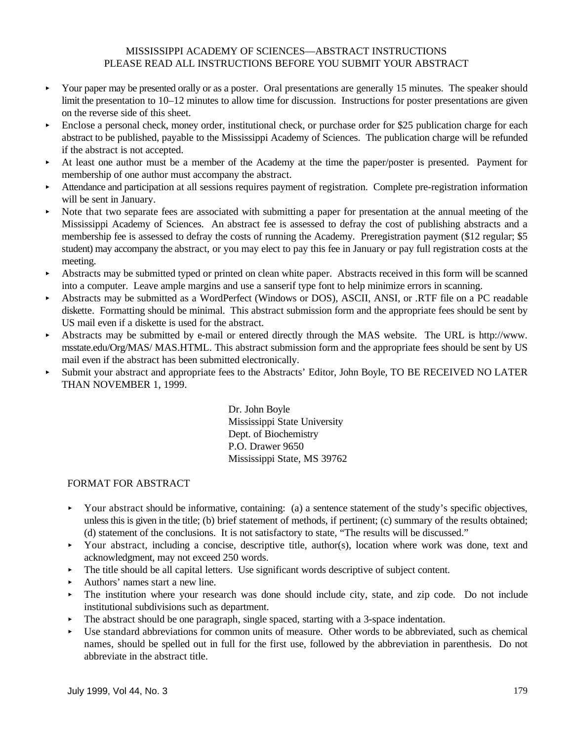MISSISSIPPI ACADEMY OF SCIENCES—ABSTRACT INSTRUCTIONS
PLEASE READ ALL INSTRUCTIONS BEFORE YOU SUBMIT YOUR ABSTRACT

- Your paper may be presented orally or as a poster. Oral presentations are generally 15 minutes. The speaker should limit the presentation to 10–12 minutes to allow time for discussion. Instructions for poster presentations are given on the reverse side of this sheet.
- Enclose a personal check, money order, institutional check, or purchase order for $25 publication charge for each abstract to be published, payable to the Mississippi Academy of Sciences. The publication charge will be refunded if the abstract is not accepted.
- At least one author must be a member of the Academy at the time the paper/poster is presented. Payment for membership of one author must accompany the abstract.
- Attendance and participation at all sessions requires payment of registration. Complete pre-registration information will be sent in January.
- Note that two separate fees are associated with submitting a paper for presentation at the annual meeting of the Mississippi Academy of Sciences. An abstract fee is assessed to defray the cost of publishing abstracts and a membership fee is assessed to defray the costs of running the Academy. Preregistration payment ($12 regular; $5 student) may accompany the abstract, or you may elect to pay this fee in January or pay full registration costs at the meeting.
- Abstracts may be submitted typed or printed on clean white paper. Abstracts received in this form will be scanned into a computer. Leave ample margins and use a sanserif type font to help minimize errors in scanning.
- Abstracts may be submitted as a WordPerfect (Windows or DOS), ASCII, ANSI, or .RTF file on a PC readable diskette. Formatting should be minimal. This abstract submission form and the appropriate fees should be sent by US mail even if a diskette is used for the abstract.
- Abstracts may be submitted by e-mail or entered directly through the MAS website. The URL is http://www.msstate.edu/Org/MAS/MAS.HTML. This abstract submission form and the appropriate fees should be sent by US mail even if the abstract has been submitted electronically.
- Submit your abstract and appropriate fees to the Abstracts' Editor, John Boyle, TO BE RECEIVED NO LATER THAN NOVEMBER 1, 1999.

Dr. John Boyle
Mississippi State University
Dept. of Biochemistry
P.O. Drawer 9650
Mississippi State, MS 39762

FORMAT FOR ABSTRACT

- Your abstract should be informative, containing: (a) a sentence statement of the study's specific objectives, unless this is given in the title; (b) brief statement of methods, if pertinent; (c) summary of the results obtained; (d) statement of the conclusions. It is not satisfactory to state, "The results will be discussed."
- Your abstract, including a concise, descriptive title, author(s), location where work was done, text and acknowledgment, may not exceed 250 words.
- The title should be all capital letters. Use significant words descriptive of subject content.
- Authors' names start a new line.
- The institution where your research was done should include city, state, and zip code. Do not include institutional subdivisions such as department.
- The abstract should be one paragraph, single spaced, starting with a 3-space indentation.
- Use standard abbreviations for common units of measure. Other words to be abbreviated, such as chemical names, should be spelled out in full for the first use, followed by the abbreviation in parenthesis. Do not abbreviate in the abstract title.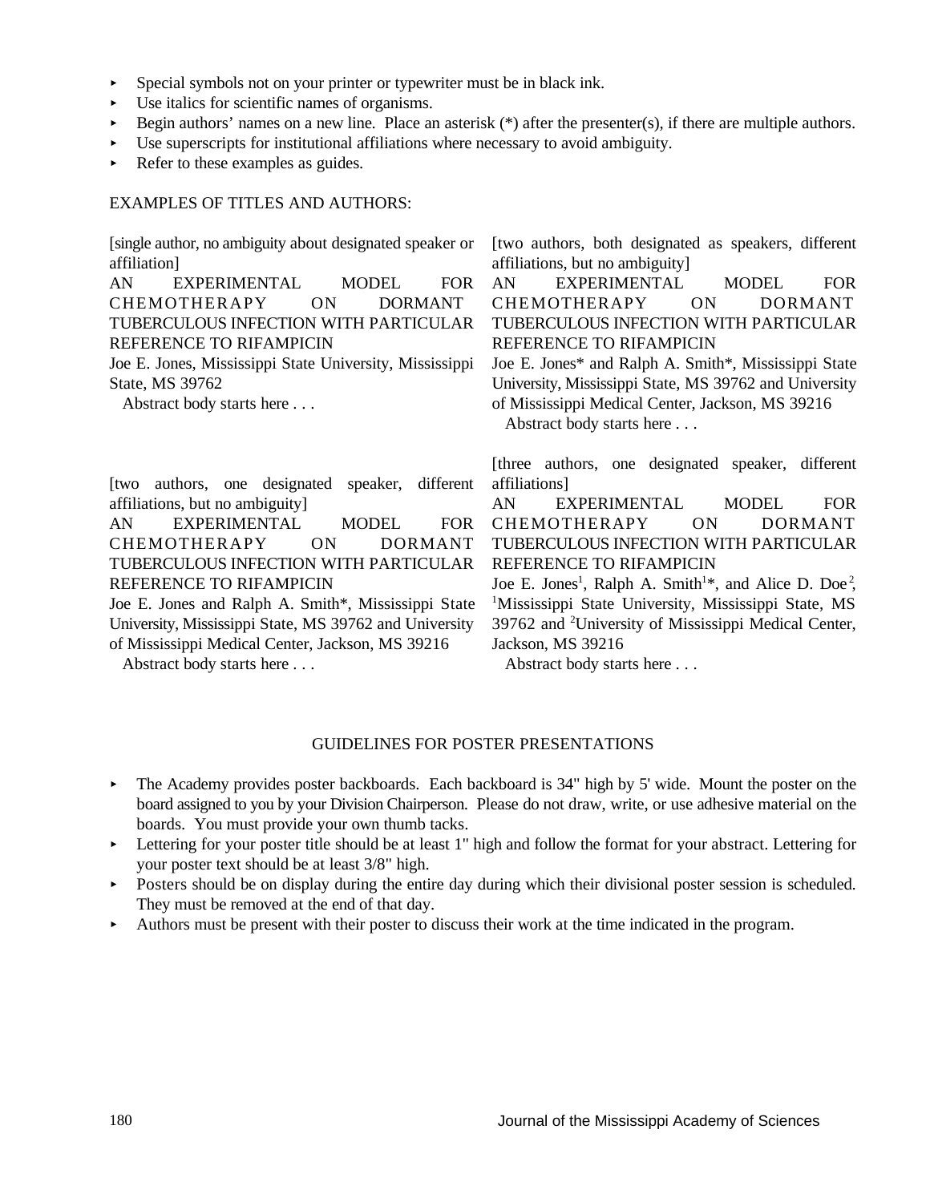- Special symbols not on your printer or typewriter must be in black ink.
- Use italics for scientific names of organisms.
- Begin authors' names on a new line. Place an asterisk (*) after the presenter(s), if there are multiple authors.
- Use superscripts for institutional affiliations where necessary to avoid ambiguity.
- Refer to these examples as guides.

EXAMPLES OF TITLES AND AUTHORS:

[single author, no ambiguity about designated speaker or affiliation]
AN EXPERIMENTAL MODEL FOR CHEMOTHERAPY ON DORMANT TUBERCULOUS INFECTION WITH PARTICULAR REFERENCE TO RIFAMPICIN
Joe E. Jones, Mississippi State University, Mississippi State, MS 39762
Abstract body starts here . . .

[two authors, one designated speaker, different affiliations, but no ambiguity]
AN EXPERIMENTAL MODEL FOR CHEMOTHERAPY ON DORMANT TUBERCULOUS INFECTION WITH PARTICULAR REFERENCE TO RIFAMPICIN
Joe E. Jones and Ralph A. Smith*, Mississippi State University, Mississippi State, MS 39762 and University of Mississippi Medical Center, Jackson, MS 39216
Abstract body starts here . . .

[two authors, both designated as speakers, different affiliations, but no ambiguity]
AN EXPERIMENTAL MODEL FOR CHEMOTHERAPY ON DORMANT TUBERCULOUS INFECTION WITH PARTICULAR REFERENCE TO RIFAMPICIN
Joe E. Jones* and Ralph A. Smith*, Mississippi State University, Mississippi State, MS 39762 and University of Mississippi Medical Center, Jackson, MS 39216
Abstract body starts here . . .

[three authors, one designated speaker, different affiliations]
AN EXPERIMENTAL MODEL FOR CHEMOTHERAPY ON DORMANT TUBERCULOUS INFECTION WITH PARTICULAR REFERENCE TO RIFAMPICIN
Joe E. Jones[1], Ralph A. Smith[1]*, and Alice D. Doe[2], [1]Mississippi State University, Mississippi State, MS 39762 and [2]University of Mississippi Medical Center, Jackson, MS 39216
Abstract body starts here . . .

## GUIDELINES FOR POSTER PRESENTATIONS

- The Academy provides poster backboards. Each backboard is 34" high by 5' wide. Mount the poster on the board assigned to you by your Division Chairperson. Please do not draw, write, or use adhesive material on the boards. You must provide your own thumb tacks.
- Lettering for your poster title should be at least 1" high and follow the format for your abstract. Lettering for your poster text should be at least 3/8" high.
- Posters should be on display during the entire day during which their divisional poster session is scheduled. They must be removed at the end of that day.
- Authors must be present with their poster to discuss their work at the time indicated in the program.